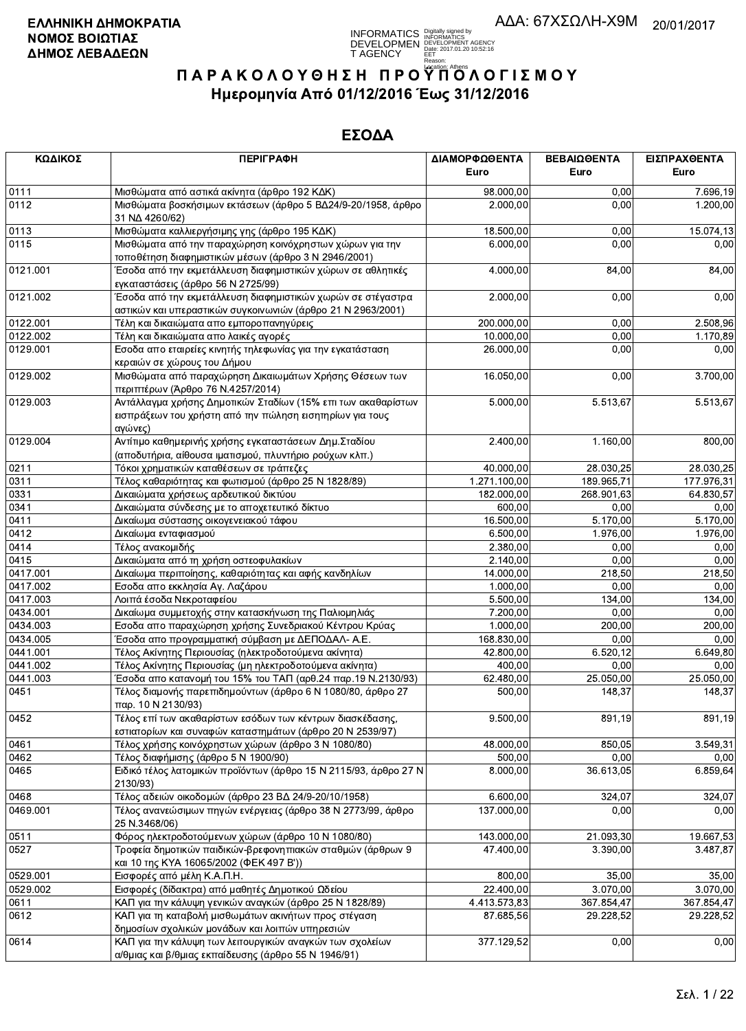**ΕΛΛΗΝΙΚΗ ΔΗΜΟΚΡΑΤΙΑ**
**ΝΟΜΟΣ ΒΟΙΩΤΙΑΣ**
**ΔΗΜΟΣ ΛΕΒΑΔΕΩΝ**

ΑΔΑ: 67ΧΣΩΛΗ-Χ9Μ 20/01/2017

# ΠΑΡΑΚΟΛΟΥΘΗΣΗ ΠΡΟΫΠΟΛΟΓΙΣΜΟΥ
## Ημερομηνία Από 01/12/2016 Έως 31/12/2016

## ΕΣΟΔΑ

| ΚΩΔΙΚΟΣ | ΠΕΡΙΓΡΑΦΗ | ΔΙΑΜΟΡΦΩΘΕΝΤΑ Euro | ΒΕΒΑΙΩΘΕΝΤΑ Euro | ΕΙΣΠΡΑΧΘΕΝΤΑ Euro |
|---|---|---|---|---|
| 0111 | Μισθώματα από αστικά ακίνητα (άρθρο 192 ΚΔΚ) | 98.000,00 | 0,00 | 7.696,19 |
| 0112 | Μισθώματα βοσκήσιμων εκτάσεων (άρθρο 5 ΒΔ24/9-20/1958, άρθρο 31 ΝΔ 4260/62) | 2.000,00 | 0,00 | 1.200,00 |
| 0113 | Μισθώματα καλλιεργήσιμης γης (άρθρο 195 ΚΔΚ) | 18.500,00 | 0,00 | 15.074,13 |
| 0115 | Μισθώματα από την παραχώρηση κοινόχρηστων χώρων για την τοποθέτηση διαφημιστικών μέσων (άρθρο 3 Ν 2946/2001) | 6.000,00 | 0,00 | 0,00 |
| 0121.001 | Έσοδα από την εκμετάλλευση διαφημιστικών χώρων σε αθλητικές εγκαταστάσεις (άρθρο 56 Ν 2725/99) | 4.000,00 | 84,00 | 84,00 |
| 0121.002 | Έσοδα από την εκμετάλλευση διαφημιστικών χωρών σε στέγαστρα αστικών και υπεραστικών συγκοινωνιών (άρθρο 21 Ν 2963/2001) | 2.000,00 | 0,00 | 0,00 |
| 0122.001 | Τέλη και δικαιώματα απο εμποροπανηγύρεις | 200.000,00 | 0,00 | 2.508,96 |
| 0122.002 | Τέλη και δικαιώματα απο λαικές αγορές | 10.000,00 | 0,00 | 1.170,89 |
| 0129.001 | Εσοδα απο εταιρείες κινητής τηλεφωνίας για την εγκατάσταση κεραιών σε χώρους του Δήμου | 26.000,00 | 0,00 | 0,00 |
| 0129.002 | Μισθώματα από παραχώρηση Δικαιωμάτων Χρήσης Θέσεων των περιπτέρων (Άρθρο 76 Ν.4257/2014) | 16.050,00 | 0,00 | 3.700,00 |
| 0129.003 | Αντάλλαγμα χρήσης Δημοτικών Σταδίων (15% επι των ακαθαρίστων εισπράξεων του χρήστη από την πώληση εισητηρίων για τους αγώνες) | 5.000,00 | 5.513,67 | 5.513,67 |
| 0129.004 | Αντίτιμο καθημερινής χρήσης εγκαταστάσεων Δημ.Σταδίου (αποδυτήρια, αίθουσα ιματισμού, πλυντήριο ρούχων κλπ.) | 2.400,00 | 1.160,00 | 800,00 |
| 0211 | Τόκοι χρηματικών καταθέσεων σε τράπεζες | 40.000,00 | 28.030,25 | 28.030,25 |
| 0311 | Τέλος καθαριότητας και φωτισμού (άρθρο 25 Ν 1828/89) | 1.271.100,00 | 189.965,71 | 177.976,31 |
| 0331 | Δικαιώματα χρήσεως αρδευτικού δικτύου | 182.000,00 | 268.901,63 | 64.830,57 |
| 0341 | Δικαιώματα σύνδεσης με το αποχετευτικό δίκτυο | 600,00 | 0,00 | 0,00 |
| 0411 | Δικαίωμα σύστασης οικογενειακού τάφου | 16.500,00 | 5.170,00 | 5.170,00 |
| 0412 | Δικαίωμα ενταφιασμού | 6.500,00 | 1.976,00 | 1.976,00 |
| 0414 | Τέλος ανακομιδής | 2.380,00 | 0,00 | 0,00 |
| 0415 | Δικαιώματα από τη χρήση οστεοφυλακίων | 2.140,00 | 0,00 | 0,00 |
| 0417.001 | Δικαίωμα περιποίησης, καθαριότητας και αφής κανδηλίων | 14.000,00 | 218,50 | 218,50 |
| 0417.002 | Εσοδα απο εκκλησία Αγ. Λαζάρου | 1.000,00 | 0,00 | 0,00 |
| 0417.003 | Λοιπά έσοδα Νεκροταφείου | 5.500,00 | 134,00 | 134,00 |
| 0434.001 | Δικαίωμα συμμετοχής στην κατασκήνωση της Παλιομηλιάς | 7.200,00 | 0,00 | 0,00 |
| 0434.003 | Εσοδα απο παραχώρηση χρήσης Συνεδριακού Κέντρου Κρύας | 1.000,00 | 200,00 | 200,00 |
| 0434.005 | Έσοδα απο προγραμματική σύμβαση με ΔΕΠΟΔΑΛ- Α.Ε. | 168.830,00 | 0,00 | 0,00 |
| 0441.001 | Τέλος Ακίνητης Περιουσίας (ηλεκτροδοτούμενα ακίνητα) | 42.800,00 | 6.520,12 | 6.649,80 |
| 0441.002 | Τέλος Ακίνητης Περιουσίας (μη ηλεκτροδοτούμενα ακίνητα) | 400,00 | 0,00 | 0,00 |
| 0441.003 | Έσοδα απο κατανομή του 15% του ΤΑΠ (αρθ.24 παρ.19 Ν.2130/93) | 62.480,00 | 25.050,00 | 25.050,00 |
| 0451 | Τέλος διαμονής παρεπιδημούντων (άρθρο 6 Ν 1080/80, άρθρο 27 παρ. 10 Ν 2130/93) | 500,00 | 148,37 | 148,37 |
| 0452 | Τέλος επί των ακαθαρίστων εσόδων των κέντρων διασκέδασης, εστιατορίων και συναφών καταστημάτων (άρθρο 20 Ν 2539/97) | 9.500,00 | 891,19 | 891,19 |
| 0461 | Τέλος χρήσης κοινόχρηστων χώρων (άρθρο 3 Ν 1080/80) | 48.000,00 | 850,05 | 3.549,31 |
| 0462 | Τέλος διαφήμισης (άρθρο 5 Ν 1900/90) | 500,00 | 0,00 | 0,00 |
| 0465 | Ειδικό τέλος λατομικών προϊόντων (άρθρο 15 Ν 2115/93, άρθρο 27 Ν 2130/93) | 8.000,00 | 36.613,05 | 6.859,64 |
| 0468 | Τέλος αδειών οικοδομών (άρθρο 23 ΒΔ 24/9-20/10/1958) | 6.600,00 | 324,07 | 324,07 |
| 0469.001 | Τέλος ανανεώσιμων πηγών ενέργειας (άρθρο 38 Ν 2773/99, άρθρο 25 Ν.3468/06) | 137.000,00 | 0,00 | 0,00 |
| 0511 | Φόρος ηλεκτροδοτούμενων χώρων (άρθρο 10 Ν 1080/80) | 143.000,00 | 21.093,30 | 19.667,53 |
| 0527 | Τροφεία δημοτικών παιδικών-βρεφονηπιακών σταθμών (άρθρων 9 και 10 της ΚΥΑ 16065/2002 (ΦΕΚ 497 Β')) | 47.400,00 | 3.390,00 | 3.487,87 |
| 0529.001 | Εισφορές από μέλη Κ.Α.Π.Η. | 800,00 | 35,00 | 35,00 |
| 0529.002 | Εισφορές (δίδακτρα) από μαθητές Δημοτικού Ωδείου | 22.400,00 | 3.070,00 | 3.070,00 |
| 0611 | ΚΑΠ για την κάλυψη γενικών αναγκών (άρθρο 25 Ν 1828/89) | 4.413.573,83 | 367.854,47 | 367.854,47 |
| 0612 | ΚΑΠ για τη καταβολή μισθωμάτων ακινήτων προς στέγαση δημοσίων σχολικών μονάδων και λοιπών υπηρεσιών | 87.685,56 | 29.228,52 | 29.228,52 |
| 0614 | ΚΑΠ για την κάλυψη των λειτουργικών αναγκών των σχολείων α/θμιας και β/θμιας εκπαίδευσης (άρθρο 55 Ν 1946/91) | 377.129,52 | 0,00 | 0,00 |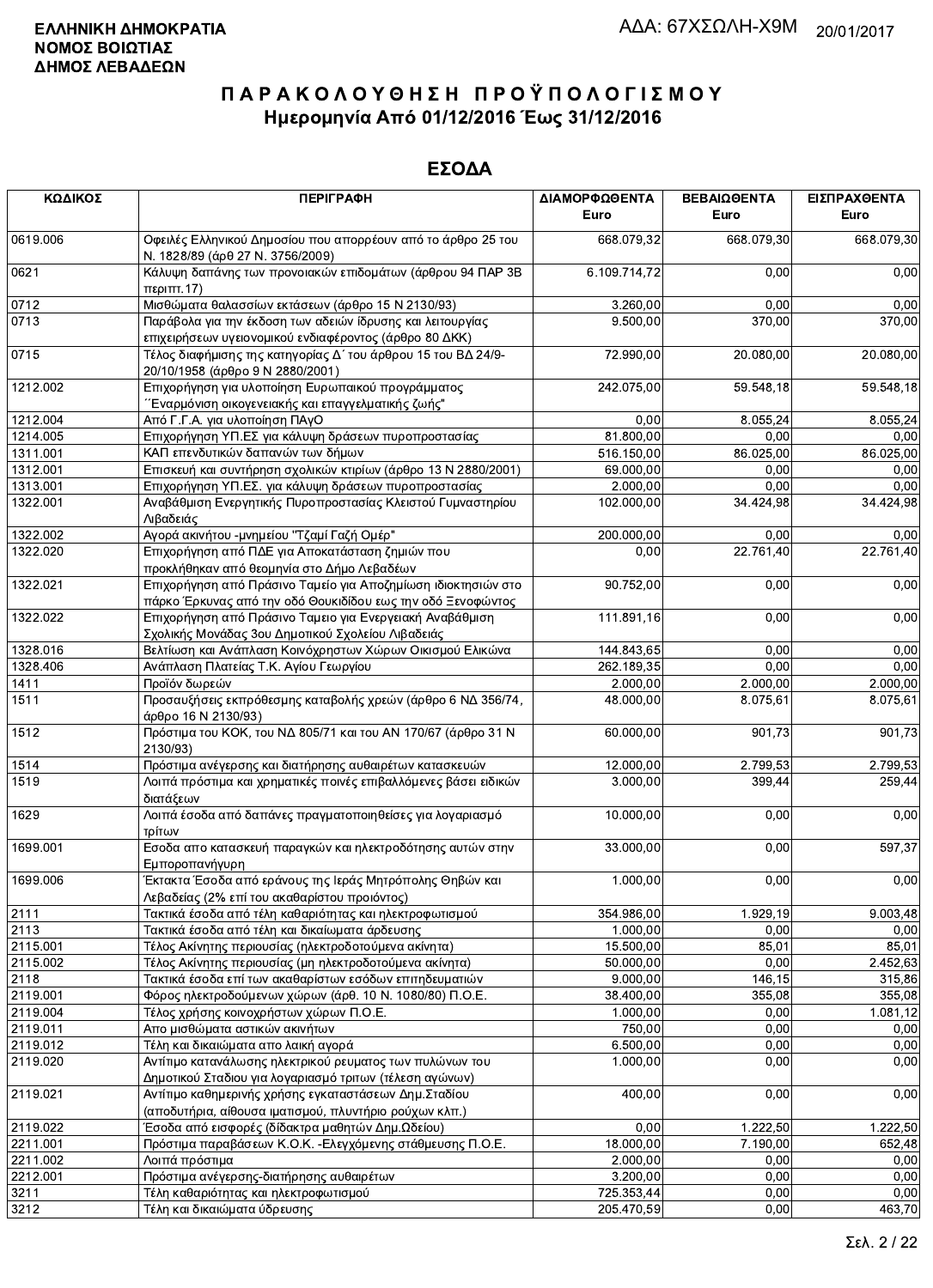**ΕΛΛΗΝΙΚΗ ΔΗΜΟΚΡΑΤΙΑ**
**ΝΟΜΟΣ ΒΟΙΩΤΙΑΣ**
**ΔΗΜΟΣ ΛΕΒΑΔΕΩΝ**

ΑΔΑ: 67ΧΣΩΛΗ-Χ9Μ 20/01/2017

# Π Α Ρ Α Κ Ο Λ Ο Υ Θ Η Σ Η  Π Ρ Ο Ϋ Π Ο Λ Ο Γ Ι Σ Μ Ο Υ
## Ημερομηνία Από 01/12/2016 Έως 31/12/2016

## ΕΣΟΔΑ

| ΚΩΔΙΚΟΣ | ΠΕΡΙΓΡΑΦΗ | ΔΙΑΜΟΡΦΩΘΕΝΤΑ Euro | ΒΕΒΑΙΩΘΕΝΤΑ Euro | ΕΙΣΠΡΑΧΘΕΝΤΑ Euro |
|---|---|---|---|---|
| 0619.006 | Οφειλές Ελληνικού Δημοσίου που απορρέουν από το άρθρο 25 του Ν. 1828/89 (άρθ 27 Ν. 3756/2009) | 668.079,32 | 668.079,30 | 668.079,30 |
| 0621 | Κάλυψη δαπάνης των προνοιακών επιδομάτων (άρθρου 94 ΠΑΡ 3Β περιπτ.17) | 6.109.714,72 | 0,00 | 0,00 |
| 0712 | Μισθώματα θαλασσίων εκτάσεων (άρθρο 15 Ν 2130/93) | 3.260,00 | 0,00 | 0,00 |
| 0713 | Παράβολα για την έκδοση των αδειών ίδρυσης και λειτουργίας επιχειρήσεων υγειονομικού ενδιαφέροντος (άρθρο 80 ΔΚΚ) | 9.500,00 | 370,00 | 370,00 |
| 0715 | Τέλος διαφήμισης της κατηγορίας Δ΄ του άρθρου 15 του ΒΔ 24/9-20/10/1958 (άρθρο 9 Ν 2880/2001) | 72.990,00 | 20.080,00 | 20.080,00 |
| 1212.002 | Επιχορήγηση για υλοποίηση Ευρωπαικού προγράμματος ΄΄Εναρμόνιση οικογενειακής και επαγγελματικής ζωής" | 242.075,00 | 59.548,18 | 59.548,18 |
| 1212.004 | Από Γ.Γ.Α. για υλοποίηση ΠΑγΟ | 0,00 | 8.055,24 | 8.055,24 |
| 1214.005 | Επιχορήγηση ΥΠ.ΕΣ για κάλυψη δράσεων πυροπροστασίας | 81.800,00 | 0,00 | 0,00 |
| 1311.001 | ΚΑΠ επενδυτικών δαπανών των δήμων | 516.150,00 | 86.025,00 | 86.025,00 |
| 1312.001 | Επισκευή και συντήρηση σχολικών κτιρίων (άρθρο 13 Ν 2880/2001) | 69.000,00 | 0,00 | 0,00 |
| 1313.001 | Επιχορήγηση ΥΠ.ΕΣ. για κάλυψη δράσεων πυροπροστασίας | 2.000,00 | 0,00 | 0,00 |
| 1322.001 | Αναβάθμιση Ενεργητικής Πυροπροστασίας Κλειστού Γυμναστηρίου Λιβαδειάς | 102.000,00 | 34.424,98 | 34.424,98 |
| 1322.002 | Αγορά ακινήτου -μνημείου "Τζαμί Γαζή Ομέρ" | 200.000,00 | 0,00 | 0,00 |
| 1322.020 | Επιχορήγηση από ΠΔΕ για Αποκατάσταση ζημιών που προκλήθηκαν από θεομηνία στο Δήμο Λεβαδέων | 0,00 | 22.761,40 | 22.761,40 |
| 1322.021 | Επιχορήγηση από Πράσινο Ταμείο για Αποζημίωση ιδιοκτησιών στο πάρκο Έρκυνας από την οδό Θουκιδίδου εως την οδό Ξενοφώντος | 90.752,00 | 0,00 | 0,00 |
| 1322.022 | Επιχορήγηση από Πράσινο Ταμειο για Ενεργειακή Αναβάθμιση Σχολικής Μονάδας 3ου Δημοτικού Σχολείου Λιβαδειάς | 111.891,16 | 0,00 | 0,00 |
| 1328.016 | Βελτίωση και Ανάπλαση Κοινόχρηστων Χώρων Οικισμού Ελικώνα | 144.843,65 | 0,00 | 0,00 |
| 1328.406 | Ανάπλαση Πλατείας Τ.Κ. Αγίου Γεωργίου | 262.189,35 | 0,00 | 0,00 |
| 1411 | Προϊόν δωρεών | 2.000,00 | 2.000,00 | 2.000,00 |
| 1511 | Προσαυξήσεις εκπρόθεσμης καταβολής χρεών (άρθρο 6 ΝΔ 356/74, άρθρο 16 Ν 2130/93) | 48.000,00 | 8.075,61 | 8.075,61 |
| 1512 | Πρόστιμα του ΚΟΚ, του ΝΔ 805/71 και του ΑΝ 170/67 (άρθρο 31 Ν 2130/93) | 60.000,00 | 901,73 | 901,73 |
| 1514 | Πρόστιμα ανέγερσης και διατήρησης αυθαιρέτων κατασκευών | 12.000,00 | 2.799,53 | 2.799,53 |
| 1519 | Λοιπά πρόστιμα και χρηματικές ποινές επιβαλλόμενες βάσει ειδικών διατάξεων | 3.000,00 | 399,44 | 259,44 |
| 1629 | Λοιπά έσοδα από δαπάνες πραγματοποιηθείσες για λογαριασμό τρίτων | 10.000,00 | 0,00 | 0,00 |
| 1699.001 | Εσοδα απο κατασκευή παραγκών και ηλεκτροδότησης αυτών στην Εμποροπανήγυρη | 33.000,00 | 0,00 | 597,37 |
| 1699.006 | Έκτακτα Έσοδα από εράνους της Ιεράς Μητρόπολης Θηβών και Λεβαδείας (2% επί του ακαθαρίστου προιόντος) | 1.000,00 | 0,00 | 0,00 |
| 2111 | Τακτικά έσοδα από τέλη καθαριότητας και ηλεκτροφωτισμού | 354.986,00 | 1.929,19 | 9.003,48 |
| 2113 | Τακτικά έσοδα από τέλη και δικαιώματα άρδευσης | 1.000,00 | 0,00 | 0,00 |
| 2115.001 | Τέλος Ακίνητης περιουσίας (ηλεκτροδοτούμενα ακίνητα) | 15.500,00 | 85,01 | 85,01 |
| 2115.002 | Τέλος Ακίνητης περιουσίας (μη ηλεκτροδοτούμενα ακίνητα) | 50.000,00 | 0,00 | 2.452,63 |
| 2118 | Τακτικά έσοδα επί των ακαθαρίστων εσόδων επιτηδευματιών | 9.000,00 | 146,15 | 315,86 |
| 2119.001 | Φόρος ηλεκτροδούμενων χώρων (άρθ. 10 Ν. 1080/80) Π.Ο.Ε. | 38.400,00 | 355,08 | 355,08 |
| 2119.004 | Τέλος χρήσης κοινοχρήστων χώρων Π.Ο.Ε. | 1.000,00 | 0,00 | 1.081,12 |
| 2119.011 | Απο μισθώματα αστικών ακινήτων | 750,00 | 0,00 | 0,00 |
| 2119.012 | Τέλη και δικαιώματα απο λαική αγορά | 6.500,00 | 0,00 | 0,00 |
| 2119.020 | Αντίτιμο κατανάλωσης ηλεκτρικού ρευματος των πυλώνων του Δημοτικού Σταδιου για λογαριασμό τριτων (τέλεση αγώνων) | 1.000,00 | 0,00 | 0,00 |
| 2119.021 | Αντίτιμο καθημερινής χρήσης εγκαταστάσεων Δημ.Σταδίου (αποδυτήρια, αίθουσα ιματισμού, πλυντήριο ρούχων κλπ.) | 400,00 | 0,00 | 0,00 |
| 2119.022 | Έσοδα από εισφορές (δίδακτρα μαθητών Δημ.Ωδείου) | 0,00 | 1.222,50 | 1.222,50 |
| 2211.001 | Πρόστιμα παραβάσεων Κ.Ο.Κ. -Ελεγχόμενης στάθμευσης Π.Ο.Ε. | 18.000,00 | 7.190,00 | 652,48 |
| 2211.002 | Λοιπά πρόστιμα | 2.000,00 | 0,00 | 0,00 |
| 2212.001 | Πρόστιμα ανέγερσης-διατήρησης αυθαιρέτων | 3.200,00 | 0,00 | 0,00 |
| 3211 | Τέλη καθαριότητας και ηλεκτροφωτισμού | 725.353,44 | 0,00 | 0,00 |
| 3212 | Τέλη και δικαιώματα ύδρευσης | 205.470,59 | 0,00 | 463,70 |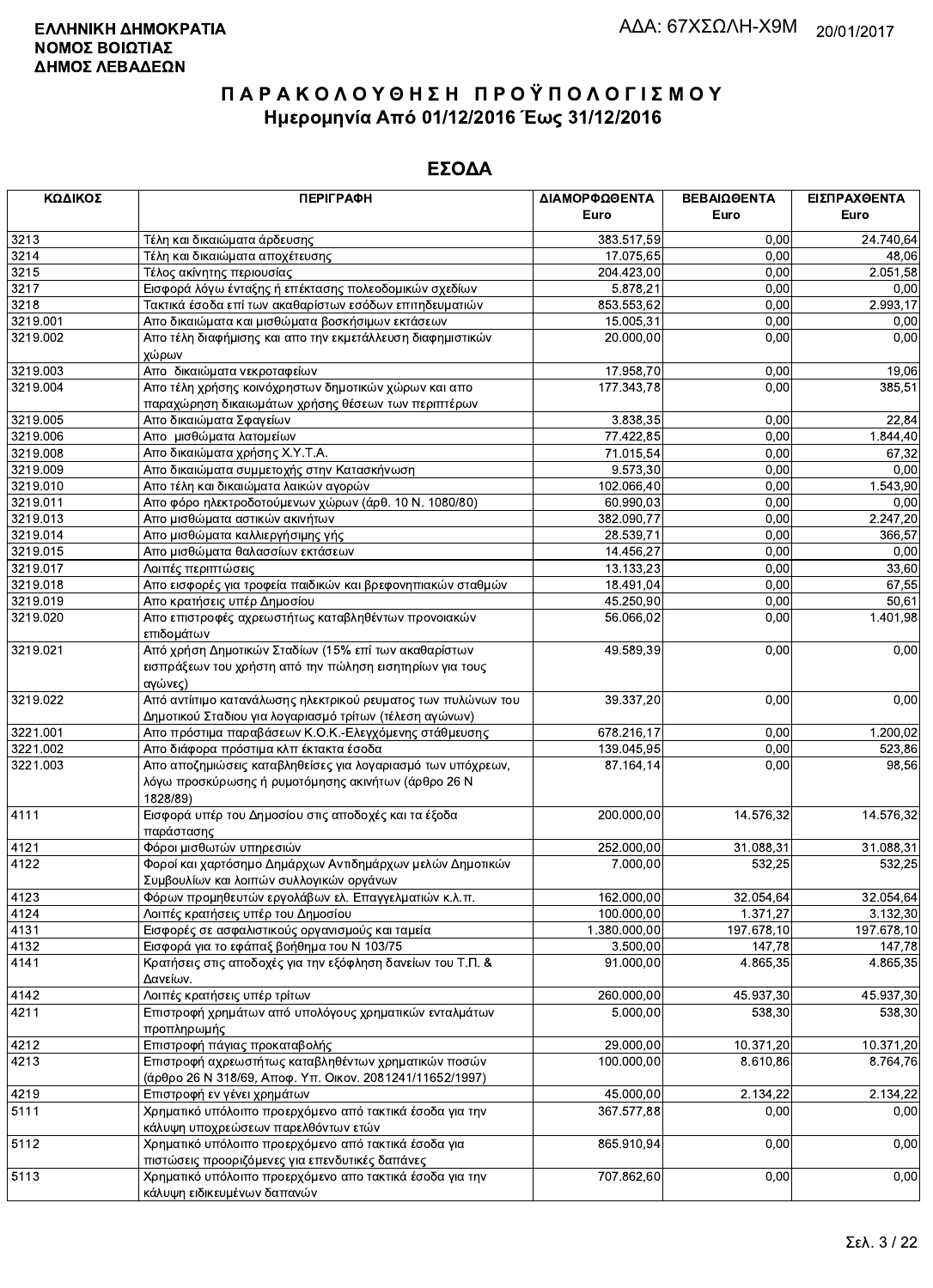**ΕΛΛΗΝΙΚΗ ΔΗΜΟΚΡΑΤΙΑ**
**ΝΟΜΟΣ ΒΟΙΩΤΙΑΣ**
**ΔΗΜΟΣ ΛΕΒΑΔΕΩΝ**

ΑΔΑ: 67ΧΣΩΛΗ-Χ9Μ 20/01/2017

# Π Α Ρ Α Κ Ο Λ Ο Υ Θ Η Σ Η   Π Ρ Ο Ϋ Π Ο Λ Ο Γ Ι Σ Μ Ο Υ

## Ημερομηνία Από 01/12/2016 Έως 31/12/2016

## ΕΣΟΔΑ

| ΚΩΔΙΚΟΣ | ΠΕΡΙΓΡΑΦΗ | ΔΙΑΜΟΡΦΩΘΕΝΤΑ Euro | ΒΕΒΑΙΩΘΕΝΤΑ Euro | ΕΙΣΠΡΑΧΘΕΝΤΑ Euro |
|---|---|---|---|---|
| 3213 | Τέλη και δικαιώματα άρδευσης | 383.517,59 | 0,00 | 24.740,64 |
| 3214 | Τέλη και δικαιώματα αποχέτευσης | 17.075,65 | 0,00 | 48,06 |
| 3215 | Τέλος ακίνητης περιουσίας | 204.423,00 | 0,00 | 2.051,58 |
| 3217 | Εισφορά λόγω ένταξης ή επέκτασης πολεοδομικών σχεδίων | 5.878,21 | 0,00 | 0,00 |
| 3218 | Τακτικά έσοδα επί των ακαθαρίστων εσόδων επιτηδευματιών | 853.553,62 | 0,00 | 2.993,17 |
| 3219.001 | Απο δικαιώματα και μισθώματα βοσκήσιμων εκτάσεων | 15.005,31 | 0,00 | 0,00 |
| 3219.002 | Απο τέλη διαφήμισης και απο την εκμετάλλευση διαφημιστικών χώρων | 20.000,00 | 0,00 | 0,00 |
| 3219.003 | Απο δικαιώματα νεκροταφείων | 17.958,70 | 0,00 | 19,06 |
| 3219.004 | Απο τέλη χρήσης κοινόχρηστων δημοτικών χώρων και απο παραχώρηση δικαιωμάτων χρήσης θέσεων των περιπτέρων | 177.343,78 | 0,00 | 385,51 |
| 3219.005 | Απο δικαιώματα Σφαγείων | 3.838,35 | 0,00 | 22,84 |
| 3219.006 | Απο μισθώματα λατομείων | 77.422,85 | 0,00 | 1.844,40 |
| 3219.008 | Απο δικαιώματα χρήσης Χ.Υ.Τ.Α. | 71.015,54 | 0,00 | 67,32 |
| 3219.009 | Απο δικαιώματα συμμετοχής στην Κατασκήνωση | 9.573,30 | 0,00 | 0,00 |
| 3219.010 | Απο τέλη και δικαιώματα λαικών αγορών | 102.066,40 | 0,00 | 1.543,90 |
| 3219.011 | Απο φόρο ηλεκτροδοτούμενων χώρων (άρθ. 10 Ν. 1080/80) | 60.990,03 | 0,00 | 0,00 |
| 3219.013 | Απο μισθώματα αστικών ακινήτων | 382.090,77 | 0,00 | 2.247,20 |
| 3219.014 | Απο μισθώματα καλλιεργήσιμης γής | 28.539,71 | 0,00 | 366,57 |
| 3219.015 | Απο μισθώματα θαλασσίων εκτάσεων | 14.456,27 | 0,00 | 0,00 |
| 3219.017 | Λοιπές περιπτώσεις | 13.133,23 | 0,00 | 33,60 |
| 3219.018 | Απο εισφορές για τροφεία παιδικών και βρεφονηπιακών σταθμών | 18.491,04 | 0,00 | 67,55 |
| 3219.019 | Απο κρατήσεις υπέρ Δημοσίου | 45.250,90 | 0,00 | 50,61 |
| 3219.020 | Απο επιστροφές αχρεωστήτως καταβληθέντων προνοιακών επιδομάτων | 56.066,02 | 0,00 | 1.401,98 |
| 3219.021 | Από χρήση Δημοτικών Σταδίων (15% επί των ακαθαρίστων εισπράξεων του χρήστη από την πώληση εισητηρίων για τους αγώνες) | 49.589,39 | 0,00 | 0,00 |
| 3219.022 | Από αντίιτιμο κατανάλωσης ηλεκτρικού ρευματος των πυλώνων του Δημοτικού Σταδιου για λογαριασμό τρίτων (τέλεση αγώνων) | 39.337,20 | 0,00 | 0,00 |
| 3221.001 | Απο πρόστιμα παραβάσεων Κ.Ο.Κ.-Ελεγχόμενης στάθμευσης | 678.216,17 | 0,00 | 1.200,02 |
| 3221.002 | Απο διάφορα πρόστιμα κλπ έκτακτα έσοδα | 139.045,95 | 0,00 | 523,86 |
| 3221.003 | Απο αποζημιώσεις καταβληθείσες για λογαριασμό των υπόχρεων, λόγω προσκύρωσης ή ρυμοτόμησης ακινήτων (άρθρο 26 Ν 1828/89) | 87.164,14 | 0,00 | 98,56 |
| 4111 | Εισφορά υπέρ του Δημοσίου στις αποδοχές και τα έξοδα παράστασης | 200.000,00 | 14.576,32 | 14.576,32 |
| 4121 | Φόροι μισθωτών υπηρεσιών | 252.000,00 | 31.088,31 | 31.088,31 |
| 4122 | Φοροί και χαρτόσημο Δημάρχων Αντιδημάρχων μελών Δημοτικών Συμβουλίων και λοιπών συλλογικών οργάνων | 7.000,00 | 532,25 | 532,25 |
| 4123 | Φόρων προμηθευτών εργολάβων ελ. Επαγγελματιών κ.λ.π. | 162.000,00 | 32.054,64 | 32.054,64 |
| 4124 | Λοιπές κρατήσεις υπέρ του Δημοσίου | 100.000,00 | 1.371,27 | 3.132,30 |
| 4131 | Εισφορές σε ασφαλιστικούς οργανισμούς και ταμεία | 1.380.000,00 | 197.678,10 | 197.678,10 |
| 4132 | Εισφορά για το εφάπαξ βοήθημα του Ν 103/75 | 3.500,00 | 147,78 | 147,78 |
| 4141 | Κρατήσεις στις αποδοχές για την εξόφληση δανείων του Τ.Π. & Δανείων. | 91.000,00 | 4.865,35 | 4.865,35 |
| 4142 | Λοιπές κρατήσεις υπέρ τρίτων | 260.000,00 | 45.937,30 | 45.937,30 |
| 4211 | Επιστροφή χρημάτων από υπολόγους χρηματικών ενταλμάτων προπληρωμής | 5.000,00 | 538,30 | 538,30 |
| 4212 | Επιστροφή πάγιας προκαταβολής | 29.000,00 | 10.371,20 | 10.371,20 |
| 4213 | Επιστροφή αχρεωστήτως καταβληθέντων χρηματικών ποσών (άρθρο 26 Ν 318/69, Αποφ. Υπ. Οικον. 2081241/11652/1997) | 100.000,00 | 8.610,86 | 8.764,76 |
| 4219 | Επιστροφή εν γένει χρημάτων | 45.000,00 | 2.134,22 | 2.134,22 |
| 5111 | Χρηματικό υπόλοιπο προερχόμενο από τακτικά έσοδα για την κάλυψη υποχρεώσεων παρελθόντων ετών | 367.577,88 | 0,00 | 0,00 |
| 5112 | Χρηματικό υπόλοιπο προερχόμενο από τακτικά έσοδα για πιστώσεις προοριζόμενες για επενδυτικές δαπάνες | 865.910,94 | 0,00 | 0,00 |
| 5113 | Χρηματικό υπόλοιπο προερχόμενο απο τακτικά έσοδα για την κάλυψη ειδικευμένων δαπανών | 707.862,60 | 0,00 | 0,00 |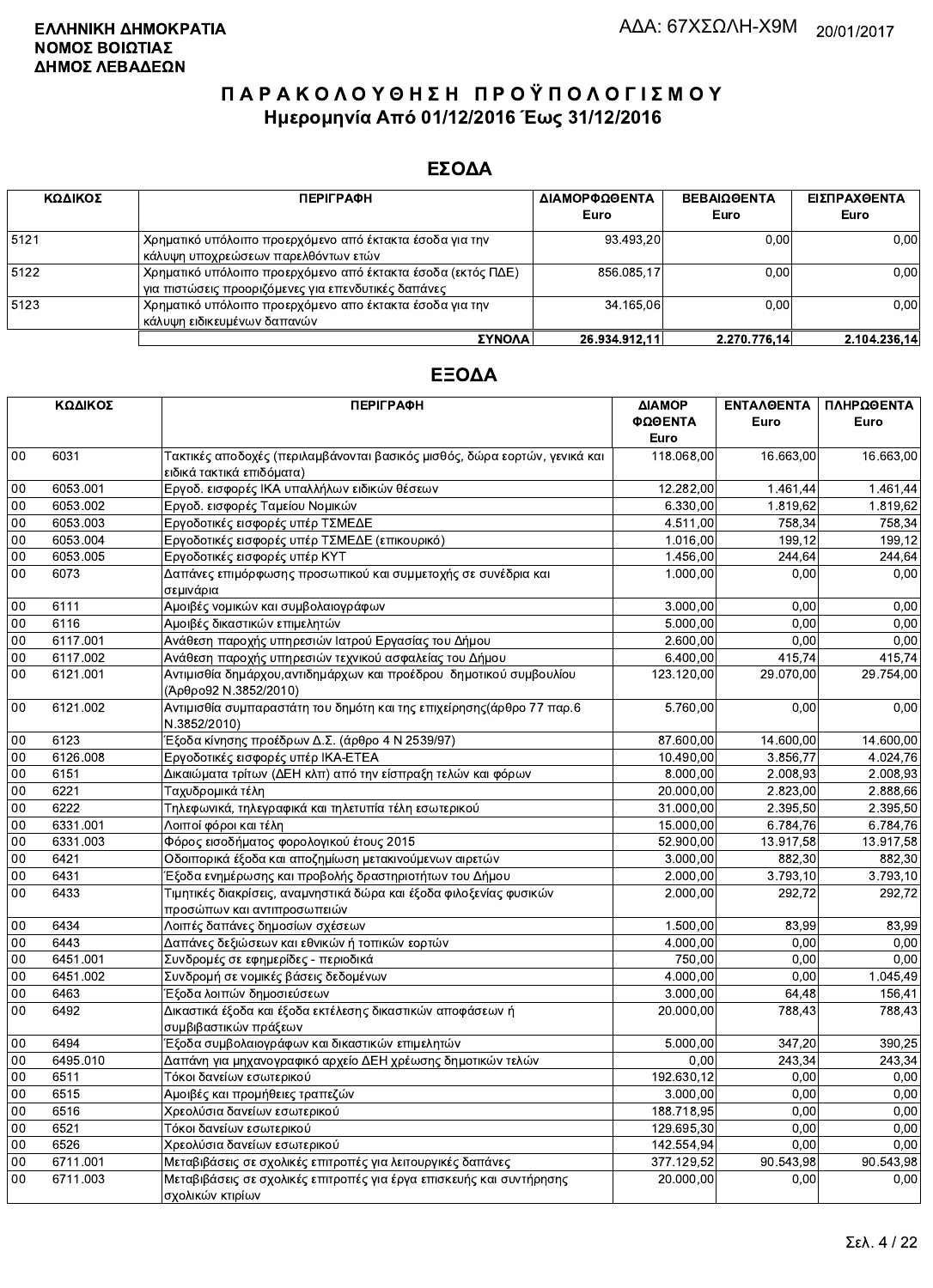**ΕΛΛΗΝΙΚΗ ΔΗΜΟΚΡΑΤΙΑ**
**ΝΟΜΟΣ ΒΟΙΩΤΙΑΣ**
**ΔΗΜΟΣ ΛΕΒΑΔΕΩΝ**

ΑΔΑ: 67ΧΣΩΛΗ-Χ9Μ 20/01/2017

# ΠΑΡΑΚΟΛΟΥΘΗΣΗ ΠΡΟΫΠΟΛΟΓΙΣΜΟΥ
## Ημερομηνία Από 01/12/2016 Έως 31/12/2016

## ΕΣΟΔΑ

| ΚΩΔΙΚΟΣ | ΠΕΡΙΓΡΑΦΗ | ΔΙΑΜΟΡΦΩΘΕΝΤΑ Euro | ΒΕΒΑΙΩΘΕΝΤΑ Euro | ΕΙΣΠΡΑΧΘΕΝΤΑ Euro |
|---|---|---|---|---|
| 5121 | Χρηματικό υπόλοιπο προερχόμενο από έκτακτα έσοδα για την κάλυψη υποχρεώσεων παρελθόντων ετών | 93.493,20 | 0,00 | 0,00 |
| 5122 | Χρηματικό υπόλοιπο προερχόμενο από έκτακτα έσοδα (εκτός ΠΔΕ) για πιστώσεις προοριζόμενες για επενδυτικές δαπάνες | 856.085,17 | 0,00 | 0,00 |
| 5123 | Χρηματικό υπόλοιπο προερχόμενο απο έκτακτα έσοδα για την κάλυψη ειδικευμένων δαπανών | 34.165,06 | 0,00 | 0,00 |
| | **ΣΥΝΟΛΑ** | **26.934.912,11** | **2.270.776,14** | **2.104.236,14** |

## ΕΞΟΔΑ

| ΚΩΔΙΚΟΣ | | ΠΕΡΙΓΡΑΦΗ | ΔΙΑΜΟΡΦΩΘΕΝΤΑ Euro | ΕΝΤΑΛΘΕΝΤΑ Euro | ΠΛΗΡΩΘΕΝΤΑ Euro |
|---|---|---|---|---|---|
| 00 | 6031 | Τακτικές αποδοχές (περιλαμβάνονται βασικός μισθός, δώρα εορτών, γενικά και ειδικά τακτικά επιδόματα) | 118.068,00 | 16.663,00 | 16.663,00 |
| 00 | 6053.001 | Εργοδ. εισφορές ΙΚΑ υπαλλήλων ειδικών θέσεων | 12.282,00 | 1.461,44 | 1.461,44 |
| 00 | 6053.002 | Εργοδ. εισφορές Ταμείου Νομικών | 6.330,00 | 1.819,62 | 1.819,62 |
| 00 | 6053.003 | Εργοδοτικές εισφορές υπέρ ΤΣΜΕΔΕ | 4.511,00 | 758,34 | 758,34 |
| 00 | 6053.004 | Εργοδοτικές εισφορές υπέρ ΤΣΜΕΔΕ (επικουρικό) | 1.016,00 | 199,12 | 199,12 |
| 00 | 6053.005 | Εργοδοτικές εισφορές υπέρ ΚΥΤ | 1.456,00 | 244,64 | 244,64 |
| 00 | 6073 | Δαπάνες επιμόρφωσης προσωπικού και συμμετοχής σε συνέδρια και σεμινάρια | 1.000,00 | 0,00 | 0,00 |
| 00 | 6111 | Αμοιβές νομικών και συμβολαιογράφων | 3.000,00 | 0,00 | 0,00 |
| 00 | 6116 | Αμοιβές δικαστικών επιμελητών | 5.000,00 | 0,00 | 0,00 |
| 00 | 6117.001 | Ανάθεση παροχής υπηρεσιών Ιατρού Εργασίας του Δήμου | 2.600,00 | 0,00 | 0,00 |
| 00 | 6117.002 | Ανάθεση παροχής υπηρεσιών τεχνικού ασφαλείας του Δήμου | 6.400,00 | 415,74 | 415,74 |
| 00 | 6121.001 | Αντιμισθία δημάρχου,αντιδημάρχων και προέδρου δημοτικού συμβουλίου (Άρθρο92 Ν.3852/2010) | 123.120,00 | 29.070,00 | 29.754,00 |
| 00 | 6121.002 | Αντιμισθία συμπαραστάτη του δημότη και της επιχείρησης(άρθρο 77 παρ.6 Ν.3852/2010) | 5.760,00 | 0,00 | 0,00 |
| 00 | 6123 | Έξοδα κίνησης προέδρων Δ.Σ. (άρθρο 4 Ν 2539/97) | 87.600,00 | 14.600,00 | 14.600,00 |
| 00 | 6126.008 | Εργοδοτικές εισφορές υπέρ ΙΚΑ-ΕΤΕΑ | 10.490,00 | 3.856,77 | 4.024,76 |
| 00 | 6151 | Δικαιώματα τρίτων (ΔΕΗ κλπ) από την είσπραξη τελών και φόρων | 8.000,00 | 2.008,93 | 2.008,93 |
| 00 | 6221 | Ταχυδρομικά τέλη | 20.000,00 | 2.823,00 | 2.888,66 |
| 00 | 6222 | Τηλεφωνικά, τηλεγραφικά και τηλετυπία τέλη εσωτερικού | 31.000,00 | 2.395,50 | 2.395,50 |
| 00 | 6331.001 | Λοιποί φόροι και τέλη | 15.000,00 | 6.784,76 | 6.784,76 |
| 00 | 6331.003 | Φόρος εισοδήματος φορολογικού έτους 2015 | 52.900,00 | 13.917,58 | 13.917,58 |
| 00 | 6421 | Οδοιπορικά έξοδα και αποζημίωση μετακινούμενων αιρετών | 3.000,00 | 882,30 | 882,30 |
| 00 | 6431 | Έξοδα ενημέρωσης και προβολής δραστηριοτήτων του Δήμου | 2.000,00 | 3.793,10 | 3.793,10 |
| 00 | 6433 | Τιμητικές διακρίσεις, αναμνηστικά δώρα και έξοδα φιλοξενίας φυσικών προσώπων και αντιπροσωπειών | 2.000,00 | 292,72 | 292,72 |
| 00 | 6434 | Λοιπές δαπάνες δημοσίων σχέσεων | 1.500,00 | 83,99 | 83,99 |
| 00 | 6443 | Δαπάνες δεξιώσεων και εθνικών ή τοπικών εορτών | 4.000,00 | 0,00 | 0,00 |
| 00 | 6451.001 | Συνδρομές σε εφημερίδες - περιοδικά | 750,00 | 0,00 | 0,00 |
| 00 | 6451.002 | Συνδρομή σε νομικές βάσεις δεδομένων | 4.000,00 | 0,00 | 1.045,49 |
| 00 | 6463 | Έξοδα λοιπών δημοσιεύσεων | 3.000,00 | 64,48 | 156,41 |
| 00 | 6492 | Δικαστικά έξοδα και έξοδα εκτέλεσης δικαστικών αποφάσεων ή συμβιβαστικών πράξεων | 20.000,00 | 788,43 | 788,43 |
| 00 | 6494 | Έξοδα συμβολαιογράφων και δικαστικών επιμελητών | 5.000,00 | 347,20 | 390,25 |
| 00 | 6495.010 | Δαπάνη για μηχανογραφικό αρχείο ΔΕΗ χρέωσης δημοτικών τελών | 0,00 | 243,34 | 243,34 |
| 00 | 6511 | Τόκοι δανείων εσωτερικού | 192.630,12 | 0,00 | 0,00 |
| 00 | 6515 | Αμοιβές και προμήθειες τραπεζών | 3.000,00 | 0,00 | 0,00 |
| 00 | 6516 | Χρεολύσια δανείων εσωτερικού | 188.718,95 | 0,00 | 0,00 |
| 00 | 6521 | Τόκοι δανείων εσωτερικού | 129.695,30 | 0,00 | 0,00 |
| 00 | 6526 | Χρεολύσια δανείων εσωτερικού | 142.554,94 | 0,00 | 0,00 |
| 00 | 6711.001 | Μεταβιβάσεις σε σχολικές επιτροπές για λειτουργικές δαπάνες | 377.129,52 | 90.543,98 | 90.543,98 |
| 00 | 6711.003 | Μεταβιβάσεις σε σχολικές επιτροπές για έργα επισκευής και συντήρησης σχολικών κτιρίων | 20.000,00 | 0,00 | 0,00 |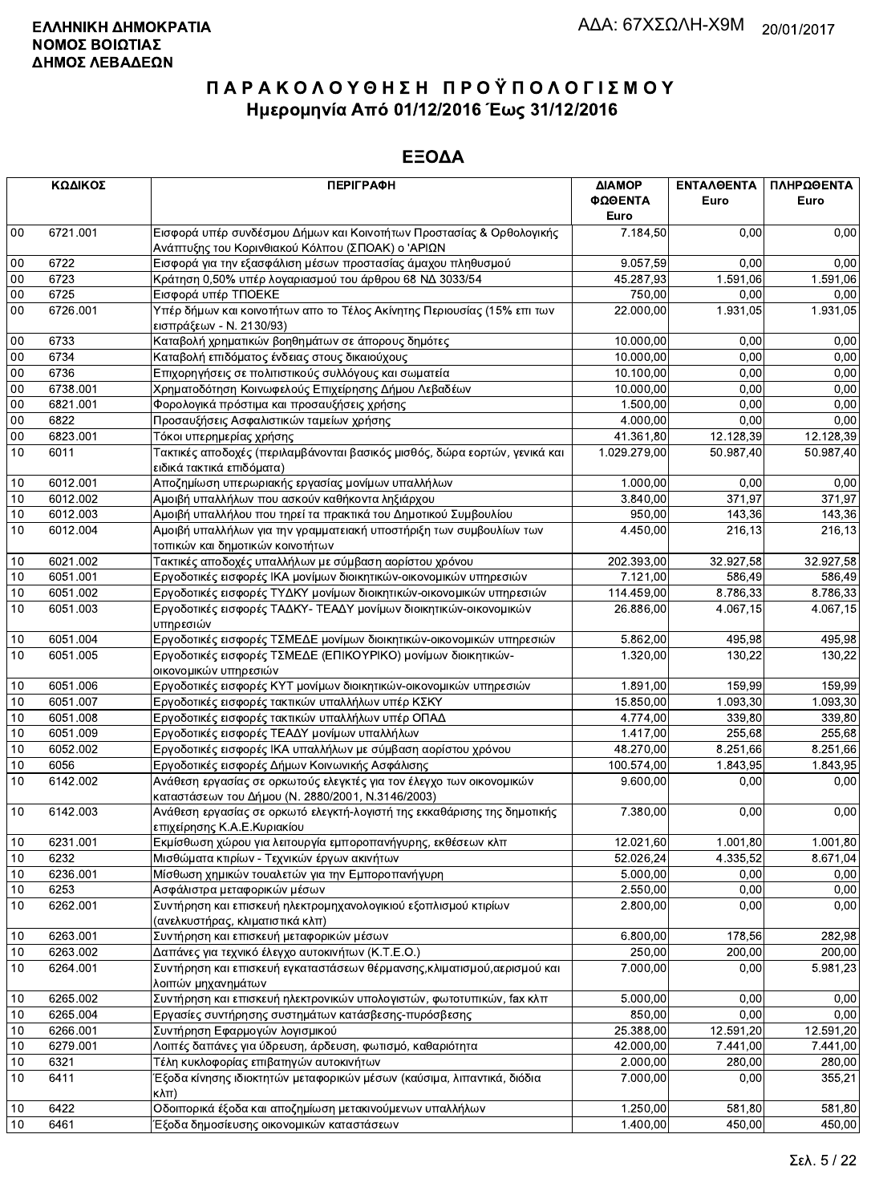**ΕΛΛΗΝΙΚΗ ΔΗΜΟΚΡΑΤΙΑ**
**ΝΟΜΟΣ ΒΟΙΩΤΙΑΣ**
**ΔΗΜΟΣ ΛΕΒΑΔΕΩΝ**

ΑΔΑ: 67ΧΣΩΛΗ-Χ9Μ 20/01/2017

# Π Α Ρ Α Κ Ο Λ Ο Υ Θ Η Σ Η  Π Ρ Ο Ϋ Π Ο Λ Ο Γ Ι Σ Μ Ο Υ
## Ημερομηνία Από 01/12/2016 Έως 31/12/2016

## ΕΞΟΔΑ

| ΚΩΔΙΚΟΣ | | ΠΕΡΙΓΡΑΦΗ | ΔΙΑΜΟΡΦΩΘΕΝΤΑ Euro | ΕΝΤΑΛΘΕΝΤΑ Euro | ΠΛΗΡΩΘΕΝΤΑ Euro |
|---|---|---|---|---|---|
| 00 | 6721.001 | Εισφορά υπέρ συνδέσμου Δήμων και Κοινοτήτων Προστασίας & Ορθολογικής Ανάπτυξης του Κορινθιακού Κόλπου (ΣΠΟΑΚ) ο 'ΑΡΙΩΝ | 7.184,50 | 0,00 | 0,00 |
| 00 | 6722 | Εισφορά για την εξασφάλιση μέσων προστασίας άμαχου πληθυσμού | 9.057,59 | 0,00 | 0,00 |
| 00 | 6723 | Κράτηση 0,50% υπέρ λογαριασμού του άρθρου 68 ΝΔ 3033/54 | 45.287,93 | 1.591,06 | 1.591,06 |
| 00 | 6725 | Εισφορά υπέρ ΤΠΟΕΚΕ | 750,00 | 0,00 | 0,00 |
| 00 | 6726.001 | Υπέρ δήμων και κοινοτήτων απο το Τέλος Ακίνητης Περιουσίας (15% επι των εισπράξεων - Ν. 2130/93) | 22.000,00 | 1.931,05 | 1.931,05 |
| 00 | 6733 | Καταβολή χρηματικών βοηθημάτων σε άπορους δημότες | 10.000,00 | 0,00 | 0,00 |
| 00 | 6734 | Καταβολή επιδόματος ένδειας στους δικαιούχους | 10.000,00 | 0,00 | 0,00 |
| 00 | 6736 | Επιχορηγήσεις σε πολιτιστικούς συλλόγους και σωματεία | 10.100,00 | 0,00 | 0,00 |
| 00 | 6738.001 | Χρηματοδότηση Κοινωφελούς Επιχείρησης Δήμου Λεβαδέων | 10.000,00 | 0,00 | 0,00 |
| 00 | 6821.001 | Φορολογικά πρόστιμα και προσαυξήσεις χρήσης | 1.500,00 | 0,00 | 0,00 |
| 00 | 6822 | Προσαυξήσεις Ασφαλιστικών ταμείων χρήσης | 4.000,00 | 0,00 | 0,00 |
| 00 | 6823.001 | Τόκοι υπερημερίας χρήσης | 41.361,80 | 12.128,39 | 12.128,39 |
| 10 | 6011 | Τακτικές αποδοχές (περιλαμβάνονται βασικός μισθός, δώρα εορτών, γενικά και ειδικά τακτικά επιδόματα) | 1.029.279,00 | 50.987,40 | 50.987,40 |
| 10 | 6012.001 | Αποζημίωση υπερωριακής εργασίας μονίμων υπαλλήλων | 1.000,00 | 0,00 | 0,00 |
| 10 | 6012.002 | Αμοιβή υπαλλήλων που ασκούν καθήκοντα ληξιάρχου | 3.840,00 | 371,97 | 371,97 |
| 10 | 6012.003 | Αμοιβή υπαλλήλου που τηρεί τα πρακτικά του Δημοτικού Συμβουλίου | 950,00 | 143,36 | 143,36 |
| 10 | 6012.004 | Αμοιβή υπαλλήλων για την γραμματειακή υποστήριξη των συμβουλίων των τοπικών και δημοτικών κοινοτήτων | 4.450,00 | 216,13 | 216,13 |
| 10 | 6021.002 | Τακτικές αποδοχές υπαλλήλων με σύμβαση αορίστου χρόνου | 202.393,00 | 32.927,58 | 32.927,58 |
| 10 | 6051.001 | Εργοδοτικές εισφορές ΙΚΑ μονίμων διοικητικών-οικονομικών υπηρεσιών | 7.121,00 | 586,49 | 586,49 |
| 10 | 6051.002 | Εργοδοτικές εισφορές ΤΥΔΚΥ μονίμων διοικητικών-οικονομικών υπηρεσιών | 114.459,00 | 8.786,33 | 8.786,33 |
| 10 | 6051.003 | Εργοδοτικές εισφορές ΤΑΔΚΥ- ΤΕΑΔΥ μονίμων διοικητικών-οικονομικών υπηρεσιών | 26.886,00 | 4.067,15 | 4.067,15 |
| 10 | 6051.004 | Εργοδοτικές εισφορές ΤΣΜΕΔΕ μονίμων διοικητικών-οικονομικών υπηρεσιών | 5.862,00 | 495,98 | 495,98 |
| 10 | 6051.005 | Εργοδοτικές εισφορές ΤΣΜΕΔΕ (ΕΠΙΚΟΥΡΙΚΟ) μονίμων διοικητικών-οικονομικών υπηρεσιών | 1.320,00 | 130,22 | 130,22 |
| 10 | 6051.006 | Εργοδοτικές εισφορές ΚΥΤ μονίμων διοικητικών-οικονομικών υπηρεσιών | 1.891,00 | 159,99 | 159,99 |
| 10 | 6051.007 | Εργοδοτικές εισφορές τακτικών υπαλλήλων υπέρ ΚΣΚΥ | 15.850,00 | 1.093,30 | 1.093,30 |
| 10 | 6051.008 | Εργοδοτικές εισφορές τακτικών υπαλλήλων υπέρ ΟΠΑΔ | 4.774,00 | 339,80 | 339,80 |
| 10 | 6051.009 | Εργοδοτικές εισφορές ΤΕΑΔΥ μονίμων υπαλλήλων | 1.417,00 | 255,68 | 255,68 |
| 10 | 6052.002 | Εργοδοτικές εισφορές ΙΚΑ υπαλλήλων με σύμβαση αορίστου χρόνου | 48.270,00 | 8.251,66 | 8.251,66 |
| 10 | 6056 | Εργοδοτικές εισφορές Δήμων Κοινωνικής Ασφάλισης | 100.574,00 | 1.843,95 | 1.843,95 |
| 10 | 6142.002 | Ανάθεση εργασίας σε ορκωτούς ελεγκτές για τον έλεγχο των οικονομικών καταστάσεων του Δήμου (Ν. 2880/2001, Ν.3146/2003) | 9.600,00 | 0,00 | 0,00 |
| 10 | 6142.003 | Ανάθεση εργασίας σε ορκωτό ελεγκτή-λογιστή της εκκαθάρισης της δημοτικής επιχείρησης Κ.Α.Ε.Κυριακίου | 7.380,00 | 0,00 | 0,00 |
| 10 | 6231.001 | Εκμίσθωση χώρου για λειτουργία εμποροπανήγυρης, εκθέσεων κλπ | 12.021,60 | 1.001,80 | 1.001,80 |
| 10 | 6232 | Μισθώματα κτιρίων - Τεχνικών έργων ακινήτων | 52.026,24 | 4.335,52 | 8.671,04 |
| 10 | 6236.001 | Μίσθωση χημικών τουαλετών για την Εμποροπανήγυρη | 5.000,00 | 0,00 | 0,00 |
| 10 | 6253 | Ασφάλιστρα μεταφορικών μέσων | 2.550,00 | 0,00 | 0,00 |
| 10 | 6262.001 | Συντήρηση και επισκευή ηλεκτρομηχανολογικιού εξοπλισμού κτιρίων (ανελκυστήρας, κλιματιστικά κλπ) | 2.800,00 | 0,00 | 0,00 |
| 10 | 6263.001 | Συντήρηση και επισκευή μεταφορικών μέσων | 6.800,00 | 178,56 | 282,98 |
| 10 | 6263.002 | Δαπάνες για τεχνικό έλεγχο αυτοκινήτων (Κ.Τ.Ε.Ο.) | 250,00 | 200,00 | 200,00 |
| 10 | 6264.001 | Συντήρηση και επισκευή εγκαταστάσεων θέρμανσης,κλιματισμού,αερισμού και λοιπών μηχανημάτων | 7.000,00 | 0,00 | 5.981,23 |
| 10 | 6265.002 | Συντήρηση και επισκευή ηλεκτρονικών υπολογιστών, φωτοτυπικών, fax κλπ | 5.000,00 | 0,00 | 0,00 |
| 10 | 6265.004 | Εργασίες συντήρησης συστημάτων κατάσβεσης-πυρόσβεσης | 850,00 | 0,00 | 0,00 |
| 10 | 6266.001 | Συντήρηση Εφαρμογών λογισμικού | 25.388,00 | 12.591,20 | 12.591,20 |
| 10 | 6279.001 | Λοιπές δαπάνες για ύδρευση, άρδευση, φωτισμό, καθαριότητα | 42.000,00 | 7.441,00 | 7.441,00 |
| 10 | 6321 | Τέλη κυκλοφορίας επιβατηγών αυτοκινήτων | 2.000,00 | 280,00 | 280,00 |
| 10 | 6411 | Έξοδα κίνησης ιδιοκτητών μεταφορικών μέσων (καύσιμα, λιπαντικά, διόδια κλπ) | 7.000,00 | 0,00 | 355,21 |
| 10 | 6422 | Οδοιπορικά έξοδα και αποζημίωση μετακινούμενων υπαλλήλων | 1.250,00 | 581,80 | 581,80 |
| 10 | 6461 | Έξοδα δημοσίευσης οικονομικών καταστάσεων | 1.400,00 | 450,00 | 450,00 |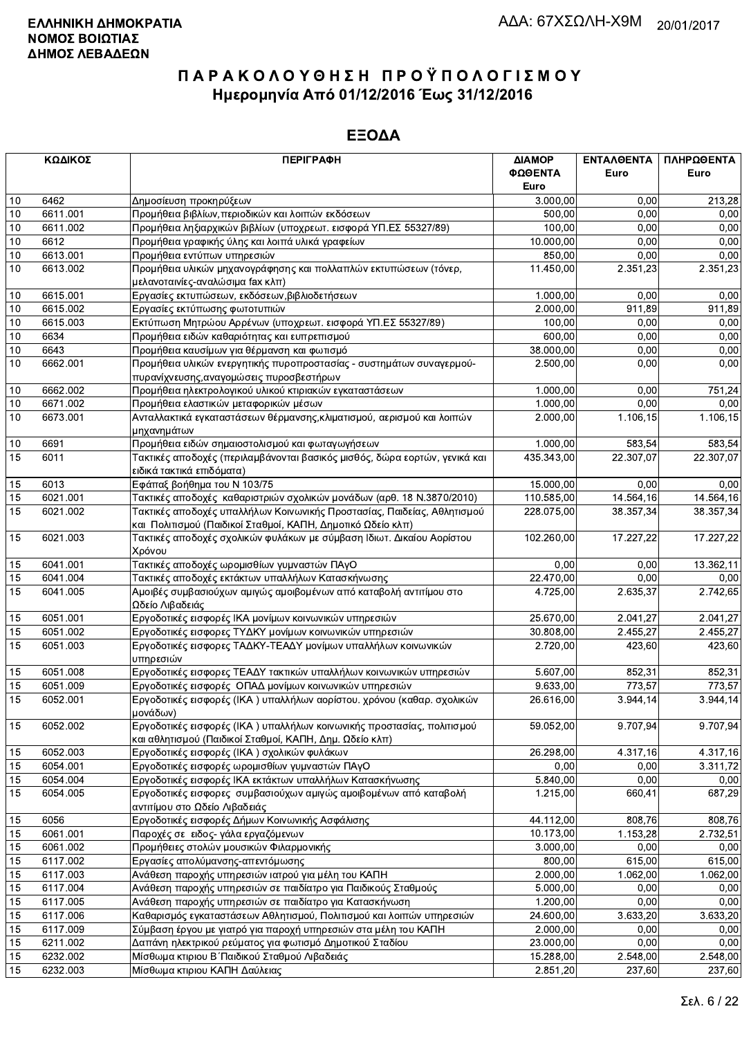**ΕΛΛΗΝΙΚΗ ΔΗΜΟΚΡΑΤΙΑ**
**ΝΟΜΟΣ ΒΟΙΩΤΙΑΣ**
**ΔΗΜΟΣ ΛΕΒΑΔΕΩΝ**

ΑΔΑ: 67ΧΣΩΛΗ-Χ9Μ 20/01/2017

# Π Α Ρ Α Κ Ο Λ Ο Υ Θ Η Σ Η  Π Ρ Ο Ϋ Π Ο Λ Ο Γ Ι Σ Μ Ο Υ

## Ημερομηνία Από 01/12/2016 Έως 31/12/2016

## ΕΞΟΔΑ

| ΚΩΔΙΚΟΣ | | ΠΕΡΙΓΡΑΦΗ | ΔΙΑΜΟΡ ΦΩΘΕΝΤΑ Euro | ΕΝΤΑΛΘΕΝΤΑ Euro | ΠΛΗΡΩΘΕΝΤΑ Euro |
|---|---|---|---|---|---|
| 10 | 6462 | Δημοσίευση προκηρύξεων | 3.000,00 | 0,00 | 213,28 |
| 10 | 6611.001 | Προμήθεια βιβλίων,περιοδικών και λοιπών εκδόσεων | 500,00 | 0,00 | 0,00 |
| 10 | 6611.002 | Προμήθεια ληξιαρχικών βιβλίων (υποχρεωτ. εισφορά ΥΠ.ΕΣ 55327/89) | 100,00 | 0,00 | 0,00 |
| 10 | 6612 | Προμήθεια γραφικής ύλης και λοιπά υλικά γραφείων | 10.000,00 | 0,00 | 0,00 |
| 10 | 6613.001 | Προμήθεια εντύπων υπηρεσιών | 850,00 | 0,00 | 0,00 |
| 10 | 6613.002 | Προμήθεια υλικών μηχανογράφησης και πολλαπλών εκτυπώσεων (τόνερ, μελανοταινίες-αναλώσιμα fax κλπ) | 11.450,00 | 2.351,23 | 2.351,23 |
| 10 | 6615.001 | Εργασίες εκτυπώσεων, εκδόσεων,βιβλιοδετήσεων | 1.000,00 | 0,00 | 0,00 |
| 10 | 6615.002 | Εργασίες εκτύπωσης φωτοτυπιών | 2.000,00 | 911,89 | 911,89 |
| 10 | 6615.003 | Εκτύπωση Μητρώου Αρρένων (υποχρεωτ. εισφορά ΥΠ.ΕΣ 55327/89) | 100,00 | 0,00 | 0,00 |
| 10 | 6634 | Προμήθεια ειδών καθαριότητας και ευπρεπισμού | 600,00 | 0,00 | 0,00 |
| 10 | 6643 | Προμήθεια καυσίμων για θέρμανση και φωτισμό | 38.000,00 | 0,00 | 0,00 |
| 10 | 6662.001 | Προμήθεια υλικών ενεργητικής πυροπροστασίας - συστημάτων συναγερμού-πυρανίχνευσης,αναγομώσεις πυροσβεστήρων | 2.500,00 | 0,00 | 0,00 |
| 10 | 6662.002 | Προμήθεια ηλεκτρολογικού υλικού κτιριακών εγκαταστάσεων | 1.000,00 | 0,00 | 751,24 |
| 10 | 6671.002 | Προμήθεια ελαστικών μεταφορικών μέσων | 1.000,00 | 0,00 | 0,00 |
| 10 | 6673.001 | Ανταλλακτικά εγκαταστάσεων θέρμανσης,κλιματισμού, αερισμού και λοιπών μηχανημάτων | 2.000,00 | 1.106,15 | 1.106,15 |
| 10 | 6691 | Προμήθεια ειδών σημαιοστολισμού και φωταγωγήσεων | 1.000,00 | 583,54 | 583,54 |
| 15 | 6011 | Τακτικές αποδοχές (περιλαμβάνονται βασικός μισθός, δώρα εορτών, γενικά και ειδικά τακτικά επιδόματα) | 435.343,00 | 22.307,07 | 22.307,07 |
| 15 | 6013 | Εφάπαξ βοήθημα του Ν 103/75 | 15.000,00 | 0,00 | 0,00 |
| 15 | 6021.001 | Τακτικές αποδοχές καθαριστριών σχολικών μονάδων (αρθ. 18 Ν.3870/2010) | 110.585,00 | 14.564,16 | 14.564,16 |
| 15 | 6021.002 | Τακτικές αποδοχές υπαλλήλων Κοινωνικής Προστασίας, Παιδείας, Αθλητισμού και Πολιτισμού (Παιδικοί Σταθμοί, ΚΑΠΗ, Δημοτικό Ωδείο κλπ) | 228.075,00 | 38.357,34 | 38.357,34 |
| 15 | 6021.003 | Τακτικές αποδοχές σχολικών φυλάκων με σύμβαση Ιδιωτ. Δικαίου Αορίστου Χρόνου | 102.260,00 | 17.227,22 | 17.227,22 |
| 15 | 6041.001 | Τακτικές αποδοχές ωρομισθίων γυμναστών ΠΑγΟ | 0,00 | 0,00 | 13.362,11 |
| 15 | 6041.004 | Τακτικές αποδοχές εκτάκτων υπαλλήλων Κατασκήνωσης | 22.470,00 | 0,00 | 0,00 |
| 15 | 6041.005 | Αμοιβές συμβασιούχων αμιγώς αμοιβομένων από καταβολή αντιτίμου στο Ωδείο Λιβαδειάς | 4.725,00 | 2.635,37 | 2.742,65 |
| 15 | 6051.001 | Εργοδοτικές εισφορές ΙΚΑ μονίμων κοινωνικών υπηρεσιών | 25.670,00 | 2.041,27 | 2.041,27 |
| 15 | 6051.002 | Εργοδοτικές εισφορές ΤΥΔΚΥ μονίμων κοινωνικών υπηρεσιών | 30.808,00 | 2.455,27 | 2.455,27 |
| 15 | 6051.003 | Εργοδοτικές εισφορές ΤΑΔΚΥ-ΤΕΑΔΥ μονίμων υπαλλήλων κοινωνικών υπηρεσιών | 2.720,00 | 423,60 | 423,60 |
| 15 | 6051.008 | Εργοδοτικές εισφορές ΤΕΑΔΥ τακτικών υπαλλήλων κοινωνικών υπηρεσιών | 5.607,00 | 852,31 | 852,31 |
| 15 | 6051.009 | Εργοδοτικές εισφορές ΟΠΑΔ μονίμων κοινωνικών υπηρεσιών | 9.633,00 | 773,57 | 773,57 |
| 15 | 6052.001 | Εργοδοτικές εισφορές (ΙΚΑ ) υπαλλήλων αορίστου. χρόνου (καθαρ. σχολικών μονάδων) | 26.616,00 | 3.944,14 | 3.944,14 |
| 15 | 6052.002 | Εργοδοτικές εισφορές (ΙΚΑ ) υπαλλήλων κοινωνικής προστασίας, πολιτισμού και αθλητισμού (Παιδικοί Σταθμοί, ΚΑΠΗ, Δημ. Ωδείο κλπ) | 59.052,00 | 9.707,94 | 9.707,94 |
| 15 | 6052.003 | Εργοδοτικές εισφορές (ΙΚΑ ) σχολικών φυλάκων | 26.298,00 | 4.317,16 | 4.317,16 |
| 15 | 6054.001 | Εργοδοτικές εισφορές ωρομισθίων γυμναστών ΠΑγΟ | 0,00 | 0,00 | 3.311,72 |
| 15 | 6054.004 | Εργοδοτικές εισφορές ΙΚΑ εκτάκτων υπαλλήλων Κατασκήνωσης | 5.840,00 | 0,00 | 0,00 |
| 15 | 6054.005 | Εργοδοτικές εισφορες συμβασιούχων αμιγώς αμοιβομένων από καταβολή αντιτίμου στο Ωδείο Λιβαδειάς | 1.215,00 | 660,41 | 687,29 |
| 15 | 6056 | Εργοδοτικές εισφορές Δήμων Κοινωνικής Ασφάλισης | 44.112,00 | 808,76 | 808,76 |
| 15 | 6061.001 | Παροχές σε ειδος- γάλα εργαζόμενων | 10.173,00 | 1.153,28 | 2.732,51 |
| 15 | 6061.002 | Προμήθειες στολών μουσικών Φιλαρμονικής | 3.000,00 | 0,00 | 0,00 |
| 15 | 6117.002 | Εργασίες απολύμανσης-απεντόμωσης | 800,00 | 615,00 | 615,00 |
| 15 | 6117.003 | Ανάθεση παροχής υπηρεσιών ιατρού για μέλη του ΚΑΠΗ | 2.000,00 | 1.062,00 | 1.062,00 |
| 15 | 6117.004 | Ανάθεση παροχής υπηρεσιών σε παιδίατρο για Παιδικούς Σταθμούς | 5.000,00 | 0,00 | 0,00 |
| 15 | 6117.005 | Ανάθεση παροχής υπηρεσιών σε παιδίατρο για Κατασκήνωση | 1.200,00 | 0,00 | 0,00 |
| 15 | 6117.006 | Καθαρισμός εγκαταστάσεων Αθλητισμού, Πολιτισμού και λοιπών υπηρεσιών | 24.600,00 | 3.633,20 | 3.633,20 |
| 15 | 6117.009 | Σύμβαση έργου με γιατρό για παροχή υπηρεσιών στα μέλη του ΚΑΠΗ | 2.000,00 | 0,00 | 0,00 |
| 15 | 6211.002 | Δαπάνη ηλεκτρικού ρεύματος για φωτισμό Δημοτικού Σταδίου | 23.000,00 | 0,00 | 0,00 |
| 15 | 6232.002 | Μίσθωμα κτιριου Β΄Παιδικού Σταθμού Λιβαδειάς | 15.288,00 | 2.548,00 | 2.548,00 |
| 15 | 6232.003 | Μίσθωμα κτιριου ΚΑΠΗ Δαύλειας | 2.851,20 | 237,60 | 237,60 |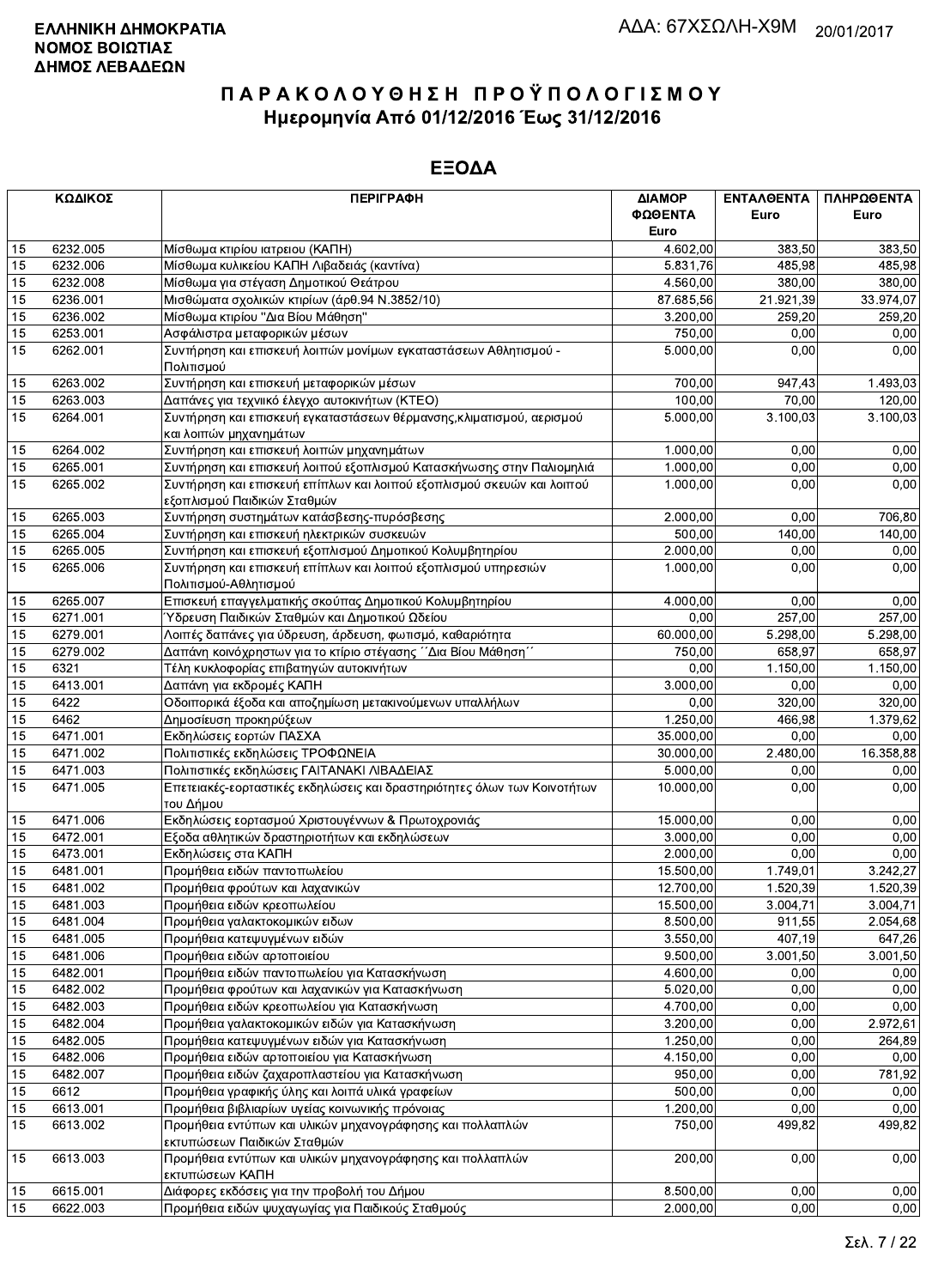**ΕΛΛΗΝΙΚΗ ΔΗΜΟΚΡΑΤΙΑ**
**ΝΟΜΟΣ ΒΟΙΩΤΙΑΣ**
**ΔΗΜΟΣ ΛΕΒΑΔΕΩΝ**

ΑΔΑ: 67ΧΣΩΛΗ-Χ9Μ 20/01/2017

# ΠΑΡΑΚΟΛΟΥΘΗΣΗ ΠΡΟΫΠΟΛΟΓΙΣΜΟΥ
## Ημερομηνία Από 01/12/2016 Έως 31/12/2016

## ΕΞΟΔΑ

| ΚΩΔΙΚΟΣ | | ΠΕΡΙΓΡΑΦΗ | ΔΙΑΜΟΡΦΩΘΕΝΤΑ Euro | ΕΝΤΑΛΘΕΝΤΑ Euro | ΠΛΗΡΩΘΕΝΤΑ Euro |
|---|---|---|---|---|---|
| 15 | 6232.005 | Μίσθωμα κτιρίου ιατρειου (ΚΑΠΗ) | 4.602,00 | 383,50 | 383,50 |
| 15 | 6232.006 | Μίσθωμα κυλικείου ΚΑΠΗ Λιβαδειάς (καντίνα) | 5.831,76 | 485,98 | 485,98 |
| 15 | 6232.008 | Μίσθωμα για στέγαση Δημοτικού Θεάτρου | 4.560,00 | 380,00 | 380,00 |
| 15 | 6236.001 | Μισθώματα σχολικών κτιρίων (άρθ.94 Ν.3852/10) | 87.685,56 | 21.921,39 | 33.974,07 |
| 15 | 6236.002 | Μίσθωμα κτιρίου "Δια Βίου Μάθηση" | 3.200,00 | 259,20 | 259,20 |
| 15 | 6253.001 | Ασφάλιστρα μεταφορικών μέσων | 750,00 | 0,00 | 0,00 |
| 15 | 6262.001 | Συντήρηση και επισκευή λοιπών μονίμων εγκαταστάσεων Αθλητισμού - Πολιτισμού | 5.000,00 | 0,00 | 0,00 |
| 15 | 6263.002 | Συντήρηση και επισκευή μεταφορικών μέσων | 700,00 | 947,43 | 1.493,03 |
| 15 | 6263.003 | Δαπάνες για τεχνικό έλεγχο αυτοκινήτων (ΚΤΕΟ) | 100,00 | 70,00 | 120,00 |
| 15 | 6264.001 | Συντήρηση και επισκευή εγκαταστάσεων θέρμανσης,κλιματισμού, αερισμού και λοιπών μηχανημάτων | 5.000,00 | 3.100,03 | 3.100,03 |
| 15 | 6264.002 | Συντήρηση και επισκευή λοιπών μηχανημάτων | 1.000,00 | 0,00 | 0,00 |
| 15 | 6265.001 | Συντήρηση και επισκευή λοιπού εξοπλισμού Κατασκήνωσης στην Παλιομηλιά | 1.000,00 | 0,00 | 0,00 |
| 15 | 6265.002 | Συντήρηση και επισκευή επίπλων και λοιπού εξοπλισμού σκευών και λοιπού εξοπλισμού Παιδικών Σταθμών | 1.000,00 | 0,00 | 0,00 |
| 15 | 6265.003 | Συντήρηση συστημάτων κατάσβεσης-πυρόσβεσης | 2.000,00 | 0,00 | 706,80 |
| 15 | 6265.004 | Συντήρηση και επισκευή ηλεκτρικών συσκευών | 500,00 | 140,00 | 140,00 |
| 15 | 6265.005 | Συντήρηση και επισκευή εξοπλισμού Δημοτικού Κολυμβητηρίου | 2.000,00 | 0,00 | 0,00 |
| 15 | 6265.006 | Συντήρηση και επισκευή επίπλων και λοιπού εξοπλισμού υπηρεσιών Πολιτισμού-Αθλητισμού | 1.000,00 | 0,00 | 0,00 |
| 15 | 6265.007 | Επισκευή επαγγελματικής σκούπας Δημοτικού Κολυμβητηρίου | 4.000,00 | 0,00 | 0,00 |
| 15 | 6271.001 | Ύδρευση Παιδικών Σταθμών και Δημοτικού Ωδείου | 0,00 | 257,00 | 257,00 |
| 15 | 6279.001 | Λοιπές δαπάνες για ύδρευση, άρδευση, φωτισμό, καθαριότητα | 60.000,00 | 5.298,00 | 5.298,00 |
| 15 | 6279.002 | Δαπάνη κοινοχρήστων για το κτίριο στέγασης ΄΄Δια Βίου Μάθηση΄΄ | 750,00 | 658,97 | 658,97 |
| 15 | 6321 | Τέλη κυκλοφορίας επιβατηγών αυτοκινήτων | 0,00 | 1.150,00 | 1.150,00 |
| 15 | 6413.001 | Δαπάνη για εκδρομές ΚΑΠΗ | 3.000,00 | 0,00 | 0,00 |
| 15 | 6422 | Οδοιπορικά έξοδα και αποζημίωση μετακινούμενων υπαλλήλων | 0,00 | 320,00 | 320,00 |
| 15 | 6462 | Δημοσίευση προκηρύξεων | 1.250,00 | 466,98 | 1.379,62 |
| 15 | 6471.001 | Εκδηλώσεις εορτών ΠΑΣΧΑ | 35.000,00 | 0,00 | 0,00 |
| 15 | 6471.002 | Πολιτιστικές εκδηλώσεις ΤΡΟΦΩΝΕΙΑ | 30.000,00 | 2.480,00 | 16.358,88 |
| 15 | 6471.003 | Πολιτιστικές εκδηλώσεις ΓΑΙΤΑΝΑΚΙ ΛΙΒΑΔΕΙΑΣ | 5.000,00 | 0,00 | 0,00 |
| 15 | 6471.005 | Επετειακές-εορταστικές εκδηλώσεις και δραστηριότητες όλων των Κοινοτήτων του Δήμου | 10.000,00 | 0,00 | 0,00 |
| 15 | 6471.006 | Εκδηλώσεις εορτασμού Χριστουγέννων & Πρωτοχρονιάς | 15.000,00 | 0,00 | 0,00 |
| 15 | 6472.001 | Εξοδα αθλητικών δραστηριοτήτων και εκδηλώσεων | 3.000,00 | 0,00 | 0,00 |
| 15 | 6473.001 | Εκδηλώσεις στα ΚΑΠΗ | 2.000,00 | 0,00 | 0,00 |
| 15 | 6481.001 | Προμήθεια ειδών παντοπωλείου | 15.500,00 | 1.749,01 | 3.242,27 |
| 15 | 6481.002 | Προμήθεια φρούτων και λαχανικών | 12.700,00 | 1.520,39 | 1.520,39 |
| 15 | 6481.003 | Προμήθεια ειδών κρεοπωλείου | 15.500,00 | 3.004,71 | 3.004,71 |
| 15 | 6481.004 | Προμήθεια γαλακτοκομικών ειδων | 8.500,00 | 911,55 | 2.054,68 |
| 15 | 6481.005 | Προμήθεια κατεψυγμένων ειδών | 3.550,00 | 407,19 | 647,26 |
| 15 | 6481.006 | Προμήθεια ειδών αρτοποιείου | 9.500,00 | 3.001,50 | 3.001,50 |
| 15 | 6482.001 | Προμήθεια ειδών παντοπωλείου για Κατασκήνωση | 4.600,00 | 0,00 | 0,00 |
| 15 | 6482.002 | Προμήθεια φρούτων και λαχανικών για Κατασκήνωση | 5.020,00 | 0,00 | 0,00 |
| 15 | 6482.003 | Προμήθεια ειδών κρεοπωλείου για Κατασκήνωση | 4.700,00 | 0,00 | 0,00 |
| 15 | 6482.004 | Προμήθεια γαλακτοκομικών ειδών για Κατασκήνωση | 3.200,00 | 0,00 | 2.972,61 |
| 15 | 6482.005 | Προμήθεια κατεψυγμένων ειδών για Κατασκήνωση | 1.250,00 | 0,00 | 264,89 |
| 15 | 6482.006 | Προμήθεια ειδών αρτοποιείου για Κατασκήνωση | 4.150,00 | 0,00 | 0,00 |
| 15 | 6482.007 | Προμήθεια ειδών ζαχαροπλαστείου για Κατασκήνωση | 950,00 | 0,00 | 781,92 |
| 15 | 6612 | Προμήθεια γραφικής ύλης και λοιπά υλικά γραφείων | 500,00 | 0,00 | 0,00 |
| 15 | 6613.001 | Προμήθεια βιβλιαρίων υγείας κοινωνικής πρόνοιας | 1.200,00 | 0,00 | 0,00 |
| 15 | 6613.002 | Προμήθεια εντύπων και υλικών μηχανογράφησης και πολλαπλών εκτυπώσεων Παιδικών Σταθμών | 750,00 | 499,82 | 499,82 |
| 15 | 6613.003 | Προμήθεια εντύπων και υλικών μηχανογράφησης και πολλαπλών εκτυπώσεων ΚΑΠΗ | 200,00 | 0,00 | 0,00 |
| 15 | 6615.001 | Διάφορες εκδόσεις για την προβολή του Δήμου | 8.500,00 | 0,00 | 0,00 |
| 15 | 6622.003 | Προμήθεια ειδών ψυχαγωγίας για Παιδικούς Σταθμούς | 2.000,00 | 0,00 | 0,00 |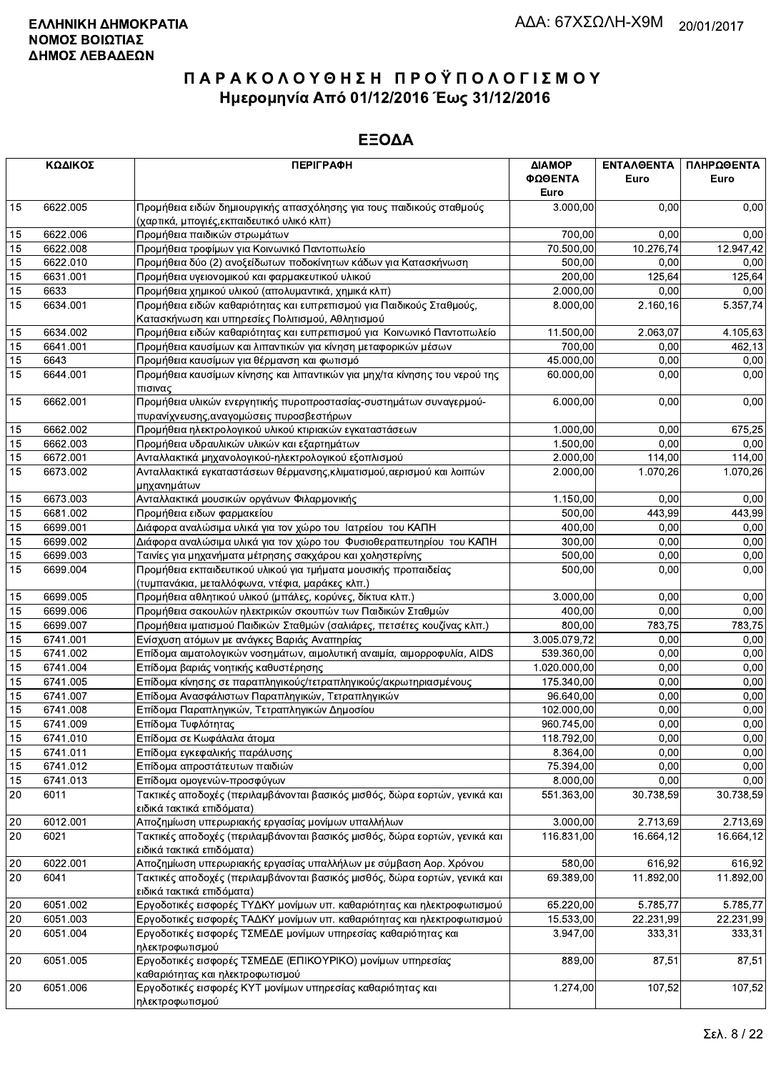**ΕΛΛΗΝΙΚΗ ΔΗΜΟΚΡΑΤΙΑ**
**ΝΟΜΟΣ ΒΟΙΩΤΙΑΣ**
**ΔΗΜΟΣ ΛΕΒΑΔΕΩΝ**

ΑΔΑ: 67ΧΣΩΛΗ-Χ9Μ 20/01/2017

# ΠΑΡΑΚΟΛΟΥΘΗΣΗ ΠΡΟΫΠΟΛΟΓΙΣΜΟΥ
## Ημερομηνία Από 01/12/2016 Έως 31/12/2016

## ΕΞΟΔΑ

| ΚΩΔΙΚΟΣ | | ΠΕΡΙΓΡΑΦΗ | ΔΙΑΜΟΡΦΩΘΕΝΤΑ Euro | ΕΝΤΑΛΘΕΝΤΑ Euro | ΠΛΗΡΩΘΕΝΤΑ Euro |
|---|---|---|---|---|---|
| 15 | 6622.005 | Προμήθεια ειδών δημιουργικής απασχόλησης για τους παιδικούς σταθμούς (χαρτικά, μπογιές,εκπαιδευτικό υλικό κλπ) | 3.000,00 | 0,00 | 0,00 |
| 15 | 6622.006 | Προμήθεια παιδικών στρωμάτων | 700,00 | 0,00 | 0,00 |
| 15 | 6622.008 | Προμήθεια τροφίμων για Κοινωνικό Παντοπωλείο | 70.500,00 | 10.276,74 | 12.947,42 |
| 15 | 6622.010 | Προμήθεια δύο (2) ανοξείδωτων ποδοκίνητων κάδων για Κατασκήνωση | 500,00 | 0,00 | 0,00 |
| 15 | 6631.001 | Προμήθεια υγειονομικού και φαρμακευτικού υλικού | 200,00 | 125,64 | 125,64 |
| 15 | 6633 | Προμήθεια χημικού υλικού (απολυμαντικά, χημικά κλπ) | 2.000,00 | 0,00 | 0,00 |
| 15 | 6634.001 | Προμήθεια ειδών καθαριότητας και ευπρεπισμού για Παιδικούς Σταθμούς, Κατασκήνωση και υπηρεσίες Πολιτισμού, Αθλητισμού | 8.000,00 | 2.160,16 | 5.357,74 |
| 15 | 6634.002 | Προμήθεια ειδών καθαριότητας και ευπρεπισμού για Κοινωνικό Παντοπωλείο | 11.500,00 | 2.063,07 | 4.105,63 |
| 15 | 6641.001 | Προμήθεια καυσίμων και λιπαντικών για κίνηση μεταφορικών μέσων | 700,00 | 0,00 | 462,13 |
| 15 | 6643 | Προμήθεια καυσίμων για θέρμανση και φωτισμό | 45.000,00 | 0,00 | 0,00 |
| 15 | 6644.001 | Προμήθεια καυσίμων κίνησης και λιπαντικών για μηχ/τα κίνησης του νερού της πισινας | 60.000,00 | 0,00 | 0,00 |
| 15 | 6662.001 | Προμήθεια υλικών ενεργητικής πυροπροστασίας-συστημάτων συναγερμού-πυρανίχνευσης,αναγομώσεις πυροσβεστήρων | 6.000,00 | 0,00 | 0,00 |
| 15 | 6662.002 | Προμήθεια ηλεκτρολογικού υλικού κτιριακών εγκαταστάσεων | 1.000,00 | 0,00 | 675,25 |
| 15 | 6662.003 | Προμήθεια υδραυλικών υλικών και εξαρτημάτων | 1.500,00 | 0,00 | 0,00 |
| 15 | 6672.001 | Ανταλλακτικά μηχανολογικού-ηλεκτρολογικού εξοπλισμού | 2.000,00 | 114,00 | 114,00 |
| 15 | 6673.002 | Ανταλλακτικά εγκαταστάσεων θέρμανσης,κλιματισμού,αερισμού και λοιπών μηχανημάτων | 2.000,00 | 1.070,26 | 1.070,26 |
| 15 | 6673.003 | Ανταλλακτικά μουσικών οργάνων Φιλαρμονικής | 1.150,00 | 0,00 | 0,00 |
| 15 | 6681.002 | Προμήθεια ειδων φαρμακείου | 500,00 | 443,99 | 443,99 |
| 15 | 6699.001 | Διάφορα αναλώσιμα υλικά για τον χώρο του Ιατρείου του ΚΑΠΗ | 400,00 | 0,00 | 0,00 |
| 15 | 6699.002 | Διάφορα αναλώσιμα υλικά για τον χώρο του Φυσιοθεραπευτηρίου του ΚΑΠΗ | 300,00 | 0,00 | 0,00 |
| 15 | 6699.003 | Ταινίες για μηχανήματα μέτρησης σακχάρου και χοληστερίνης | 500,00 | 0,00 | 0,00 |
| 15 | 6699.004 | Προμήθεια εκπαιδευτικού υλικού για τμήματα μουσικής προπαιδείας (τυμπανάκια, μεταλλόφωνα, ντέφια, μαράκες κλπ.) | 500,00 | 0,00 | 0,00 |
| 15 | 6699.005 | Προμήθεια αθλητικού υλικού (μπάλες, κορύνες, δίκτυα κλπ.) | 3.000,00 | 0,00 | 0,00 |
| 15 | 6699.006 | Προμήθεια σακουλών ηλεκτρικών σκουπών των Παιδικών Σταθμών | 400,00 | 0,00 | 0,00 |
| 15 | 6699.007 | Προμήθεια ιματισμού Παιδικών Σταθμών (σαλιάρες, πετσέτες κουζίνας κλπ.) | 800,00 | 783,75 | 783,75 |
| 15 | 6741.001 | Ενίσχυση ατόμων με ανάγκες Βαριάς Αναπηρίας | 3.005.079,72 | 0,00 | 0,00 |
| 15 | 6741.002 | Επίδομα αιματολογικών νοσημάτων, αιμολυτική αναιμία, αιμορροφυλία, AIDS | 539.360,00 | 0,00 | 0,00 |
| 15 | 6741.004 | Επίδομα βαριάς νοητικής καθυστέρησης | 1.020.000,00 | 0,00 | 0,00 |
| 15 | 6741.005 | Επίδομα κίνησης σε παραπληγικούς/τετραπληγικούς/ακρωτηριασμένους | 175.340,00 | 0,00 | 0,00 |
| 15 | 6741.007 | Επίδομα Ανασφάλιστων Παραπληγικών, Τετραπληγικών | 96.640,00 | 0,00 | 0,00 |
| 15 | 6741.008 | Επίδομα Παραπληγικών, Τετραπληγικών Δημοσίου | 102.000,00 | 0,00 | 0,00 |
| 15 | 6741.009 | Επίδομα Τυφλότητας | 960.745,00 | 0,00 | 0,00 |
| 15 | 6741.010 | Επίδομα σε Κωφάλαλα άτομα | 118.792,00 | 0,00 | 0,00 |
| 15 | 6741.011 | Επίδομα εγκεφαλικής παράλυσης | 8.364,00 | 0,00 | 0,00 |
| 15 | 6741.012 | Επίδομα απροστάτευτων παιδιών | 75.394,00 | 0,00 | 0,00 |
| 15 | 6741.013 | Επίδομα ομογενών-προσφύγων | 8.000,00 | 0,00 | 0,00 |
| 20 | 6011 | Τακτικές αποδοχές (περιλαμβάνονται βασικός μισθός, δώρα εορτών, γενικά και ειδικά τακτικά επιδόματα) | 551.363,00 | 30.738,59 | 30.738,59 |
| 20 | 6012.001 | Αποζημίωση υπερωριακής εργασίας μονίμων υπαλλήλων | 3.000,00 | 2.713,69 | 2.713,69 |
| 20 | 6021 | Τακτικές αποδοχές (περιλαμβάνονται βασικός μισθός, δώρα εορτών, γενικά και ειδικά τακτικά επιδόματα) | 116.831,00 | 16.664,12 | 16.664,12 |
| 20 | 6022.001 | Αποζημίωση υπερωριακής εργασίας υπαλλήλων με σύμβαση Αορ. Χρόνου | 580,00 | 616,92 | 616,92 |
| 20 | 6041 | Τακτικές αποδοχές (περιλαμβάνονται βασικός μισθός, δώρα εορτών, γενικά και ειδικά τακτικά επιδόματα) | 69.389,00 | 11.892,00 | 11.892,00 |
| 20 | 6051.002 | Εργοδοτικές εισφορές ΤΥΔΚΥ μονίμων υπ. καθαριότητας και ηλεκτροφωτισμού | 65.220,00 | 5.785,77 | 5.785,77 |
| 20 | 6051.003 | Εργοδοτικές εισφορές ΤΑΔΚΥ μονίμων υπ. καθαριότητας και ηλεκτροφωτισμού | 15.533,00 | 22.231,99 | 22.231,99 |
| 20 | 6051.004 | Εργοδοτικές εισφορές ΤΣΜΕΔΕ μονίμων υπηρεσίας καθαριότητας και ηλεκτροφωτισμού | 3.947,00 | 333,31 | 333,31 |
| 20 | 6051.005 | Εργοδοτικές εισφορές ΤΣΜΕΔΕ (ΕΠΙΚΟΥΡΙΚΟ) μονίμων υπηρεσίας καθαριότητας και ηλεκτροφωτισμού | 889,00 | 87,51 | 87,51 |
| 20 | 6051.006 | Εργοδοτικές εισφορές ΚΥΤ μονίμων υπηρεσίας καθαριότητας και ηλεκτροφωτισμού | 1.274,00 | 107,52 | 107,52 |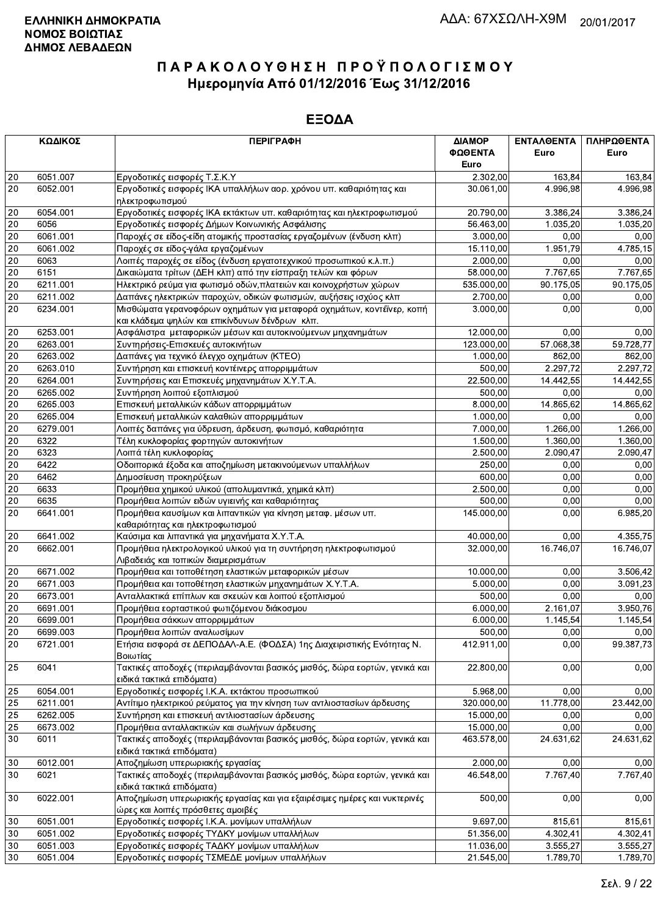**ΕΛΛΗΝΙΚΗ ΔΗΜΟΚΡΑΤΙΑ**
**ΝΟΜΟΣ ΒΟΙΩΤΙΑΣ**
**ΔΗΜΟΣ ΛΕΒΑΔΕΩΝ**

ΑΔΑ: 67ΧΣΩΛΗ-Χ9Μ 20/01/2017

# ΠΑΡΑΚΟΛΟΥΘΗΣΗ ΠΡΟΫΠΟΛΟΓΙΣΜΟΥ

## Ημερομηνία Από 01/12/2016 Έως 31/12/2016

## ΕΞΟΔΑ

| ΚΩΔΙΚΟΣ | | ΠΕΡΙΓΡΑΦΗ | ΔΙΑΜΟΡΦΩΘΕΝΤΑ Euro | ΕΝΤΑΛΘΕΝΤΑ Euro | ΠΛΗΡΩΘΕΝΤΑ Euro |
|---|---|---|---|---|---|
| 20 | 6051.007 | Εργοδοτικές εισφορές Τ.Σ.Κ.Υ | 2.302,00 | 163,84 | 163,84 |
| 20 | 6052.001 | Εργοδοτικές εισφορές ΙΚΑ υπαλλήλων αορ. χρόνου υπ. καθαριότητας και ηλεκτροφωτισμού | 30.061,00 | 4.996,98 | 4.996,98 |
| 20 | 6054.001 | Εργοδοτικές εισφορές ΙΚΑ εκτάκτων υπ. καθαριότητας και ηλεκτροφωτισμού | 20.790,00 | 3.386,24 | 3.386,24 |
| 20 | 6056 | Εργοδοτικές εισφορές Δήμων Κοινωνικής Ασφάλισης | 56.463,00 | 1.035,20 | 1.035,20 |
| 20 | 6061.001 | Παροχές σε είδος-είδη ατομικής προστασίας εργαζομένων (ένδυση κλπ) | 3.000,00 | 0,00 | 0,00 |
| 20 | 6061.002 | Παροχές σε είδος-γάλα εργαζομένων | 15.110,00 | 1.951,79 | 4.785,15 |
| 20 | 6063 | Λοιπές παροχές σε είδος (ένδυση εργατοτεχνικού προσωπικού κ.λ.π.) | 2.000,00 | 0,00 | 0,00 |
| 20 | 6151 | Δικαιώματα τρίτων (ΔΕΗ κλπ) από την είσπραξη τελών και φόρων | 58.000,00 | 7.767,65 | 7.767,65 |
| 20 | 6211.001 | Ηλεκτρικό ρεύμα για φωτισμό οδών,πλατειών και κοινοχρήστων χώρων | 535.000,00 | 90.175,05 | 90.175,05 |
| 20 | 6211.002 | Δαπάνες ηλεκτρικών παροχών, οδικών φωτισμών, αυξήσεις ισχύος κλπ | 2.700,00 | 0,00 | 0,00 |
| 20 | 6234.001 | Μισθώματα γερανοφόρων οχημάτων για μεταφορά οχημάτων, κοντέινερ, κοπή και κλάδεμα ψηλών και επικίνδυνων δένδρων κλπ. | 3.000,00 | 0,00 | 0,00 |
| 20 | 6253.001 | Ασφάλιστρα μεταφορικών μέσων και αυτοκινούμενων μηχανημάτων | 12.000,00 | 0,00 | 0,00 |
| 20 | 6263.001 | Συντηρήσεις-Επισκευές αυτοκινήτων | 123.000,00 | 57.068,38 | 59.728,77 |
| 20 | 6263.002 | Δαπάνες για τεχνικό έλεγχο οχημάτων (ΚΤΕΟ) | 1.000,00 | 862,00 | 862,00 |
| 20 | 6263.010 | Συντήρηση και επισκευή κοντέινερς απορριμμάτων | 500,00 | 2.297,72 | 2.297,72 |
| 20 | 6264.001 | Συντηρήσεις και Επισκευές μηχανημάτων Χ.Υ.Τ.Α. | 22.500,00 | 14.442,55 | 14.442,55 |
| 20 | 6265.002 | Συντήρηση λοιπού εξοπλισμού | 500,00 | 0,00 | 0,00 |
| 20 | 6265.003 | Επισκευή μεταλλικών κάδων απορριμμάτων | 8.000,00 | 14.865,62 | 14.865,62 |
| 20 | 6265.004 | Επισκευή μεταλλικών καλαθιών απορριμμάτων | 1.000,00 | 0,00 | 0,00 |
| 20 | 6279.001 | Λοιπές δαπάνες για ύδρευση, άρδευση, φωτισμό, καθαριότητα | 7.000,00 | 1.266,00 | 1.266,00 |
| 20 | 6322 | Τέλη κυκλοφορίας φορτηγών αυτοκινήτων | 1.500,00 | 1.360,00 | 1.360,00 |
| 20 | 6323 | Λοιπά τέλη κυκλοφορίας | 2.500,00 | 2.090,47 | 2.090,47 |
| 20 | 6422 | Οδοιπορικά έξοδα και αποζημίωση μετακινούμενων υπαλλήλων | 250,00 | 0,00 | 0,00 |
| 20 | 6462 | Δημοσίευση προκηρύξεων | 600,00 | 0,00 | 0,00 |
| 20 | 6633 | Προμήθεια χημικού υλικού (απολυμαντικά, χημικά κλπ) | 2.500,00 | 0,00 | 0,00 |
| 20 | 6635 | Προμήθεια λοιπών ειδών υγιεινής και καθαριότητας | 500,00 | 0,00 | 0,00 |
| 20 | 6641.001 | Προμήθεια καυσίμων και λιπαντικών για κίνηση μεταφ. μέσων υπ. καθαριότητας και ηλεκτροφωτισμού | 145.000,00 | 0,00 | 6.985,20 |
| 20 | 6641.002 | Καύσιμα και λιπαντικά για μηχανήματα Χ.Υ.Τ.Α. | 40.000,00 | 0,00 | 4.355,75 |
| 20 | 6662.001 | Προμήθεια ηλεκτρολογικού υλικού για τη συντήρηση ηλεκτροφωτισμού Λιβαδειάς και τοπικών διαμερισμάτων | 32.000,00 | 16.746,07 | 16.746,07 |
| 20 | 6671.002 | Προμήθεια και τοποθέτηση ελαστικών μεταφορικών μέσων | 10.000,00 | 0,00 | 3.506,42 |
| 20 | 6671.003 | Προμήθεια και τοποθέτηση ελαστικών μηχανημάτων Χ.Υ.Τ.Α. | 5.000,00 | 0,00 | 3.091,23 |
| 20 | 6673.001 | Ανταλλακτικά επίπλων και σκευών και λοιπού εξοπλισμού | 500,00 | 0,00 | 0,00 |
| 20 | 6691.001 | Προμήθεια εορταστικού φωτιζόμενου διάκοσμου | 6.000,00 | 2.161,07 | 3.950,76 |
| 20 | 6699.001 | Προμήθεια σάκκων απορριμμάτων | 6.000,00 | 1.145,54 | 1.145,54 |
| 20 | 6699.003 | Προμήθεια λοιπών αναλωσίμων | 500,00 | 0,00 | 0,00 |
| 20 | 6721.001 | Ετήσια εισφορά σε ΔΕΠΟΔΑΛ-Α.Ε. (ΦΟΔΣΑ) 1ης Διαχειριστικής Ενότητας Ν. Βοιωτίας | 412.911,00 | 0,00 | 99.387,73 |
| 25 | 6041 | Τακτικές αποδοχές (περιλαμβάνονται βασικός μισθός, δώρα εορτών, γενικά και ειδικά τακτικά επιδόματα) | 22.800,00 | 0,00 | 0,00 |
| 25 | 6054.001 | Εργοδοτικές εισφορές Ι.Κ.Α. εκτάκτου προσωπικού | 5.968,00 | 0,00 | 0,00 |
| 25 | 6211.001 | Αντίτιμο ηλεκτρικού ρεύματος για την κίνηση των αντλιοστασίων άρδευσης | 320.000,00 | 11.778,00 | 23.442,00 |
| 25 | 6262.005 | Συντήρηση και επισκευή αντλιοστασίων άρδευσης | 15.000,00 | 0,00 | 0,00 |
| 25 | 6673.002 | Προμήθεια ανταλλακτικών και σωλήνων άρδευσης | 15.000,00 | 0,00 | 0,00 |
| 30 | 6011 | Τακτικές αποδοχές (περιλαμβάνονται βασικός μισθός, δώρα εορτών, γενικά και ειδικά τακτικά επιδόματα) | 463.578,00 | 24.631,62 | 24.631,62 |
| 30 | 6012.001 | Αποζημίωση υπερωριακής εργασίας | 2.000,00 | 0,00 | 0,00 |
| 30 | 6021 | Τακτικές αποδοχές (περιλαμβάνονται βασικός μισθός, δώρα εορτών, γενικά και ειδικά τακτικά επιδόματα) | 46.548,00 | 7.767,40 | 7.767,40 |
| 30 | 6022.001 | Αποζημίωση υπερωριακής εργασίας και για εξαιρέσιμες ημέρες και νυκτερινές ώρες και λοιπές πρόσθετες αμοιβές | 500,00 | 0,00 | 0,00 |
| 30 | 6051.001 | Εργοδοτικές εισφορές Ι.Κ.Α. μονίμων υπαλλήλων | 9.697,00 | 815,61 | 815,61 |
| 30 | 6051.002 | Εργοδοτικές εισφορές ΤΥΔΚΥ μονίμων υπαλλήλων | 51.356,00 | 4.302,41 | 4.302,41 |
| 30 | 6051.003 | Εργοδοτικές εισφορές ΤΑΔΚΥ μονίμων υπαλλήλων | 11.036,00 | 3.555,27 | 3.555,27 |
| 30 | 6051.004 | Εργοδοτικές εισφορές ΤΣΜΕΔΕ μονίμων υπαλλήλων | 21.545,00 | 1.789,70 | 1.789,70 |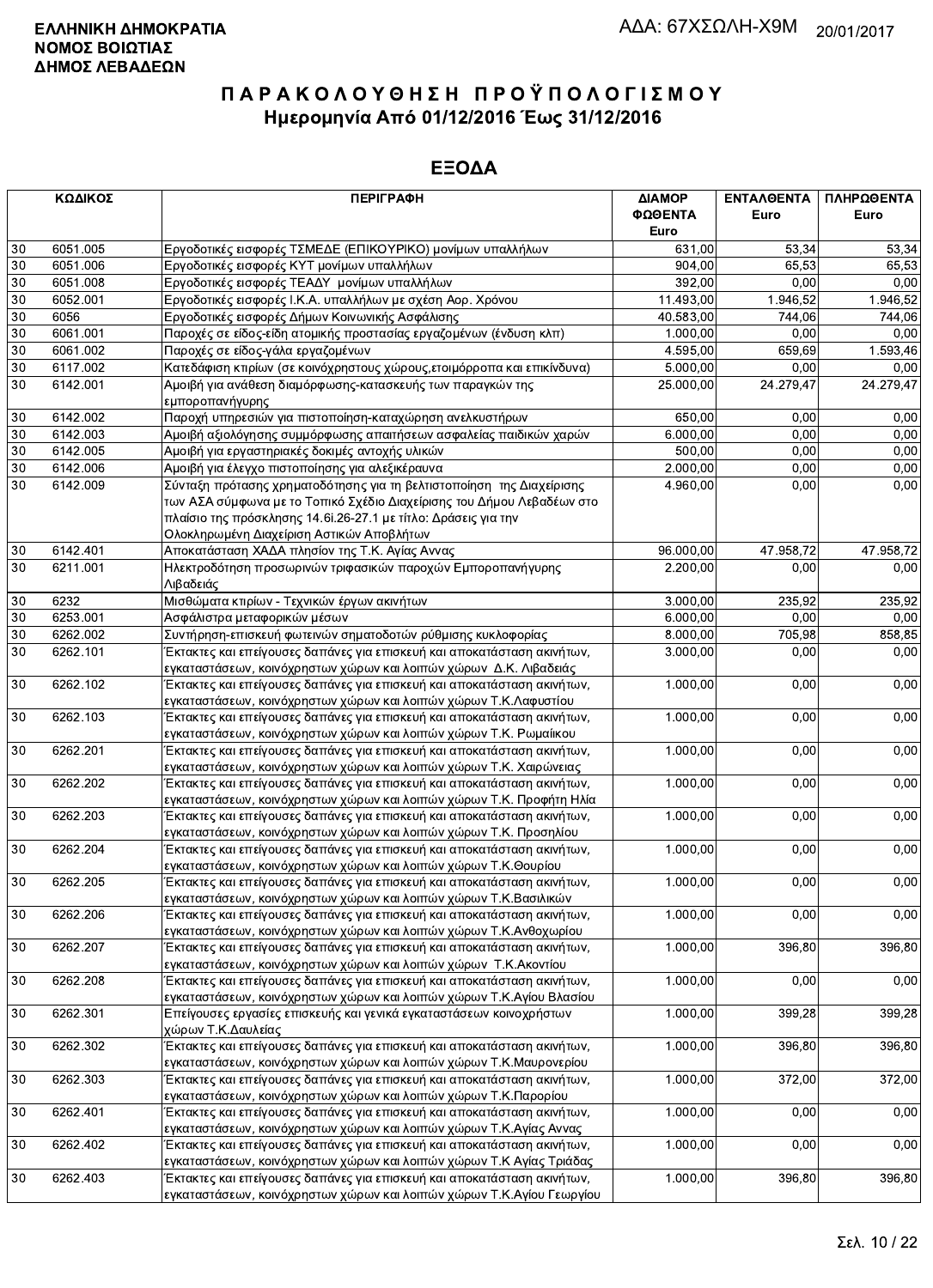**ΕΛΛΗΝΙΚΗ ΔΗΜΟΚΡΑΤΙΑ**
**ΝΟΜΟΣ ΒΟΙΩΤΙΑΣ**
**ΔΗΜΟΣ ΛΕΒΑΔΕΩΝ**

ΑΔΑ: 67ΧΣΩΛΗ-Χ9Μ 20/01/2017

# Π Α Ρ Α Κ Ο Λ Ο Υ Θ Η Σ Η   Π Ρ Ο Ϋ Π Ο Λ Ο Γ Ι Σ Μ Ο Υ
## Ημερομηνία Από 01/12/2016 Έως 31/12/2016

## ΕΞΟΔΑ

| ΚΩΔΙΚΟΣ | | ΠΕΡΙΓΡΑΦΗ | ΔΙΑΜΟΡΦΩΘΕΝΤΑ Euro | ΕΝΤΑΛΘΕΝΤΑ Euro | ΠΛΗΡΩΘΕΝΤΑ Euro |
|---|---|---|---|---|---|
| 30 | 6051.005 | Εργοδοτικές εισφορές ΤΣΜΕΔΕ (ΕΠΙΚΟΥΡΙΚΟ) μονίμων υπαλλήλων | 631,00 | 53,34 | 53,34 |
| 30 | 6051.006 | Εργοδοτικές εισφορές ΚΥΤ μονίμων υπαλλήλων | 904,00 | 65,53 | 65,53 |
| 30 | 6051.008 | Εργοδοτικές εισφορές ΤΕΑΔΥ μονίμων υπαλλήλων | 392,00 | 0,00 | 0,00 |
| 30 | 6052.001 | Εργοδοτικές εισφορές Ι.Κ.Α. υπαλλήλων με σχέση Αορ. Χρόνου | 11.493,00 | 1.946,52 | 1.946,52 |
| 30 | 6056 | Εργοδοτικές εισφορές Δήμων Κοινωνικής Ασφάλισης | 40.583,00 | 744,06 | 744,06 |
| 30 | 6061.001 | Παροχές σε είδος-είδη ατομικής προστασίας εργαζομένων (ένδυση κλπ) | 1.000,00 | 0,00 | 0,00 |
| 30 | 6061.002 | Παροχές σε είδος-γάλα εργαζομένων | 4.595,00 | 659,69 | 1.593,46 |
| 30 | 6117.002 | Κατεδάφιση κτιρίων (σε κοινόχρηστους χώρους,ετοιμόρροπα και επικίνδυνα) | 5.000,00 | 0,00 | 0,00 |
| 30 | 6142.001 | Αμοιβή για ανάθεση διαμόρφωσης-κατασκευής των παραγκών της εμποροπανήγυρης | 25.000,00 | 24.279,47 | 24.279,47 |
| 30 | 6142.002 | Παροχή υπηρεσιών για πιστοποίηση-καταχώρηση ανελκυστήρων | 650,00 | 0,00 | 0,00 |
| 30 | 6142.003 | Αμοιβή αξιολόγησης συμμόρφωσης απαιτήσεων ασφαλείας παιδικών χαρών | 6.000,00 | 0,00 | 0,00 |
| 30 | 6142.005 | Αμοιβή για εργαστηριακές δοκιμές αντοχής υλικών | 500,00 | 0,00 | 0,00 |
| 30 | 6142.006 | Αμοιβή για έλεγχο πιστοποίησης για αλεξικέραυνα | 2.000,00 | 0,00 | 0,00 |
| 30 | 6142.009 | Σύνταξη πρότασης χρηματοδότησης για τη βελτιστοποίηση της Διαχείρισης των ΑΣΑ σύμφωνα με το Τοπικό Σχέδιο Διαχείρισης του Δήμου Λεβαδέων στο πλαίσιο της πρόσκλησης 14.6i.26-27.1 με τίτλο: Δράσεις για την Ολοκληρωμένη Διαχείριση Αστικών Αποβλήτων | 4.960,00 | 0,00 | 0,00 |
| 30 | 6142.401 | Αποκατάσταση ΧΑΔΑ πλησίον της Τ.Κ. Αγίας Αννας | 96.000,00 | 47.958,72 | 47.958,72 |
| 30 | 6211.001 | Ηλεκτροδότηση προσωρινών τριφασικών παροχών Εμποροπανήγυρης Λιβαδειάς | 2.200,00 | 0,00 | 0,00 |
| 30 | 6232 | Μισθώματα κτιρίων - Τεχνικών έργων ακινήτων | 3.000,00 | 235,92 | 235,92 |
| 30 | 6253.001 | Ασφάλιστρα μεταφορικών μέσων | 6.000,00 | 0,00 | 0,00 |
| 30 | 6262.002 | Συντήρηση-επισκευή φωτεινών σηματοδοτών ρύθμισης κυκλοφορίας | 8.000,00 | 705,98 | 858,85 |
| 30 | 6262.101 | Έκτακτες και επείγουσες δαπάνες για επισκευή και αποκατάσταση ακινήτων, εγκαταστάσεων, κοινόχρηστων χώρων και λοιπών χώρων Δ.Κ. Λιβαδειάς | 3.000,00 | 0,00 | 0,00 |
| 30 | 6262.102 | Έκτακτες και επείγουσες δαπάνες για επισκευή και αποκατάσταση ακινήτων, εγκαταστάσεων, κοινόχρηστων χώρων και λοιπών χώρων Τ.Κ.Λαφυστίου | 1.000,00 | 0,00 | 0,00 |
| 30 | 6262.103 | Έκτακτες και επείγουσες δαπάνες για επισκευή και αποκατάσταση ακινήτων, εγκαταστάσεων, κοινόχρηστων χώρων και λοιπών χώρων Τ.Κ. Ρωμαίικου | 1.000,00 | 0,00 | 0,00 |
| 30 | 6262.201 | Έκτακτες και επείγουσες δαπάνες για επισκευή και αποκατάσταση ακινήτων, εγκαταστάσεων, κοινόχρηστων χώρων και λοιπών χώρων Τ.Κ. Χαιρώνειας | 1.000,00 | 0,00 | 0,00 |
| 30 | 6262.202 | Έκτακτες και επείγουσες δαπάνες για επισκευή και αποκατάσταση ακινήτων, εγκαταστάσεων, κοινόχρηστων χώρων και λοιπών χώρων Τ.Κ. Προφήτη Ηλία | 1.000,00 | 0,00 | 0,00 |
| 30 | 6262.203 | Έκτακτες και επείγουσες δαπάνες για επισκευή και αποκατάσταση ακινήτων, εγκαταστάσεων, κοινόχρηστων χώρων και λοιπών χώρων Τ.Κ. Προσηλίου | 1.000,00 | 0,00 | 0,00 |
| 30 | 6262.204 | Έκτακτες και επείγουσες δαπάνες για επισκευή και αποκατάσταση ακινήτων, εγκαταστάσεων, κοινόχρηστων χώρων και λοιπών χώρων Τ.Κ.Θουρίου | 1.000,00 | 0,00 | 0,00 |
| 30 | 6262.205 | Έκτακτες και επείγουσες δαπάνες για επισκευή και αποκατάσταση ακινήτων, εγκαταστάσεων, κοινόχρηστων χώρων και λοιπών χώρων Τ.Κ.Βασιλικών | 1.000,00 | 0,00 | 0,00 |
| 30 | 6262.206 | Έκτακτες και επείγουσες δαπάνες για επισκευή και αποκατάσταση ακινήτων, εγκαταστάσεων, κοινόχρηστων χώρων και λοιπών χώρων Τ.Κ.Ανθοχωρίου | 1.000,00 | 0,00 | 0,00 |
| 30 | 6262.207 | Έκτακτες και επείγουσες δαπάνες για επισκευή και αποκατάσταση ακινήτων, εγκαταστάσεων, κοινόχρηστων χώρων και λοιπών χώρων Τ.Κ.Ακοντίου | 1.000,00 | 396,80 | 396,80 |
| 30 | 6262.208 | Έκτακτες και επείγουσες δαπάνες για επισκευή και αποκατάσταση ακινήτων, εγκαταστάσεων, κοινόχρηστων χώρων και λοιπών χώρων Τ.Κ.Αγίου Βλασίου | 1.000,00 | 0,00 | 0,00 |
| 30 | 6262.301 | Επείγουσες εργασίες επισκευής και γενικά εγκαταστάσεων κοινοχρήστων χώρων Τ.Κ.Δαυλείας | 1.000,00 | 399,28 | 399,28 |
| 30 | 6262.302 | Έκτακτες και επείγουσες δαπάνες για επισκευή και αποκατάσταση ακινήτων, εγκαταστάσεων, κοινόχρηστων χώρων και λοιπών χώρων Τ.Κ.Μαυρονερίου | 1.000,00 | 396,80 | 396,80 |
| 30 | 6262.303 | Έκτακτες και επείγουσες δαπάνες για επισκευή και αποκατάσταση ακινήτων, εγκαταστάσεων, κοινόχρηστων χώρων και λοιπών χώρων Τ.Κ.Παρορίου | 1.000,00 | 372,00 | 372,00 |
| 30 | 6262.401 | Έκτακτες και επείγουσες δαπάνες για επισκευή και αποκατάσταση ακινήτων, εγκαταστάσεων, κοινόχρηστων χώρων και λοιπών χώρων Τ.Κ.Αγίας Αννας | 1.000,00 | 0,00 | 0,00 |
| 30 | 6262.402 | Έκτακτες και επείγουσες δαπάνες για επισκευή και αποκατάσταση ακινήτων, εγκαταστάσεων, κοινόχρηστων χώρων και λοιπών χώρων Τ.Κ Αγίας Τριάδας | 1.000,00 | 0,00 | 0,00 |
| 30 | 6262.403 | Έκτακτες και επείγουσες δαπάνες για επισκευή και αποκατάσταση ακινήτων, εγκαταστάσεων, κοινόχρηστων χώρων και λοιπών χώρων Τ.Κ.Αγίου Γεωργίου | 1.000,00 | 396,80 | 396,80 |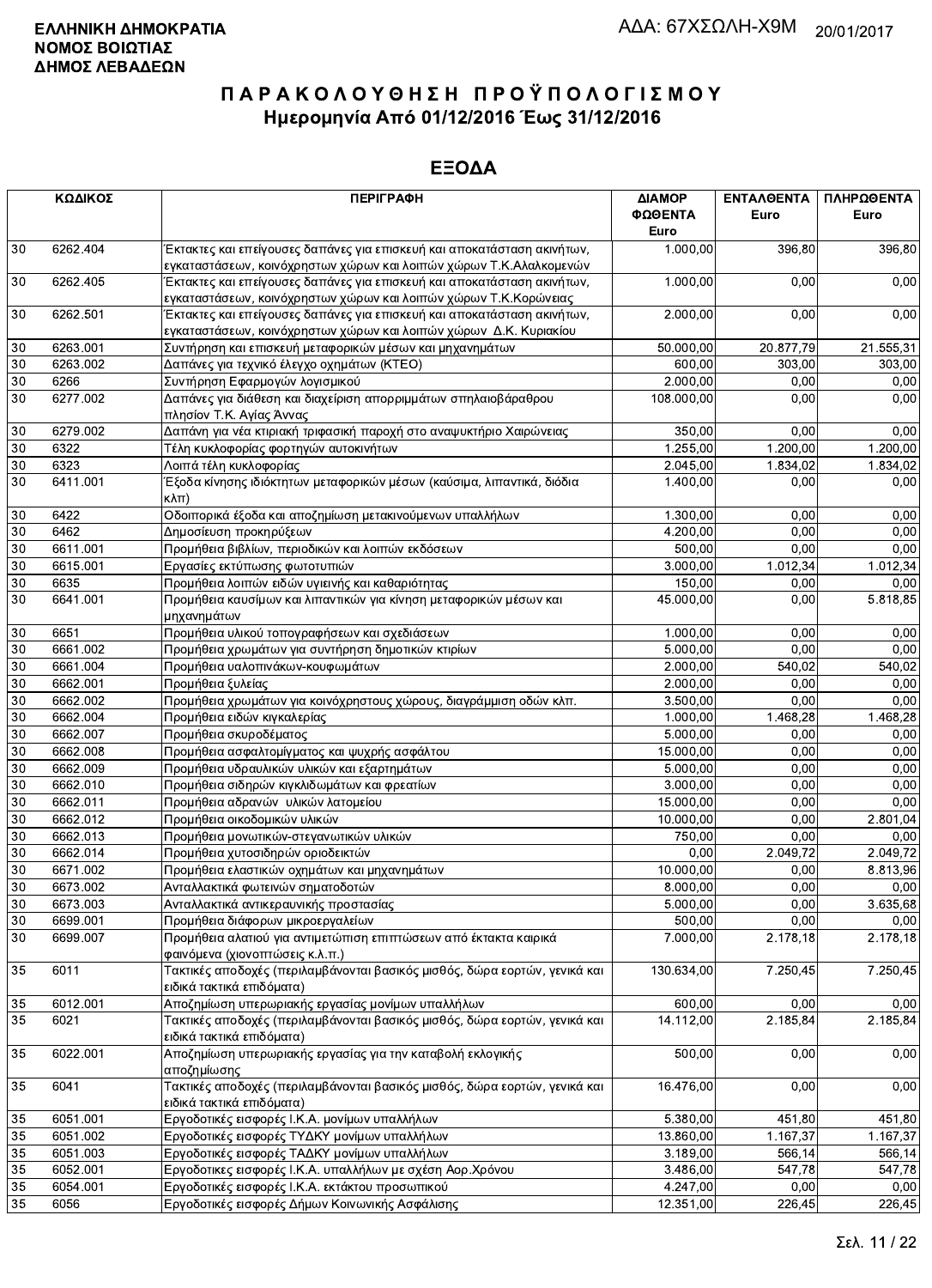**ΕΛΛΗΝΙΚΗ ΔΗΜΟΚΡΑΤΙΑ**
**ΝΟΜΟΣ ΒΟΙΩΤΙΑΣ**
**ΔΗΜΟΣ ΛΕΒΑΔΕΩΝ**

ΑΔΑ: 67ΧΣΩΛΗ-Χ9Μ 20/01/2017

# ΠΑΡΑΚΟΛΟΥΘΗΣΗ ΠΡΟΫΠΟΛΟΓΙΣΜΟΥ
## Ημερομηνία Από 01/12/2016 Έως 31/12/2016

## ΕΞΟΔΑ

| ΚΩΔΙΚΟΣ | | ΠΕΡΙΓΡΑΦΗ | ΔΙΑΜΟΡ ΦΩΘΕΝΤΑ Euro | ΕΝΤΑΛΘΕΝΤΑ Euro | ΠΛΗΡΩΘΕΝΤΑ Euro |
|---|---|---|---|---|---|
| 30 | 6262.404 | Έκτακτες και επείγουσες δαπάνες για επισκευή και αποκατάσταση ακινήτων, εγκαταστάσεων, κοινόχρηστων χώρων και λοιπών χώρων Τ.Κ.Αλαλκομενών | 1.000,00 | 396,80 | 396,80 |
| 30 | 6262.405 | Έκτακτες και επείγουσες δαπάνες για επισκευή και αποκατάσταση ακινήτων, εγκαταστάσεων, κοινόχρηστων χώρων και λοιπών χώρων Τ.Κ.Κορώνειας | 1.000,00 | 0,00 | 0,00 |
| 30 | 6262.501 | Έκτακτες και επείγουσες δαπάνες για επισκευή και αποκατάσταση ακινήτων, εγκαταστάσεων, κοινόχρηστων χώρων και λοιπών χώρων Δ.Κ. Κυριακίου | 2.000,00 | 0,00 | 0,00 |
| 30 | 6263.001 | Συντήρηση και επισκευή μεταφορικών μέσων και μηχανημάτων | 50.000,00 | 20.877,79 | 21.555,31 |
| 30 | 6263.002 | Δαπάνες για τεχνικό έλεγχο οχημάτων (ΚΤΕΟ) | 600,00 | 303,00 | 303,00 |
| 30 | 6266 | Συντήρηση Εφαρμογών λογισμικού | 2.000,00 | 0,00 | 0,00 |
| 30 | 6277.002 | Δαπάνες για διάθεση και διαχείριση απορριμμάτων σπηλαιοβάραθρου πλησίον Τ.Κ. Αγίας Άννας | 108.000,00 | 0,00 | 0,00 |
| 30 | 6279.002 | Δαπάνη για νέα κτιριακή τριφασική παροχή στο αναψυκτήριο Χαιρώνειας | 350,00 | 0,00 | 0,00 |
| 30 | 6322 | Τέλη κυκλοφορίας φορτηγών αυτοκινήτων | 1.255,00 | 1.200,00 | 1.200,00 |
| 30 | 6323 | Λοιπά τέλη κυκλοφορίας | 2.045,00 | 1.834,02 | 1.834,02 |
| 30 | 6411.001 | Έξοδα κίνησης ιδιόκτητων μεταφορικών μέσων (καύσιμα, λιπαντικά, διόδια κλπ) | 1.400,00 | 0,00 | 0,00 |
| 30 | 6422 | Οδοιπορικά έξοδα και αποζημίωση μετακινούμενων υπαλλήλων | 1.300,00 | 0,00 | 0,00 |
| 30 | 6462 | Δημοσίευση προκηρύξεων | 4.200,00 | 0,00 | 0,00 |
| 30 | 6611.001 | Προμήθεια βιβλίων, περιοδικών και λοιπών εκδόσεων | 500,00 | 0,00 | 0,00 |
| 30 | 6615.001 | Εργασίες εκτύπωσης φωτοτυπιών | 3.000,00 | 1.012,34 | 1.012,34 |
| 30 | 6635 | Προμήθεια λοιπών ειδών υγιεινής και καθαριότητας | 150,00 | 0,00 | 0,00 |
| 30 | 6641.001 | Προμήθεια καυσίμων και λιπαντικών για κίνηση μεταφορικών μέσων και μηχανημάτων | 45.000,00 | 0,00 | 5.818,85 |
| 30 | 6651 | Προμήθεια υλικού τοπογραφήσεων και σχεδιάσεων | 1.000,00 | 0,00 | 0,00 |
| 30 | 6661.002 | Προμήθεια χρωμάτων για συντήρηση δημοτικών κτιρίων | 5.000,00 | 0,00 | 0,00 |
| 30 | 6661.004 | Προμήθεια υαλοπινάκων-κουφωμάτων | 2.000,00 | 540,02 | 540,02 |
| 30 | 6662.001 | Προμήθεια ξυλείας | 2.000,00 | 0,00 | 0,00 |
| 30 | 6662.002 | Προμήθεια χρωμάτων για κοινόχρηστους χώρους, διαγράμμιση οδών κλπ. | 3.500,00 | 0,00 | 0,00 |
| 30 | 6662.004 | Προμήθεια ειδών κιγκαλερίας | 1.000,00 | 1.468,28 | 1.468,28 |
| 30 | 6662.007 | Προμήθεια σκυροδέματος | 5.000,00 | 0,00 | 0,00 |
| 30 | 6662.008 | Προμήθεια ασφαλτομίγματος και ψυχρής ασφάλτου | 15.000,00 | 0,00 | 0,00 |
| 30 | 6662.009 | Προμήθεια υδραυλικών υλικών και εξαρτημάτων | 5.000,00 | 0,00 | 0,00 |
| 30 | 6662.010 | Προμήθεια σιδηρών κιγκλιδωμάτων και φρεατίων | 3.000,00 | 0,00 | 0,00 |
| 30 | 6662.011 | Προμήθεια αδρανών υλικών λατομείου | 15.000,00 | 0,00 | 0,00 |
| 30 | 6662.012 | Προμήθεια οικοδομικών υλικών | 10.000,00 | 0,00 | 2.801,04 |
| 30 | 6662.013 | Προμήθεια μονωτικών-στεγανωτικών υλικών | 750,00 | 0,00 | 0,00 |
| 30 | 6662.014 | Προμήθεια χυτοσιδηρών οριοδεικτών | 0,00 | 2.049,72 | 2.049,72 |
| 30 | 6671.002 | Προμήθεια ελαστικών οχημάτων και μηχανημάτων | 10.000,00 | 0,00 | 8.813,96 |
| 30 | 6673.002 | Ανταλλακτικά φωτεινών σηματοδοτών | 8.000,00 | 0,00 | 0,00 |
| 30 | 6673.003 | Ανταλλακτικά αντικεραυνικής προστασίας | 5.000,00 | 0,00 | 3.635,68 |
| 30 | 6699.001 | Προμήθεια διάφορων μικροεργαλείων | 500,00 | 0,00 | 0,00 |
| 30 | 6699.007 | Προμήθεια αλατιού για αντιμετώπιση επιπτώσεων από έκτακτα καιρικά φαινόμενα (χιονοπτώσεις κ.λ.π.) | 7.000,00 | 2.178,18 | 2.178,18 |
| 35 | 6011 | Τακτικές αποδοχές (περιλαμβάνονται βασικός μισθός, δώρα εορτών, γενικά και ειδικά τακτικά επιδόματα) | 130.634,00 | 7.250,45 | 7.250,45 |
| 35 | 6012.001 | Αποζημίωση υπερωριακής εργασίας μονίμων υπαλλήλων | 600,00 | 0,00 | 0,00 |
| 35 | 6021 | Τακτικές αποδοχές (περιλαμβάνονται βασικός μισθός, δώρα εορτών, γενικά και ειδικά τακτικά επιδόματα) | 14.112,00 | 2.185,84 | 2.185,84 |
| 35 | 6022.001 | Αποζημίωση υπερωριακής εργασίας για την καταβολή εκλογικής αποζημίωσης | 500,00 | 0,00 | 0,00 |
| 35 | 6041 | Τακτικές αποδοχές (περιλαμβάνονται βασικός μισθός, δώρα εορτών, γενικά και ειδικά τακτικά επιδόματα) | 16.476,00 | 0,00 | 0,00 |
| 35 | 6051.001 | Εργοδοτικές εισφορές Ι.Κ.Α. μονίμων υπαλλήλων | 5.380,00 | 451,80 | 451,80 |
| 35 | 6051.002 | Εργοδοτικές εισφορές ΤΥΔΚΥ μονίμων υπαλλήλων | 13.860,00 | 1.167,37 | 1.167,37 |
| 35 | 6051.003 | Εργοδοτικές εισφορές ΤΑΔΚΥ μονίμων υπαλλήλων | 3.189,00 | 566,14 | 566,14 |
| 35 | 6052.001 | Εργοδοτικες εισφορές Ι.Κ.Α. υπαλλήλων με σχέση Αορ.Χρόνου | 3.486,00 | 547,78 | 547,78 |
| 35 | 6054.001 | Εργοδοτικές εισφορές Ι.Κ.Α. εκτάκτου προσωπικού | 4.247,00 | 0,00 | 0,00 |
| 35 | 6056 | Εργοδοτικές εισφορές Δήμων Κοινωνικής Ασφάλισης | 12.351,00 | 226,45 | 226,45 |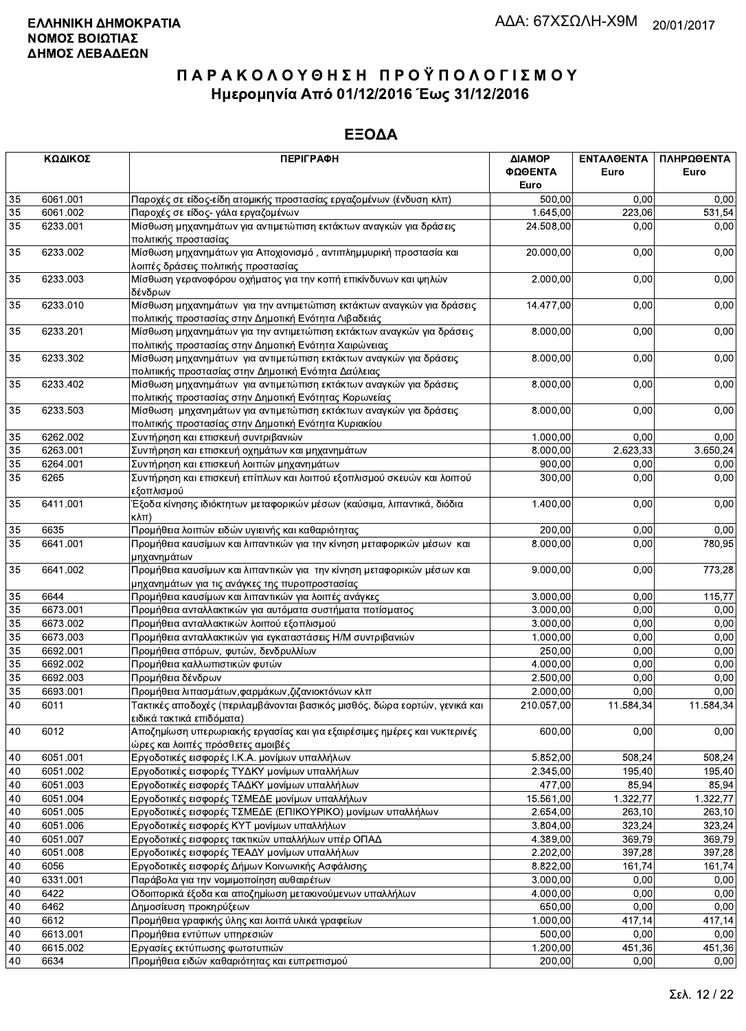**ΕΛΛΗΝΙΚΗ ΔΗΜΟΚΡΑΤΙΑ**
**ΝΟΜΟΣ ΒΟΙΩΤΙΑΣ**
**ΔΗΜΟΣ ΛΕΒΑΔΕΩΝ**

ΑΔΑ: 67ΧΣΩΛΗ-Χ9Μ 20/01/2017

# ΠΑΡΑΚΟΛΟΥΘΗΣΗ ΠΡΟΫΠΟΛΟΓΙΣΜΟΥ
## Ημερομηνία Από 01/12/2016 Έως 31/12/2016

## ΕΞΟΔΑ

| ΚΩΔΙΚΟΣ | | ΠΕΡΙΓΡΑΦΗ | ΔΙΑΜΟΡΦΩΘΕΝΤΑ Euro | ΕΝΤΑΛΘΕΝΤΑ Euro | ΠΛΗΡΩΘΕΝΤΑ Euro |
|---|---|---|---|---|---|
| 35 | 6061.001 | Παροχές σε είδος-είδη ατομικής προστασίας εργαζομένων (ένδυση κλπ) | 500,00 | 0,00 | 0,00 |
| 35 | 6061.002 | Παροχές σε είδος- γάλα εργαζομένων | 1.645,00 | 223,06 | 531,54 |
| 35 | 6233.001 | Μίσθωση μηχανημάτων για αντιμετώπιση εκτάκτων αναγκών για δράσεις πολιτικής προστασίας | 24.508,00 | 0,00 | 0,00 |
| 35 | 6233.002 | Μίσθωση μηχανημάτων για Αποχιονισμό , αντιπλημμυρική προστασία και λοιπές δράσεις πολιτικής προστασίας | 20.000,00 | 0,00 | 0,00 |
| 35 | 6233.003 | Μίσθωση γερανοφόρου οχήματος για την κοπή επικίνδυνων και ψηλών δένδρων | 2.000,00 | 0,00 | 0,00 |
| 35 | 6233.010 | Μίσθωση μηχανημάτων για την αντιμετώπιση εκτάκτων αναγκών για δράσεις πολιτικής προστασίας στην Δημοτική Ενότητα Λιβαδειάς | 14.477,00 | 0,00 | 0,00 |
| 35 | 6233.201 | Μίσθωση μηχανημάτων για την αντιμετώπιση εκτάκτων αναγκών για δράσεις πολιτικής προστασίας στην Δημοτική Ενότητα Χαιρώνειας | 8.000,00 | 0,00 | 0,00 |
| 35 | 6233.302 | Μίσθωση μηχανημάτων για αντιμετώπιση εκτάκτων αναγκών για δράσεις πολιτιικής προστασίας στην Δημοτική Ενότητα Δαύλειας | 8.000,00 | 0,00 | 0,00 |
| 35 | 6233.402 | Μίσθωση μηχανημάτων για αντιμετώπιση εκτάκτων αναγκών για δράσεις πολιτικής προστασίας στην Δημοτική Ενότητας Κορωνείας | 8.000,00 | 0,00 | 0,00 |
| 35 | 6233.503 | Μίσθωση μηχανημάτων για αντιμετώπιση εκτάκτων αναγκών για δράσεις πολιτικής προστασίας στην Δημοτική Ενότητα Κυριακίου | 8.000,00 | 0,00 | 0,00 |
| 35 | 6262.002 | Συντήρηση και επισκευή συντριβανιών | 1.000,00 | 0,00 | 0,00 |
| 35 | 6263.001 | Συντήρηση και επισκευή οχημάτων και μηχανημάτων | 8.000,00 | 2.623,33 | 3.650,24 |
| 35 | 6264.001 | Συντήρηση και επισκευή λοιπών μηχανημάτων | 900,00 | 0,00 | 0,00 |
| 35 | 6265 | Συντήρηση και επισκευή επίπλων και λοιπού εξοπλισμού σκευών και λοιπού εξοπλισμού | 300,00 | 0,00 | 0,00 |
| 35 | 6411.001 | Έξοδα κίνησης ιδιόκτητων μεταφορικών μέσων (καύσιμα, λιπαντικά, διόδια κλπ) | 1.400,00 | 0,00 | 0,00 |
| 35 | 6635 | Προμήθεια λοιπών ειδών υγιεινής και καθαριότητας | 200,00 | 0,00 | 0,00 |
| 35 | 6641.001 | Προμήθεια καυσίμων και λιπαντικών για την κίνηση μεταφορικών μέσων και μηχανημάτων | 8.000,00 | 0,00 | 780,95 |
| 35 | 6641.002 | Προμήθεια καυσίμων και λιπαντικών για την κίνηση μεταφορικών μέσων και μηχανημάτων για τις ανάγκες της πυροπροστασίας | 9.000,00 | 0,00 | 773,28 |
| 35 | 6644 | Προμήθεια καυσίμων και λιπαντικών για λοιπές ανάγκες | 3.000,00 | 0,00 | 115,77 |
| 35 | 6673.001 | Προμήθεια ανταλλακτικών για αυτόματα συστήματα ποτίσματος | 3.000,00 | 0,00 | 0,00 |
| 35 | 6673.002 | Προμήθεια ανταλλακτικών λοιπού εξοπλισμού | 3.000,00 | 0,00 | 0,00 |
| 35 | 6673.003 | Προμήθεια ανταλλακτικών για εγκαταστάσεις Η/Μ συντριβανιών | 1.000,00 | 0,00 | 0,00 |
| 35 | 6692.001 | Προμήθεια σπόρων, φυτών, δενδρυλλίων | 250,00 | 0,00 | 0,00 |
| 35 | 6692.002 | Προμήθεια καλλωπιστικών φυτών | 4.000,00 | 0,00 | 0,00 |
| 35 | 6692.003 | Προμήθεια δένδρων | 2.500,00 | 0,00 | 0,00 |
| 35 | 6693.001 | Προμήθεια λιπασμάτων,φαρμάκων,ζιζανιοκτόνων κλπ | 2.000,00 | 0,00 | 0,00 |
| 40 | 6011 | Τακτικές αποδοχές (περιλαμβάνονται βασικός μισθός, δώρα εορτών, γενικά και ειδικά τακτικά επιδόματα) | 210.057,00 | 11.584,34 | 11.584,34 |
| 40 | 6012 | Αποζημίωση υπερωριακής εργασίας και για εξαιρέσιμες ημέρες και νυκτερινές ώρες και λοιπές πρόσθετες αμοιβές | 600,00 | 0,00 | 0,00 |
| 40 | 6051.001 | Εργοδοτικές εισφορές Ι.Κ.Α. μονίμων υπαλλήλων | 5.852,00 | 508,24 | 508,24 |
| 40 | 6051.002 | Εργοδοτικές εισφορές ΤΥΔΚΥ μονίμων υπαλλήλων | 2.345,00 | 195,40 | 195,40 |
| 40 | 6051.003 | Εργοδοτικές εισφορές ΤΑΔΚΥ μονίμων υπαλλήλων | 477,00 | 85,94 | 85,94 |
| 40 | 6051.004 | Εργοδοτικές εισφορές ΤΣΜΕΔΕ μονίμων υπαλλήλων | 15.561,00 | 1.322,77 | 1.322,77 |
| 40 | 6051.005 | Εργοδοτικές εισφορές ΤΣΜΕΔΕ (ΕΠΙΚΟΥΡΙΚΟ) μονίμων υπαλλήλων | 2.654,00 | 263,10 | 263,10 |
| 40 | 6051.006 | Εργοδοτικές εισφορές ΚΥΤ μονίμων υπαλλήλων | 3.804,00 | 323,24 | 323,24 |
| 40 | 6051.007 | Εργοδοτικές εισφορες τακτικών υπαλλήλων υπέρ ΟΠΑΔ | 4.389,00 | 369,79 | 369,79 |
| 40 | 6051.008 | Εργοδοτικές εισφορές ΤΕΑΔΥ μονίμων υπαλλήλων | 2.202,00 | 397,28 | 397,28 |
| 40 | 6056 | Εργοδοτικές εισφορές Δήμων Κοινωνικής Ασφάλισης | 8.822,00 | 161,74 | 161,74 |
| 40 | 6331.001 | Παράβολα για την νομιμοποίηση αυθαιρέτων | 3.000,00 | 0,00 | 0,00 |
| 40 | 6422 | Οδοιπορικά έξοδα και αποζημίωση μετακινούμενων υπαλλήλων | 4.000,00 | 0,00 | 0,00 |
| 40 | 6462 | Δημοσίευση προκηρύξεων | 650,00 | 0,00 | 0,00 |
| 40 | 6612 | Προμήθεια γραφικής ύλης και λοιπά υλικά γραφείων | 1.000,00 | 417,14 | 417,14 |
| 40 | 6613.001 | Προμήθεια εντύπων υπηρεσιών | 500,00 | 0,00 | 0,00 |
| 40 | 6615.002 | Εργασίες εκτύπωσης φωτοτυπιών | 1.200,00 | 451,36 | 451,36 |
| 40 | 6634 | Προμήθεια ειδών καθαριότητας και ευπρεπισμού | 200,00 | 0,00 | 0,00 |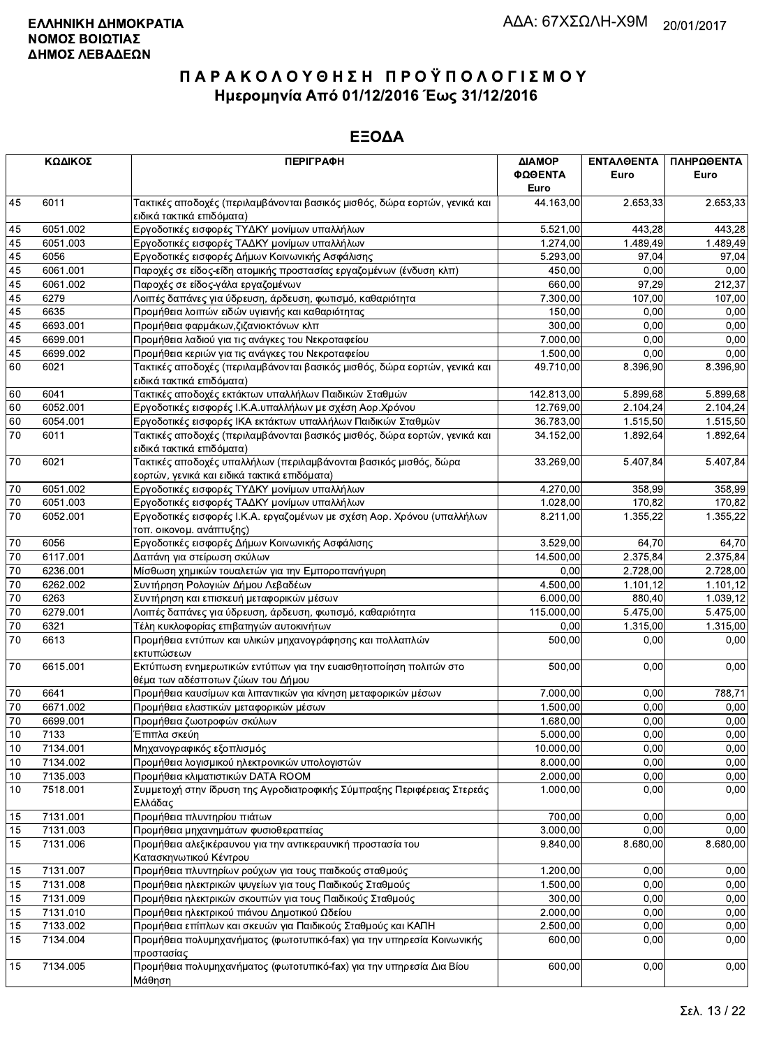**ΕΛΛΗΝΙΚΗ ΔΗΜΟΚΡΑΤΙΑ**
**ΝΟΜΟΣ ΒΟΙΩΤΙΑΣ**
**ΔΗΜΟΣ ΛΕΒΑΔΕΩΝ**

ΑΔΑ: 67ΧΣΩΛΗ-Χ9Μ 20/01/2017

# Π Α Ρ Α Κ Ο Λ Ο Υ Θ Η Σ Η  Π Ρ Ο Ϋ Π Ο Λ Ο Γ Ι Σ Μ Ο Υ
## Ημερομηνία Από 01/12/2016 Έως 31/12/2016

## ΕΞΟΔΑ

| ΚΩΔΙΚΟΣ | | ΠΕΡΙΓΡΑΦΗ | ΔΙΑΜΟΡ ΦΩΘΕΝΤΑ Euro | ΕΝΤΑΛΘΕΝΤΑ Euro | ΠΛΗΡΩΘΕΝΤΑ Euro |
|---|---|---|---|---|---|
| 45 | 6011 | Τακτικές αποδοχές (περιλαμβάνονται βασικός μισθός, δώρα εορτών, γενικά και ειδικά τακτικά επιδόματα) | 44.163,00 | 2.653,33 | 2.653,33 |
| 45 | 6051.002 | Εργοδοτικές εισφορές ΤΥΔΚΥ μονίμων υπαλλήλων | 5.521,00 | 443,28 | 443,28 |
| 45 | 6051.003 | Εργοδοτικές εισφορές ΤΑΔΚΥ μονίμων υπαλλήλων | 1.274,00 | 1.489,49 | 1.489,49 |
| 45 | 6056 | Εργοδοτικές εισφορές Δήμων Κοινωνικής Ασφάλισης | 5.293,00 | 97,04 | 97,04 |
| 45 | 6061.001 | Παροχές σε είδος-είδη ατομικής προστασίας εργαζομένων (ένδυση κλπ) | 450,00 | 0,00 | 0,00 |
| 45 | 6061.002 | Παροχές σε είδος-γάλα εργαζομένων | 660,00 | 97,29 | 212,37 |
| 45 | 6279 | Λοιπές δαπάνες για ύδρευση, άρδευση, φωτισμό, καθαριότητα | 7.300,00 | 107,00 | 107,00 |
| 45 | 6635 | Προμήθεια λοιπών ειδών υγιεινής και καθαριότητας | 150,00 | 0,00 | 0,00 |
| 45 | 6693.001 | Προμήθεια φαρμάκων,ζιζανιοκτόνων κλπ | 300,00 | 0,00 | 0,00 |
| 45 | 6699.001 | Προμήθεια λαδιού για τις ανάγκες του Νεκροταφείου | 7.000,00 | 0,00 | 0,00 |
| 45 | 6699.002 | Προμήθεια κεριών για τις ανάγκες του Νεκροταφείου | 1.500,00 | 0,00 | 0,00 |
| 60 | 6021 | Τακτικές αποδοχές (περιλαμβάνονται βασικός μισθός, δώρα εορτών, γενικά και ειδικά τακτικά επιδόματα) | 49.710,00 | 8.396,90 | 8.396,90 |
| 60 | 6041 | Τακτικές αποδοχές εκτάκτων υπαλλήλων Παιδικών Σταθμών | 142.813,00 | 5.899,68 | 5.899,68 |
| 60 | 6052.001 | Εργοδοτικές εισφορές Ι.Κ.Α.υπαλλήλων με σχέση Αορ.Χρόνου | 12.769,00 | 2.104,24 | 2.104,24 |
| 60 | 6054.001 | Εργοδοτικές εισφορές ΙΚΑ εκτάκτων υπαλλήλων Παιδικών Σταθμών | 36.783,00 | 1.515,50 | 1.515,50 |
| 70 | 6011 | Τακτικές αποδοχές (περιλαμβάνονται βασικός μισθός, δώρα εορτών, γενικά και ειδικά τακτικά επιδόματα) | 34.152,00 | 1.892,64 | 1.892,64 |
| 70 | 6021 | Τακτικές αποδοχές υπαλλήλων (περιλαμβάνονται βασικός μισθός, δώρα εορτών, γενικά και ειδικά τακτικά επιδόματα) | 33.269,00 | 5.407,84 | 5.407,84 |
| 70 | 6051.002 | Εργοδοτικές εισφορές ΤΥΔΚΥ μονίμων υπαλλήλων | 4.270,00 | 358,99 | 358,99 |
| 70 | 6051.003 | Εργοδοτικές εισφορές ΤΑΔΚΥ μονίμων υπαλλήλων | 1.028,00 | 170,82 | 170,82 |
| 70 | 6052.001 | Εργοδοτικές εισφορές Ι.Κ.Α. εργαζομένων με σχέση Αορ. Χρόνου (υπαλλήλων τοπ. οικονομ. ανάπτυξης) | 8.211,00 | 1.355,22 | 1.355,22 |
| 70 | 6056 | Εργοδοτικές εισφορές Δήμων Κοινωνικής Ασφάλισης | 3.529,00 | 64,70 | 64,70 |
| 70 | 6117.001 | Δαπάνη για στείρωση σκύλων | 14.500,00 | 2.375,84 | 2.375,84 |
| 70 | 6236.001 | Μίσθωση χημικών τουαλετών για την Εμποροπανήγυρη | 0,00 | 2.728,00 | 2.728,00 |
| 70 | 6262.002 | Συντήρηση Ρολογιών Δήμου Λεβαδέων | 4.500,00 | 1.101,12 | 1.101,12 |
| 70 | 6263 | Συντήρηση και επισκευή μεταφορικών μέσων | 6.000,00 | 880,40 | 1.039,12 |
| 70 | 6279.001 | Λοιπές δαπάνες για ύδρευση, άρδευση, φωτισμό, καθαριότητα | 115.000,00 | 5.475,00 | 5.475,00 |
| 70 | 6321 | Τέλη κυκλοφορίας επιβατηγών αυτοκινήτων | 0,00 | 1.315,00 | 1.315,00 |
| 70 | 6613 | Προμήθεια εντύπων και υλικών μηχανογράφησης και πολλαπλών εκτυπώσεων | 500,00 | 0,00 | 0,00 |
| 70 | 6615.001 | Εκτύπωση ενημερωτικών εντύπων για την ευαισθητοποίηση πολιτών στο θέμα των αδέσποτων ζώων του Δήμου | 500,00 | 0,00 | 0,00 |
| 70 | 6641 | Προμήθεια καυσίμων και λιπαντικών για κίνηση μεταφορικών μέσων | 7.000,00 | 0,00 | 788,71 |
| 70 | 6671.002 | Προμήθεια ελαστικών μεταφορικών μέσων | 1.500,00 | 0,00 | 0,00 |
| 70 | 6699.001 | Προμήθεια ζωοτροφών σκύλων | 1.680,00 | 0,00 | 0,00 |
| 10 | 7133 | Έπιπλα σκεύη | 5.000,00 | 0,00 | 0,00 |
| 10 | 7134.001 | Μηχανογραφικός εξοπλισμός | 10.000,00 | 0,00 | 0,00 |
| 10 | 7134.002 | Προμήθεια λογισμικού ηλεκτρονικών υπολογιστών | 8.000,00 | 0,00 | 0,00 |
| 10 | 7135.003 | Προμήθεια κλιματιστικών DATA ROOM | 2.000,00 | 0,00 | 0,00 |
| 10 | 7518.001 | Συμμετοχή στην ίδρυση της Αγροδιατροφικής Σύμπραξης Περιφέρειας Στερεάς Ελλάδας | 1.000,00 | 0,00 | 0,00 |
| 15 | 7131.001 | Προμήθεια πλυντηρίου πιάτων | 700,00 | 0,00 | 0,00 |
| 15 | 7131.003 | Προμήθεια μηχανημάτων φυσιοθεραπείας | 3.000,00 | 0,00 | 0,00 |
| 15 | 7131.006 | Προμήθεια αλεξικέραυνου για την αντικεραυνική προστασία του Κατασκηνωτικού Κέντρου | 9.840,00 | 8.680,00 | 8.680,00 |
| 15 | 7131.007 | Προμήθεια πλυντηρίων ρούχων για τους παιδικούς σταθμούς | 1.200,00 | 0,00 | 0,00 |
| 15 | 7131.008 | Προμήθεια ηλεκτρικών ψυγείων για τους Παιδικούς Σταθμούς | 1.500,00 | 0,00 | 0,00 |
| 15 | 7131.009 | Προμήθεια ηλεκτρικών σκουπών για τους Παιδικούς Σταθμούς | 300,00 | 0,00 | 0,00 |
| 15 | 7131.010 | Προμήθεια ηλεκτρικού πιάνου Δημοτικού Ωδείου | 2.000,00 | 0,00 | 0,00 |
| 15 | 7133.002 | Προμήθεια επίπλων και σκευών για Παιδικούς Σταθμούς και ΚΑΠΗ | 2.500,00 | 0,00 | 0,00 |
| 15 | 7134.004 | Προμήθεια πολυμηχανήματος (φωτοτυπικό-fax) για την υπηρεσία Κοινωνικής προστασίας | 600,00 | 0,00 | 0,00 |
| 15 | 7134.005 | Προμήθεια πολυμηχανήματος (φωτοτυπικό-fax) για την υπηρεσία Δια Βίου Μάθηση | 600,00 | 0,00 | 0,00 |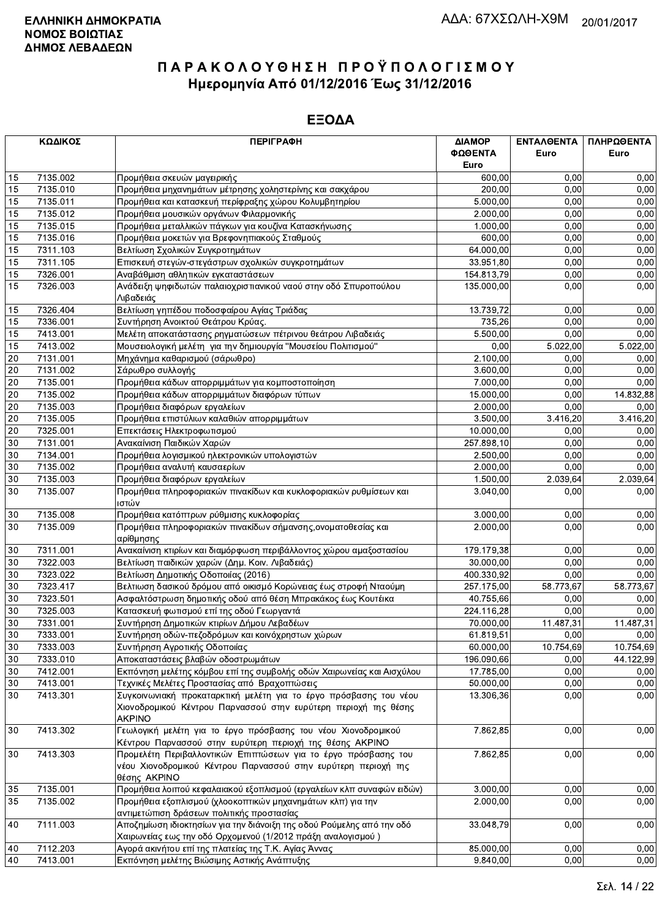**ΕΛΛΗΝΙΚΗ ΔΗΜΟΚΡΑΤΙΑ**
**ΝΟΜΟΣ ΒΟΙΩΤΙΑΣ**
**ΔΗΜΟΣ ΛΕΒΑΔΕΩΝ**

ΑΔΑ: 67ΧΣΩΛΗ-Χ9Μ 20/01/2017

# ΠΑΡΑΚΟΛΟΥΘΗΣΗ ΠΡΟΫΠΟΛΟΓΙΣΜΟΥ
## Ημερομηνία Από 01/12/2016 Έως 31/12/2016

## ΕΞΟΔΑ

| ΚΩΔΙΚΟΣ | | ΠΕΡΙΓΡΑΦΗ | ΔΙΑΜΟΡΦΩΘΕΝΤΑ Euro | ΕΝΤΑΛΘΕΝΤΑ Euro | ΠΛΗΡΩΘΕΝΤΑ Euro |
|---|---|---|---|---|---|
| 15 | 7135.002 | Προμήθεια σκευών μαγειρικής | 600,00 | 0,00 | 0,00 |
| 15 | 7135.010 | Προμήθεια μηχανημάτων μέτρησης χοληστερίνης και σακχάρου | 200,00 | 0,00 | 0,00 |
| 15 | 7135.011 | Προμήθεια και κατασκευή περίφραξης χώρου Κολυμβητηρίου | 5.000,00 | 0,00 | 0,00 |
| 15 | 7135.012 | Προμήθεια μουσικών οργάνων Φιλαρμονικής | 2.000,00 | 0,00 | 0,00 |
| 15 | 7135.015 | Προμήθεια μεταλλικών πάγκων για κουζίνα Κατασκήνωσης | 1.000,00 | 0,00 | 0,00 |
| 15 | 7135.016 | Προμήθεια μοκετών για Βρεφονηπιακούς Σταθμούς | 600,00 | 0,00 | 0,00 |
| 15 | 7311.103 | Βελτίωση Σχολικών Συγκροτημάτων | 64.000,00 | 0,00 | 0,00 |
| 15 | 7311.105 | Επισκευή στεγών-στεγάστρων σχολικών συγκροτημάτων | 33.951,80 | 0,00 | 0,00 |
| 15 | 7326.001 | Αναβάθμιση αθλητικών εγκαταστάσεων | 154.813,79 | 0,00 | 0,00 |
| 15 | 7326.003 | Ανάδειξη ψηφιδωτών παλαιοχριστιανικού ναού στην οδό Σπυροπούλου Λιβαδειάς | 135.000,00 | 0,00 | 0,00 |
| 15 | 7326.404 | Βελτίωση γηπέδου ποδοσφαίρου Αγίας Τριάδας | 13.739,72 | 0,00 | 0,00 |
| 15 | 7336.001 | Συντήρηση Ανοικτού Θεάτρου Κρύας. | 735,26 | 0,00 | 0,00 |
| 15 | 7413.001 | Μελέτη αποκατάστασης ρηγματώσεων πέτρινου θεάτρου Λιβαδειάς | 5.500,00 | 0,00 | 0,00 |
| 15 | 7413.002 | Μουσειολογική μελέτη για την δημιουργία "Μουσείου Πολιτισμού" | 0,00 | 5.022,00 | 5.022,00 |
| 20 | 7131.001 | Μηχάνημα καθαρισμού (σάρωθρο) | 2.100,00 | 0,00 | 0,00 |
| 20 | 7131.002 | Σάρωθρο συλλογής | 3.600,00 | 0,00 | 0,00 |
| 20 | 7135.001 | Προμήθεια κάδων απορριμμάτων για κομποστοποίηση | 7.000,00 | 0,00 | 0,00 |
| 20 | 7135.002 | Προμήθεια κάδων απορριμμάτων διαφόρων τύπων | 15.000,00 | 0,00 | 14.832,88 |
| 20 | 7135.003 | Προμήθεια διαφόρων εργαλείων | 2.000,00 | 0,00 | 0,00 |
| 20 | 7135.005 | Προμήθεια επιστύλιων καλαθιών απορριμμάτων | 3.500,00 | 3.416,20 | 3.416,20 |
| 20 | 7325.001 | Επεκτάσεις Ηλεκτροφωτισμού | 10.000,00 | 0,00 | 0,00 |
| 30 | 7131.001 | Ανακαίνιση Παιδικών Χαρών | 257.898,10 | 0,00 | 0,00 |
| 30 | 7134.001 | Προμήθεια λογισμικού ηλεκτρονικών υπολογιστών | 2.500,00 | 0,00 | 0,00 |
| 30 | 7135.002 | Προμήθεια αναλυτή καυσαερίων | 2.000,00 | 0,00 | 0,00 |
| 30 | 7135.003 | Προμήθεια διαφόρων εργαλείων | 1.500,00 | 2.039,64 | 2.039,64 |
| 30 | 7135.007 | Προμήθεια πληροφοριακών πινακίδων και κυκλοφοριακών ρυθμίσεων και ιστών | 3.040,00 | 0,00 | 0,00 |
| 30 | 7135.008 | Προμήθεια κατόπτρων ρύθμισης κυκλοφορίας | 3.000,00 | 0,00 | 0,00 |
| 30 | 7135.009 | Προμήθεια πληροφοριακών πινακίδων σήμανσης,ονοματοθεσίας και αρίθμησης | 2.000,00 | 0,00 | 0,00 |
| 30 | 7311.001 | Ανακαίνιση κτιρίων και διαμόρφωση περιβάλλοντος χώρου αμαξοστασίου | 179.179,38 | 0,00 | 0,00 |
| 30 | 7322.003 | Βελτίωση παιδικών χαρών (Δημ. Κοιν. Λιβαδειάς) | 30.000,00 | 0,00 | 0,00 |
| 30 | 7323.022 | Βελτίωση Δημοτικής Οδοποιίας (2016) | 400.330,92 | 0,00 | 0,00 |
| 30 | 7323.417 | Βελτιωση δασικού δρόμου από οικισμό Κορώνειας έως στροφή Νταούμη | 257.175,00 | 58.773,67 | 58.773,67 |
| 30 | 7323.501 | Ασφαλτόστρωση δημοτικής οδού από θέση Μπρακάκος έως Κουτέικα | 40.755,66 | 0,00 | 0,00 |
| 30 | 7325.003 | Κατασκευή φωτισμού επί της οδού Γεωργαντά | 224.116,28 | 0,00 | 0,00 |
| 30 | 7331.001 | Συντήρηση Δημοτικών κτιρίων Δήμου Λεβαδέων | 70.000,00 | 11.487,31 | 11.487,31 |
| 30 | 7333.001 | Συντήρηση οδών-πεζοδρόμων και κοινόχρηστων χώρων | 61.819,51 | 0,00 | 0,00 |
| 30 | 7333.003 | Συντήρηση Αγροτικής Οδοποιίας | 60.000,00 | 10.754,69 | 10.754,69 |
| 30 | 7333.010 | Αποκαταστάσεις βλαβών οδοστρωμάτων | 196.090,66 | 0,00 | 44.122,99 |
| 30 | 7412.001 | Εκπόνηση μελέτης κόμβου επί της συμβολής οδών Χαιρωνείας και Αισχύλου | 17.785,00 | 0,00 | 0,00 |
| 30 | 7413.001 | Τεχνικές Μελέτες Προστασίας από Βραχοπτώσεις | 50.000,00 | 0,00 | 0,00 |
| 30 | 7413.301 | Συγκοινωνιακή προκαταρκτική μελέτη για το έργο πρόσβασης του νέου Χιονοδρομικού Κέντρου Παρνασσού στην ευρύτερη περιοχή της θέσης ΑΚΡΙΝΟ | 13.306,36 | 0,00 | 0,00 |
| 30 | 7413.302 | Γεωλογική μελέτη για το έργο πρόσβασης του νέου Χιονοδρομικού Κέντρου Παρνασσού στην ευρύτερη περιοχή της θέσης ΑΚΡΙΝΟ | 7.862,85 | 0,00 | 0,00 |
| 30 | 7413.303 | Προμελέτη Περιβαλλοντικών Επιπτώσεων για το έργο πρόσβασης του νέου Χιονοδρομικού Κέντρου Παρνασσού στην ευρύτερη περιοχή της θέσης ΑΚΡΙΝΟ | 7.862,85 | 0,00 | 0,00 |
| 35 | 7135.001 | Προμήθεια λοιπού κεφαλαιακού εξοπλισμού (εργαλείων κλπ συναφών ειδών) | 3.000,00 | 0,00 | 0,00 |
| 35 | 7135.002 | Προμήθεια εξοπλισμού (χλοοκοπτικών μηχανημάτων κλπ) για την αντιμετώπιση δράσεων πολιτικής προστασίας | 2.000,00 | 0,00 | 0,00 |
| 40 | 7111.003 | Αποζημίωση ιδιοκτησίων για την διάνοιξη της οδού Ρούμελης από την οδό Χαιρωνείας εως την οδό Ορχομενού (1/2012 πράξη αναλογισμού ) | 33.048,79 | 0,00 | 0,00 |
| 40 | 7112.203 | Αγορά ακινήτου επί της πλατείας της Τ.Κ. Αγίας Άννας | 85.000,00 | 0,00 | 0,00 |
| 40 | 7413.001 | Εκπόνηση μελέτης Βιώσιμης Αστικής Ανάπτυξης | 9.840,00 | 0,00 | 0,00 |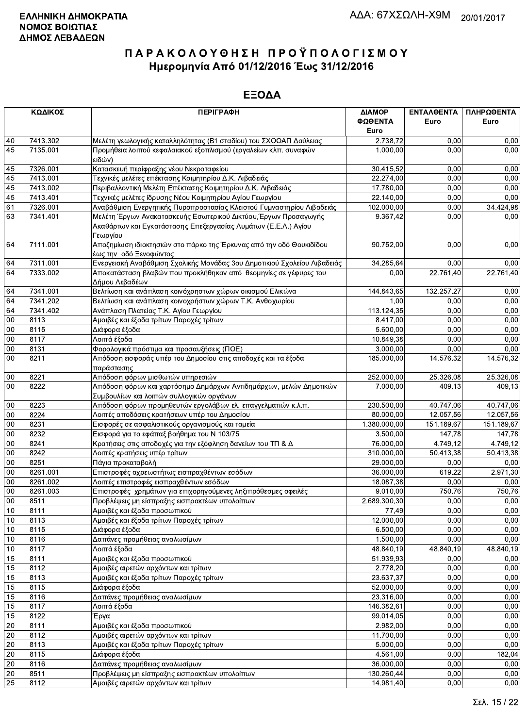**ΕΛΛΗΝΙΚΗ ΔΗΜΟΚΡΑΤΙΑ**
**ΝΟΜΟΣ ΒΟΙΩΤΙΑΣ**
**ΔΗΜΟΣ ΛΕΒΑΔΕΩΝ**

ΑΔΑ: 67ΧΣΩΛΗ-Χ9Μ 20/01/2017

# ΠΑΡΑΚΟΛΟΥΘΗΣΗ ΠΡΟΫΠΟΛΟΓΙΣΜΟΥ
## Ημερομηνία Από 01/12/2016 Έως 31/12/2016

## ΕΞΟΔΑ

| ΚΩΔΙΚΟΣ | | ΠΕΡΙΓΡΑΦΗ | ΔΙΑΜΟΡΦΩΘΕΝΤΑ Euro | ΕΝΤΑΛΘΕΝΤΑ Euro | ΠΛΗΡΩΘΕΝΤΑ Euro |
|---|---|---|---|---|---|
| 40 | 7413.302 | Μελέτη γεωλογικής καταλληλότητας (Β1 σταδίου) του ΣΧΟΟΑΠ Δαύλειας | 2.738,72 | 0,00 | 0,00 |
| 45 | 7135.001 | Προμήθεια λοιπού κεφαλαιακού εξοπλισμού (εργαλείων κλπ. συναφών ειδών) | 1.000,00 | 0,00 | 0,00 |
| 45 | 7326.001 | Κατασκευή περίφραξης νέου Νεκροταφείου | 30.415,52 | 0,00 | 0,00 |
| 45 | 7413.001 | Τεχνικές μελέτες επέκτασης Κοιμητηρίου Δ.Κ. Λιβαδειάς | 22.274,00 | 0,00 | 0,00 |
| 45 | 7413.002 | Περιβαλλοντική Μελέτη Επέκτασης Κοιμητηρίου Δ.Κ. Λιβαδειάς | 17.780,00 | 0,00 | 0,00 |
| 45 | 7413.401 | Τεχνικές μελέτες ίδρυσης Νέου Κοιμητηρίου Αγίου Γεωργίου | 22.140,00 | 0,00 | 0,00 |
| 61 | 7326.001 | Αναβάθμιση Ενεργητικής Πυροπροστασίας Κλειστού Γυμναστηρίου Λιβαδειάς | 102.000,00 | 0,00 | 34.424,98 |
| 63 | 7341.401 | Μελέτη Έργων Ανακατασκευής Εσωτερικού Δικτύου,Έργων Προσαγωγής Ακαθάρτων και Εγκατάστασης Επεξεργασίας Λυμάτων (Ε.Ε.Λ.) Αγίου Γεωργίου | 9.367,42 | 0,00 | 0,00 |
| 64 | 7111.001 | Αποζημίωση ιδιοκτησιών στο πάρκο της Έρκυνας από την οδό Θουκιδίδου έως την οδό Ξενοφώντος | 90.752,00 | 0,00 | 0,00 |
| 64 | 7311.001 | Ενεργειακή Αναβάθμιση Σχολικής Μονάδας 3ου Δημοτικιού Σχολείου Λιβαδειάς | 34.285,64 | 0,00 | 0,00 |
| 64 | 7333.002 | Αποκατάσταση βλαβών που προκλήθηκαν από θεομηνίες σε γέφυρες του Δήμου Λεβαδέων | 0,00 | 22.761,40 | 22.761,40 |
| 64 | 7341.001 | Βελτίωση και ανάπλαση κοινόχρηστων χώρων οικισμού Ελικώνα | 144.843,65 | 132.257,27 | 0,00 |
| 64 | 7341.202 | Βελτίωση και ανάπλαση κοινοχρήστων χώρων Τ.Κ. Ανθοχωρίου | 1,00 | 0,00 | 0,00 |
| 64 | 7341.402 | Ανάπλαση Πλατείας Τ.Κ. Αγίου Γεωργίου | 113.124,35 | 0,00 | 0,00 |
| 00 | 8113 | Αμοιβές και έξοδα τρίτων Παροχές τρίτων | 8.417,00 | 0,00 | 0,00 |
| 00 | 8115 | Διάφορα έξοδα | 5.600,00 | 0,00 | 0,00 |
| 00 | 8117 | Λοιπά έξοδα | 10.849,38 | 0,00 | 0,00 |
| 00 | 8131 | Φορολογικά πρόστιμα και προσαυξήσεις (ΠΟΕ) | 3.000,00 | 0,00 | 0,00 |
| 00 | 8211 | Απόδοση εισφοράς υπέρ του Δημοσίου στις αποδοχές και τα έξοδα παράστασης | 185.000,00 | 14.576,32 | 14.576,32 |
| 00 | 8221 | Απόδοση φόρων μισθωτών υπηρεσιών | 252.000,00 | 25.326,08 | 25.326,08 |
| 00 | 8222 | Απόδοση φόρων και χαρτόσημο Δημάρχων Αντιδημάρχων, μελών Δημοτικών Συμβουλίων και λοιπών συλλογικών οργάνων | 7.000,00 | 409,13 | 409,13 |
| 00 | 8223 | Απόδοση φόρων προμηθευτών εργολάβων ελ. επαγγελματιών κ.λ.π. | 230.500,00 | 40.747,06 | 40.747,06 |
| 00 | 8224 | Λοιπές αποδόσεις κρατήσεων υπέρ του Δημοσίου | 80.000,00 | 12.057,56 | 12.057,56 |
| 00 | 8231 | Εισφορές σε ασφαλιστικούς οργανισμούς και ταμεία | 1.380.000,00 | 151.189,67 | 151.189,67 |
| 00 | 8232 | Εισφορά για το εφάπαξ βοήθημα του Ν 103/75 | 3.500,00 | 147,78 | 147,78 |
| 00 | 8241 | Κρατήσεις στις αποδοχές για την εξόφληση δανείων του ΤΠ & Δ | 76.000,00 | 4.749,12 | 4.749,12 |
| 00 | 8242 | Λοιπές κρατήσεις υπέρ τρίτων | 310.000,00 | 50.413,38 | 50.413,38 |
| 00 | 8251 | Πάγια προκαταβολή | 29.000,00 | 0,00 | 0,00 |
| 00 | 8261.001 | Επιστροφές αχρεωστήτως εισπραχθέντων εσόδων | 36.000,00 | 619,22 | 2.971,30 |
| 00 | 8261.002 | Λοιπές επιστροφές εισπραχθέντων εσόδων | 18.087,38 | 0,00 | 0,00 |
| 00 | 8261.003 | Επιστροφές χρημάτων για επιχορηγούμενες ληξιπρόθεσμες οφειλές | 9.010,00 | 750,76 | 750,76 |
| 00 | 8511 | Προβλέψεις μη είσπραξης εισπρακτέων υπολοίπων | 2.689.300,30 | 0,00 | 0,00 |
| 10 | 8111 | Αμοιβές και έξοδα προσωπικού | 77,49 | 0,00 | 0,00 |
| 10 | 8113 | Αμοιβές και έξοδα τρίτων Παροχές τρίτων | 12.000,00 | 0,00 | 0,00 |
| 10 | 8115 | Διάφορα έξοδα | 6.500,00 | 0,00 | 0,00 |
| 10 | 8116 | Δαπάνες προμήθειας αναλωσίμων | 1.500,00 | 0,00 | 0,00 |
| 10 | 8117 | Λοιπά έξοδα | 48.840,19 | 48.840,19 | 48.840,19 |
| 15 | 8111 | Αμοιβές και έξοδα προσωπικού | 51.939,93 | 0,00 | 0,00 |
| 15 | 8112 | Αμοιβές αιρετών αρχόντων και τρίτων | 2.778,20 | 0,00 | 0,00 |
| 15 | 8113 | Αμοιβές και έξοδα τρίτων Παροχές τρίτων | 23.637,37 | 0,00 | 0,00 |
| 15 | 8115 | Διάφορα έξοδα | 52.000,00 | 0,00 | 0,00 |
| 15 | 8116 | Δαπάνες προμήθειας αναλωσίμων | 23.316,00 | 0,00 | 0,00 |
| 15 | 8117 | Λοιπά έξοδα | 146.382,61 | 0,00 | 0,00 |
| 15 | 8122 | Έργα | 99.014,05 | 0,00 | 0,00 |
| 20 | 8111 | Αμοιβές και έξοδα προσωπικού | 2.982,00 | 0,00 | 0,00 |
| 20 | 8112 | Αμοιβές αιρετών αρχόντων και τρίτων | 11.700,00 | 0,00 | 0,00 |
| 20 | 8113 | Αμοιβές και έξοδα τρίτων Παροχές τρίτων | 5.000,00 | 0,00 | 0,00 |
| 20 | 8115 | Διάφορα έξοδα | 4.561,00 | 0,00 | 182,04 |
| 20 | 8116 | Δαπάνες προμήθειας αναλωσίμων | 36.000,00 | 0,00 | 0,00 |
| 20 | 8511 | Προβλέψεις μη είσπραξης εισπρακτέων υπολοίπων | 130.260,44 | 0,00 | 0,00 |
| 25 | 8112 | Αμοιβές αιρετών αρχόντων και τρίτων | 14.981,40 | 0,00 | 0,00 |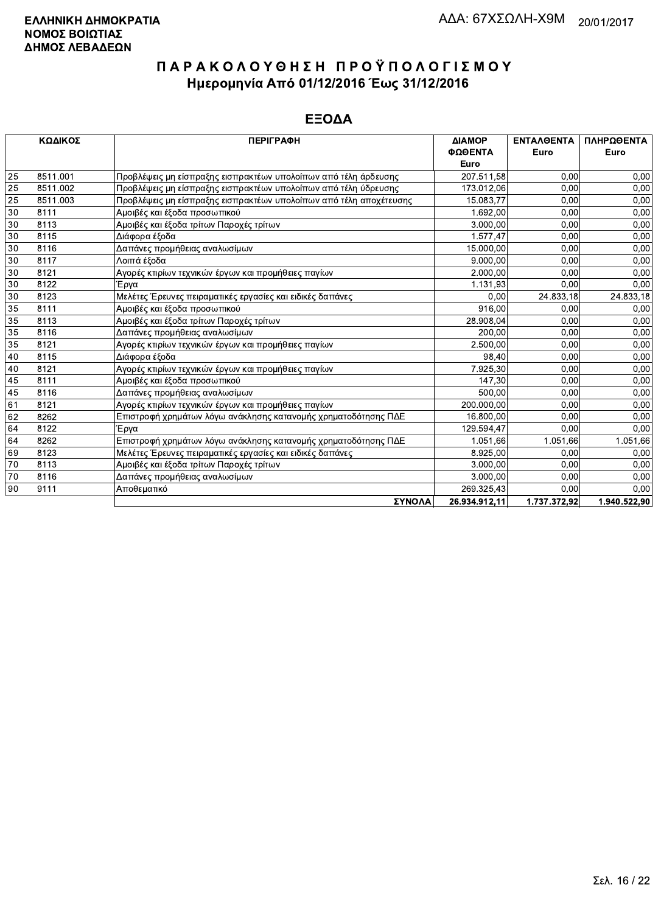**ΕΛΛΗΝΙΚΗ ΔΗΜΟΚΡΑΤΙΑ**
**ΝΟΜΟΣ ΒΟΙΩΤΙΑΣ**
**ΔΗΜΟΣ ΛΕΒΑΔΕΩΝ**

ΑΔΑ: 67ΧΣΩΛΗ-Χ9Μ 20/01/2017

# ΠΑΡΑΚΟΛΟΥΘΗΣΗ ΠΡΟΫΠΟΛΟΓΙΣΜΟΥ

## Ημερομηνία Από 01/12/2016 Έως 31/12/2016

## ΕΞΟΔΑ

| ΚΩΔΙΚΟΣ | | ΠΕΡΙΓΡΑΦΗ | ΔΙΑΜΟΡ ΦΩΘΕΝΤΑ Euro | ΕΝΤΑΛΘΕΝΤΑ Euro | ΠΛΗΡΩΘΕΝΤΑ Euro |
|---|---|---|---|---|---|
| 25 | 8511.001 | Προβλέψεις μη είσπραξης εισπρακτέων υπολοίπων από τέλη άρδευσης | 207.511,58 | 0,00 | 0,00 |
| 25 | 8511.002 | Προβλέψεις μη είσπραξης εισπρακτέων υπολοίπων από τέλη ύδρευσης | 173.012,06 | 0,00 | 0,00 |
| 25 | 8511.003 | Προβλέψεις μη είσπραξης εισπρακτέων υπολοίπων από τέλη αποχέτευσης | 15.083,77 | 0,00 | 0,00 |
| 30 | 8111 | Αμοιβές και έξοδα προσωπικού | 1.692,00 | 0,00 | 0,00 |
| 30 | 8113 | Αμοιβές και έξοδα τρίτων Παροχές τρίτων | 3.000,00 | 0,00 | 0,00 |
| 30 | 8115 | Διάφορα έξοδα | 1.577,47 | 0,00 | 0,00 |
| 30 | 8116 | Δαπάνες προμήθειας αναλωσίμων | 15.000,00 | 0,00 | 0,00 |
| 30 | 8117 | Λοιπά έξοδα | 9.000,00 | 0,00 | 0,00 |
| 30 | 8121 | Αγορές κτιρίων τεχνικών έργων και προμήθειες παγίων | 2.000,00 | 0,00 | 0,00 |
| 30 | 8122 | Έργα | 1.131,93 | 0,00 | 0,00 |
| 30 | 8123 | Μελέτες Έρευνες πειραματικές εργασίες και ειδικές δαπάνες | 0,00 | 24.833,18 | 24.833,18 |
| 35 | 8111 | Αμοιβές και έξοδα προσωπικού | 916,00 | 0,00 | 0,00 |
| 35 | 8113 | Αμοιβές και έξοδα τρίτων Παροχές τρίτων | 28.908,04 | 0,00 | 0,00 |
| 35 | 8116 | Δαπάνες προμήθειας αναλωσίμων | 200,00 | 0,00 | 0,00 |
| 35 | 8121 | Αγορές κτιρίων τεχνικών έργων και προμήθειες παγίων | 2.500,00 | 0,00 | 0,00 |
| 40 | 8115 | Διάφορα έξοδα | 98,40 | 0,00 | 0,00 |
| 40 | 8121 | Αγορές κτιρίων τεχνικών έργων και προμήθειες παγίων | 7.925,30 | 0,00 | 0,00 |
| 45 | 8111 | Αμοιβές και έξοδα προσωπικού | 147,30 | 0,00 | 0,00 |
| 45 | 8116 | Δαπάνες προμήθειας αναλωσίμων | 500,00 | 0,00 | 0,00 |
| 61 | 8121 | Αγορές κτιρίων τεχνικών έργων και προμήθειες παγίων | 200.000,00 | 0,00 | 0,00 |
| 62 | 8262 | Επιστροφή χρημάτων λόγω ανάκλησης κατανομής χρηματοδότησης ΠΔΕ | 16.800,00 | 0,00 | 0,00 |
| 64 | 8122 | Έργα | 129.594,47 | 0,00 | 0,00 |
| 64 | 8262 | Επιστροφή χρημάτων λόγω ανάκλησης κατανομής χρηματοδότησης ΠΔΕ | 1.051,66 | 1.051,66 | 1.051,66 |
| 69 | 8123 | Μελέτες Έρευνες πειραματικές εργασίες και ειδικές δαπάνες | 8.925,00 | 0,00 | 0,00 |
| 70 | 8113 | Αμοιβές και έξοδα τρίτων Παροχές τρίτων | 3.000,00 | 0,00 | 0,00 |
| 70 | 8116 | Δαπάνες προμήθειας αναλωσίμων | 3.000,00 | 0,00 | 0,00 |
| 90 | 9111 | Αποθεματικό | 269.325,43 | 0,00 | 0,00 |
| | | **ΣΥΝΟΛΑ** | **26.934.912,11** | **1.737.372,92** | **1.940.522,90** |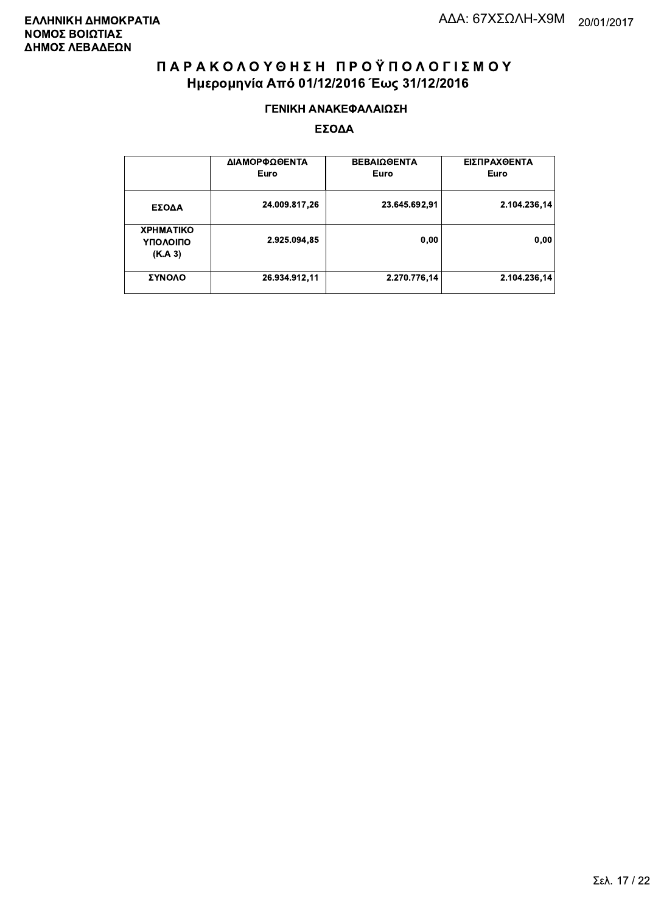**ΕΛΛΗΝΙΚΗ ΔΗΜΟΚΡΑΤΙΑ**
**ΝΟΜΟΣ ΒΟΙΩΤΙΑΣ**
**ΔΗΜΟΣ ΛΕΒΑΔΕΩΝ**

ΑΔΑ: 67ΧΣΩΛΗ-Χ9Μ 20/01/2017

# ΠΑΡΑΚΟΛΟΥΘΗΣΗ ΠΡΟΫΠΟΛΟΓΙΣΜΟΥ
## Ημερομηνία Από 01/12/2016 Έως 31/12/2016

### ΓΕΝΙΚΗ ΑΝΑΚΕΦΑΛΑΙΩΣΗ

### ΕΣΟΔΑ

| | ΔΙΑΜΟΡΦΩΘΕΝΤΑ Euro | ΒΕΒΑΙΩΘΕΝΤΑ Euro | ΕΙΣΠΡΑΧΘΕΝΤΑ Euro |
|---|---|---|---|
| ΕΣΟΔΑ | 24.009.817,26 | 23.645.692,91 | 2.104.236,14 |
| ΧΡΗΜΑΤΙΚΟ ΥΠΟΛΟΙΠΟ (Κ.Α 3) | 2.925.094,85 | 0,00 | 0,00 |
| ΣΥΝΟΛΟ | 26.934.912,11 | 2.270.776,14 | 2.104.236,14 |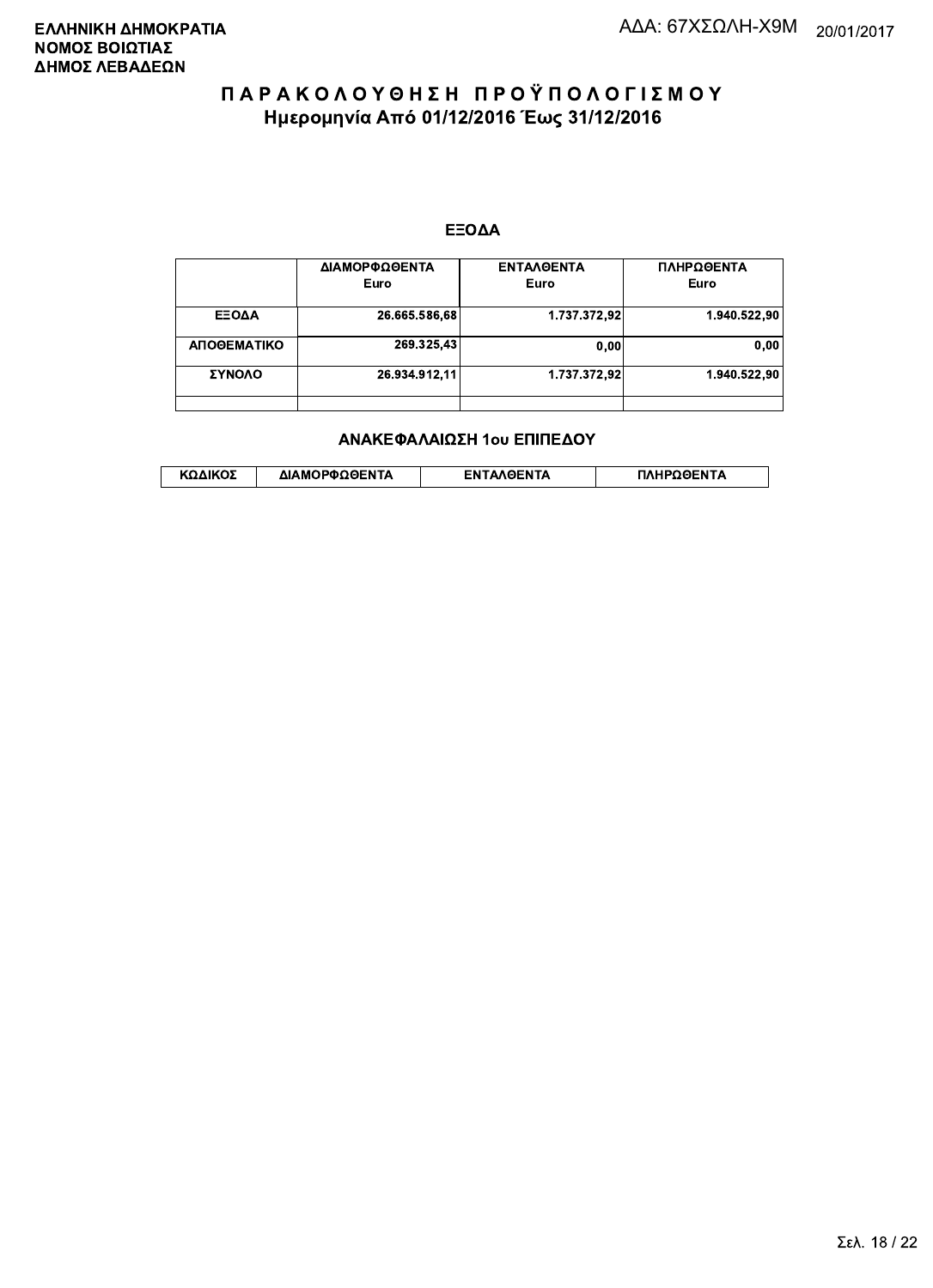**ΕΛΛΗΝΙΚΗ ΔΗΜΟΚΡΑΤΙΑ**
**ΝΟΜΟΣ ΒΟΙΩΤΙΑΣ**
**ΔΗΜΟΣ ΛΕΒΑΔΕΩΝ**

ΑΔΑ: 67ΧΣΩΛΗ-Χ9Μ 20/01/2017

# ΠΑΡΑΚΟΛΟΥΘΗΣΗ ΠΡΟΫΠΟΛΟΓΙΣΜΟΥ
## Ημερομηνία Από 01/12/2016 Έως 31/12/2016

### ΕΞΟΔΑ

| | ΔΙΑΜΟΡΦΩΘΕΝΤΑ Euro | ΕΝΤΑΛΘΕΝΤΑ Euro | ΠΛΗΡΩΘΕΝΤΑ Euro |
|---|---|---|---|
| ΕΞΟΔΑ | 26.665.586,68 | 1.737.372,92 | 1.940.522,90 |
| ΑΠΟΘΕΜΑΤΙΚΟ | 269.325,43 | 0,00 | 0,00 |
| ΣΥΝΟΛΟ | 26.934.912,11 | 1.737.372,92 | 1.940.522,90 |
| | | | |

### ΑΝΑΚΕΦΑΛΑΙΩΣΗ 1ου ΕΠΙΠΕΔΟΥ

| ΚΩΔΙΚΟΣ | ΔΙΑΜΟΡΦΩΘΕΝΤΑ | ΕΝΤΑΛΘΕΝΤΑ | ΠΛΗΡΩΘΕΝΤΑ |
|---|---|---|---|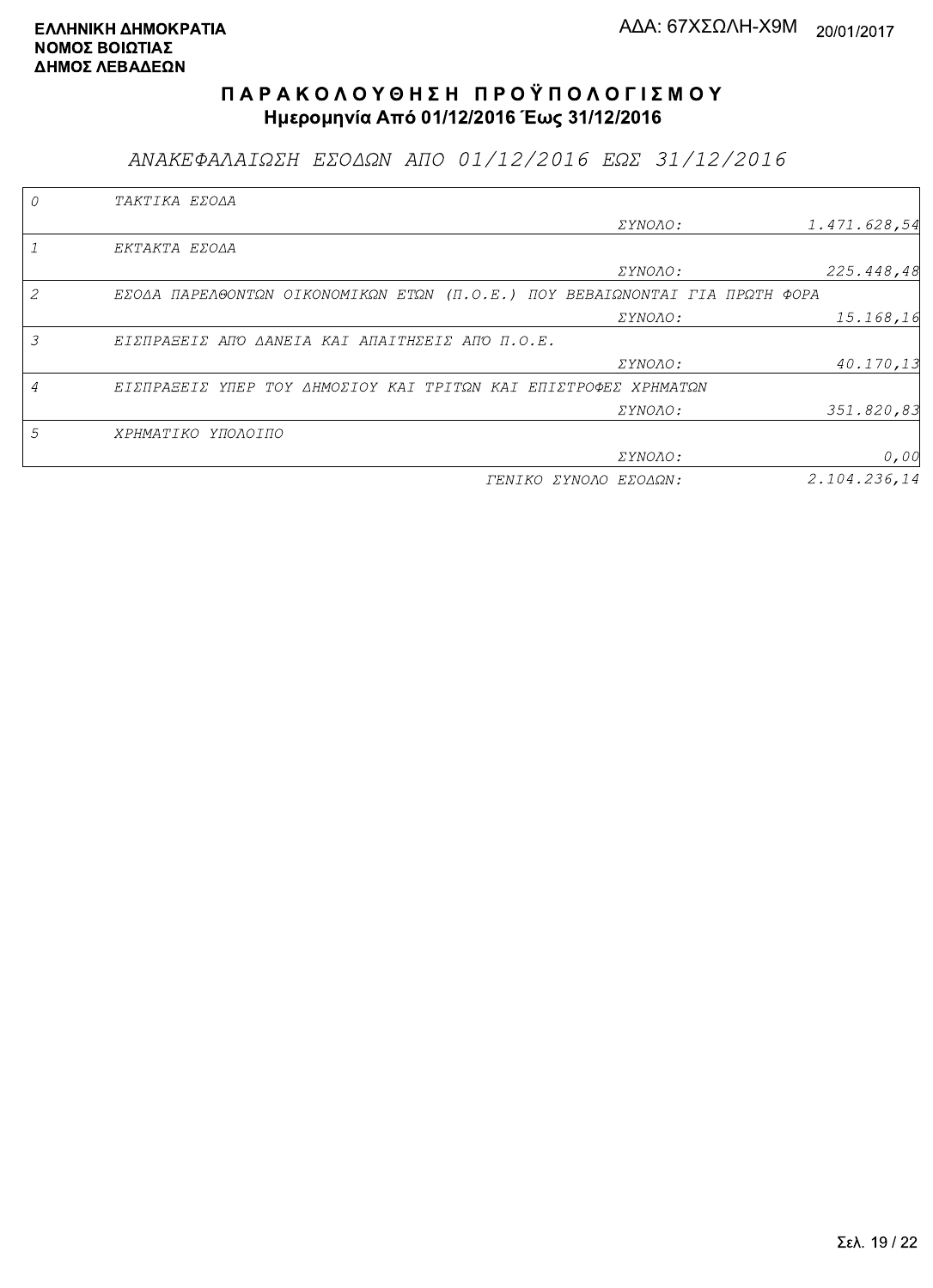**ΕΛΛΗΝΙΚΗ ΔΗΜΟΚΡΑΤΙΑ**
**ΝΟΜΟΣ ΒΟΙΩΤΙΑΣ**
**ΔΗΜΟΣ ΛΕΒΑΔΕΩΝ**

ΑΔΑ: 67ΧΣΩΛΗ-Χ9Μ 20/01/2017

# ΠΑΡΑΚΟΛΟΥΘΗΣΗ ΠΡΟΫΠΟΛΟΓΙΣΜΟΥ

**Ημερομηνία Από 01/12/2016 Έως 31/12/2016**

## *ΑΝΑΚΕΦΑΛΑΙΩΣΗ ΕΣΟΔΩΝ ΑΠΟ 01/12/2016 ΕΩΣ 31/12/2016*

| | | | |
|---|---|---|---|
| *0* | *ΤΑΚΤΙΚΑ ΕΣΟΔΑ* | | |
| | | *ΣΥΝΟΛΟ:* | *1.471.628,54* |
| *1* | *ΕΚΤΑΚΤΑ ΕΣΟΔΑ* | | |
| | | *ΣΥΝΟΛΟ:* | *225.448,48* |
| *2* | *ΕΣΟΔΑ ΠΑΡΕΛΘΟΝΤΩΝ ΟΙΚΟΝΟΜΙΚΩΝ ΕΤΩΝ (Π.Ο.Ε.) ΠΟΥ ΒΕΒΑΙΩΝΟΝΤΑΙ ΓΙΑ ΠΡΩΤΗ ΦΟΡΑ* | | |
| | | *ΣΥΝΟΛΟ:* | *15.168,16* |
| *3* | *ΕΙΣΠΡΑΞΕΙΣ ΑΠΌ ΔΑΝΕΙΑ ΚΑΙ ΑΠΑΙΤΗΣΕΙΣ ΑΠΌ Π.Ο.Ε.* | | |
| | | *ΣΥΝΟΛΟ:* | *40.170,13* |
| *4* | *ΕΙΣΠΡΑΞΕΙΣ ΥΠΕΡ ΤΟΥ ΔΗΜΟΣΙΟΥ ΚΑΙ ΤΡΙΤΩΝ ΚΑΙ ΕΠΙΣΤΡΟΦΕΣ ΧΡΗΜΑΤΩΝ* | | |
| | | *ΣΥΝΟΛΟ:* | *351.820,83* |
| *5* | *ΧΡΗΜΑΤΙΚΟ ΥΠΟΛΟΙΠΟ* | | |
| | | *ΣΥΝΟΛΟ:* | *0,00* |
| | | *ΓΕΝΙΚΟ ΣΥΝΟΛΟ ΕΣΟΔΩΝ:* | *2.104.236,14* |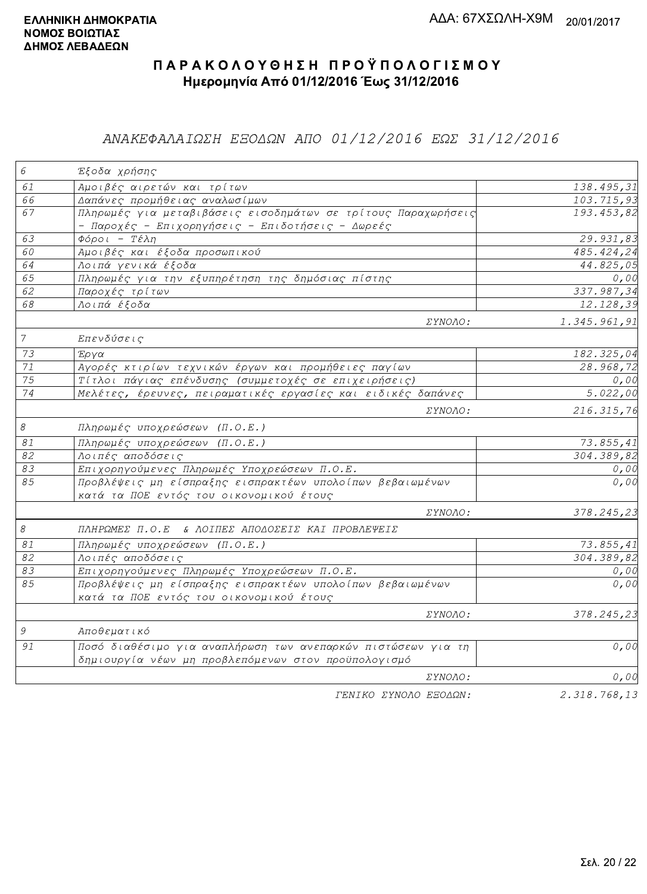**ΕΛΛΗΝΙΚΗ ΔΗΜΟΚΡΑΤΙΑ**
**ΝΟΜΟΣ ΒΟΙΩΤΙΑΣ**
**ΔΗΜΟΣ ΛΕΒΑΔΕΩΝ**

ΑΔΑ: 67ΧΣΩΛΗ-Χ9Μ 20/01/2017

# Π Α Ρ Α Κ Ο Λ Ο Υ Θ Η Σ Η  Π Ρ Ο Ϋ Π Ο Λ Ο Γ Ι Σ Μ Ο Υ

## Ημερομηνία Από 01/12/2016 Έως 31/12/2016

### ΑΝΑΚΕΦΑΛΑΙΩΣΗ ΕΞΟΔΩΝ ΑΠΟ 01/12/2016 ΕΩΣ 31/12/2016

| | | |
|---|---|---|
| 6 | Έξοδα χρήσης | |
| 61 | Αμοιβές αιρετών και τρίτων | 138.495,31 |
| 66 | Δαπάνες προμήθειας αναλωσίμων | 103.715,93 |
| 67 | Πληρωμές για μεταβιβάσεις εισοδημάτων σε τρίτους Παραχωρήσεις - Παροχές - Επιχορηγήσεις - Επιδοτήσεις - Δωρεές | 193.453,82 |
| 63 | Φόροι - Τέλη | 29.931,83 |
| 60 | Αμοιβές και έξοδα προσωπικού | 485.424,24 |
| 64 | Λοιπά γενικά έξοδα | 44.825,05 |
| 65 | Πληρωμές για την εξυπηρέτηση της δημόσιας πίστης | 0,00 |
| 62 | Παροχές τρίτων | 337.987,34 |
| 68 | Λοιπά έξοδα | 12.128,39 |
| | ΣΥΝΟΛΟ: | 1.345.961,91 |
| 7 | Επενδύσεις | |
| 73 | Έργα | 182.325,04 |
| 71 | Αγορές κτιρίων τεχνικών έργων και προμήθειες παγίων | 28.968,72 |
| 75 | Τίτλοι πάγιας επένδυσης (συμμετοχές σε επιχειρήσεις) | 0,00 |
| 74 | Μελέτες, έρευνες, πειραματικές εργασίες και ειδικές δαπάνες | 5.022,00 |
| | ΣΥΝΟΛΟ: | 216.315,76 |
| 8 | Πληρωμές υποχρεώσεων (Π.Ο.Ε.) | |
| 81 | Πληρωμές υποχρεώσεων (Π.Ο.Ε.) | 73.855,41 |
| 82 | Λοιπές αποδόσεις | 304.389,82 |
| 83 | Επιχορηγούμενες Πληρωμές Υποχρεώσεων Π.Ο.Ε. | 0,00 |
| 85 | Προβλέψεις μη είσπραξης εισπρακτέων υπολοίπων βεβαιωμένων κατά τα ΠΟΕ εντός του οικονομικού έτους | 0,00 |
| | ΣΥΝΟΛΟ: | 378.245,23 |
| 8 | ΠΛΗΡΩΜΕΣ Π.Ο.Ε & ΛΟΙΠΕΣ ΑΠΟΔΟΣΕΙΣ ΚΑΙ ΠΡΟΒΛΕΨΕΙΣ | |
| 81 | Πληρωμές υποχρεώσεων (Π.Ο.Ε.) | 73.855,41 |
| 82 | Λοιπές αποδόσεις | 304.389,82 |
| 83 | Επιχορηγούμενες Πληρωμές Υποχρεώσεων Π.Ο.Ε. | 0,00 |
| 85 | Προβλέψεις μη είσπραξης εισπρακτέων υπολοίπων βεβαιωμένων κατά τα ΠΟΕ εντός του οικονομικού έτους | 0,00 |
| | ΣΥΝΟΛΟ: | 378.245,23 |
| 9 | Αποθεματικό | |
| 91 | Ποσό διαθέσιμο για αναπλήρωση των ανεπαρκών πιστώσεων για τη δημιουργία νέων μη προβλεπόμενων στον προϋπολογισμό | 0,00 |
| | ΣΥΝΟΛΟ: | 0,00 |
| | ΓΕΝΙΚΟ ΣΥΝΟΛΟ ΕΞΟΔΩΝ: | 2.318.768,13 |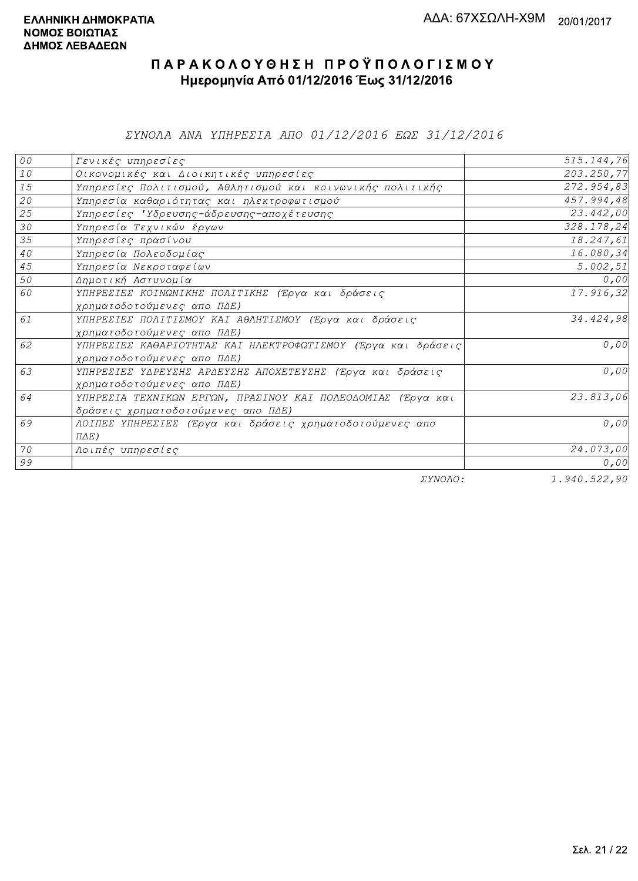**ΕΛΛΗΝΙΚΗ ΔΗΜΟΚΡΑΤΙΑ**
**ΝΟΜΟΣ ΒΟΙΩΤΙΑΣ**
**ΔΗΜΟΣ ΛΕΒΑΔΕΩΝ**

ΑΔΑ: 67ΧΣΩΛΗ-Χ9Μ 20/01/2017

# ΠΑΡΑΚΟΛΟΥΘΗΣΗ ΠΡΟΫΠΟΛΟΓΙΣΜΟΥ

## Ημερομηνία Από 01/12/2016 Έως 31/12/2016

*ΣΥΝΟΛΑ ΑΝΑ ΥΠΗΡΕΣΙΑ ΑΠΟ 01/12/2016 ΕΩΣ 31/12/2016*

| | | |
|---|---|---:|
| 00 | Γενικές υπηρεσίες | 515.144,76 |
| 10 | Οικονομικές και Διοικητικές υπηρεσίες | 203.250,77 |
| 15 | Υπηρεσίες Πολιτισμού, Αθλητισμού και κοινωνικής πολιτικής | 272.954,83 |
| 20 | Υπηρεσία καθαριότητας και ηλεκτροφωτισμού | 457.994,48 |
| 25 | Υπηρεσίες 'Υδρευσης-άδρευσης-αποχέτευσης | 23.442,00 |
| 30 | Υπηρεσία Τεχνικών έργων | 328.178,24 |
| 35 | Υπηρεσίες πρασίνου | 18.247,61 |
| 40 | Υπηρεσία Πολεοδομίας | 16.080,34 |
| 45 | Υπηρεσία Νεκροταφείων | 5.002,51 |
| 50 | Δημοτική Αστυνομία | 0,00 |
| 60 | ΥΠΗΡΕΣΙΕΣ ΚΟΙΝΩΝΙΚΗΣ ΠΟΛΙΤΙΚΗΣ (Έργα και δράσεις χρηματοδοτούμενες απο ΠΔΕ) | 17.916,32 |
| 61 | ΥΠΗΡΕΣΙΕΣ ΠΟΛΙΤΙΣΜΟΥ ΚΑΙ ΑΘΛΗΤΙΣΜΟΥ (Έργα και δράσεις χρηματοδοτούμενες απο ΠΔΕ) | 34.424,98 |
| 62 | ΥΠΗΡΕΣΙΕΣ ΚΑΘΑΡΙΟΤΗΤΑΣ ΚΑΙ ΗΛΕΚΤΡΟΦΩΤΙΣΜΟΥ (Έργα και δράσεις χρηματοδοτούμενες απο ΠΔΕ) | 0,00 |
| 63 | ΥΠΗΡΕΣΙΕΣ ΥΔΡΕΥΣΗΣ ΑΡΔΕΥΣΗΣ ΑΠΟΧΕΤΕΥΣΗΣ (Έργα και δράσεις χρηματοδοτούμενες απο ΠΔΕ) | 0,00 |
| 64 | ΥΠΗΡΕΣΙΑ ΤΕΧΝΙΚΩΝ ΕΡΓΩΝ, ΠΡΑΣΙΝΟΥ ΚΑΙ ΠΟΛΕΟΔΟΜΙΑΣ (Έργα και δράσεις χρηματοδοτούμενες απο ΠΔΕ) | 23.813,06 |
| 69 | ΛΟΙΠΕΣ ΥΠΗΡΕΣΙΕΣ (Έργα και δράσεις χρηματοδοτούμενες απο ΠΔΕ) | 0,00 |
| 70 | Λοιπές υπηρεσίες | 24.073,00 |
| 99 | | 0,00 |
| | ΣΥΝΟΛΟ: | 1.940.522,90 |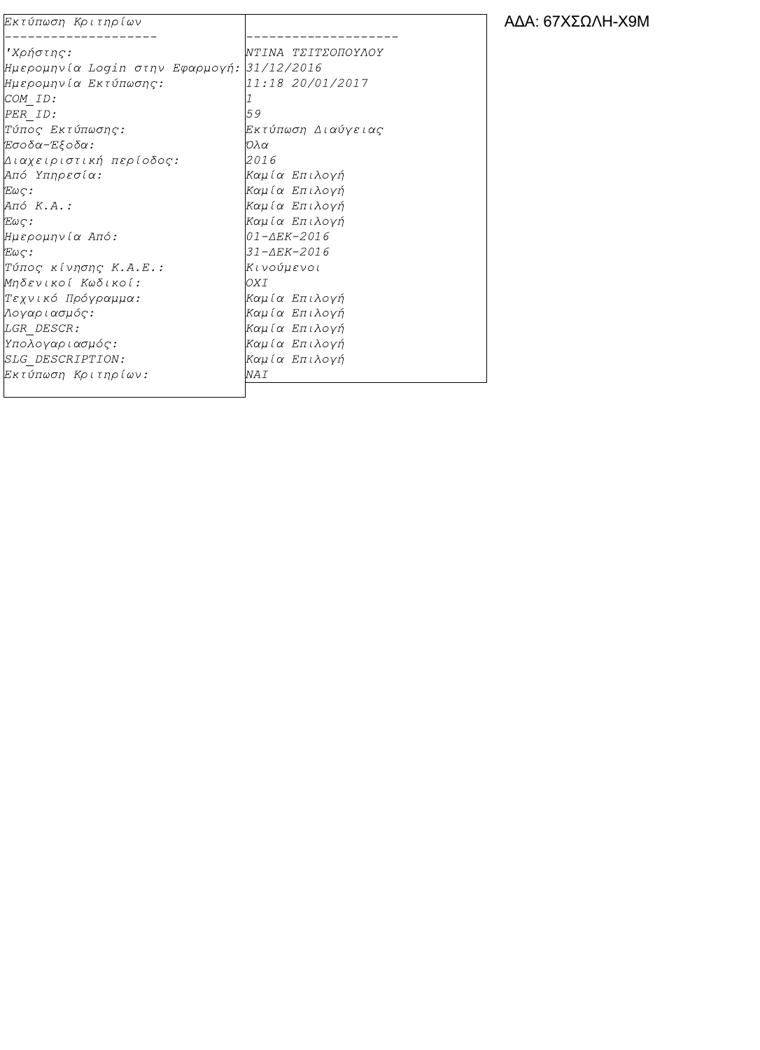ΑΔΑ: 67ΧΣΩΛΗ-Χ9Μ

| Εκτύπωση Κριτηρίων | |
|---|---|
| 'Χρήστης: | ΝΤΙΝΑ ΤΣΙΤΣΟΠΟΥΛΟΥ |
| Ημερομηνία Login στην Εφαρμογή: | 31/12/2016 |
| Ημερομηνία Εκτύπωσης: | 11:18 20/01/2017 |
| COM_ID: | 1 |
| PER_ID: | 59 |
| Τύπος Εκτύπωσης: | Εκτύπωση Διαύγειας |
| Έσοδα-Έξοδα: | Όλα |
| Διαχειριστική περίοδος: | 2016 |
| Από Υπηρεσία: | Καμία Επιλογή |
| Έως: | Καμία Επιλογή |
| Από Κ.Α.: | Καμία Επιλογή |
| Έως: | Καμία Επιλογή |
| Ημερομηνία Από: | 01-ΔΕΚ-2016 |
| Έως: | 31-ΔΕΚ-2016 |
| Τύπος κίνησης Κ.Α.Ε.: | Κινούμενοι |
| Μηδενικοί Κωδικοί: | ΟΧΙ |
| Τεχνικό Πρόγραμμα: | Καμία Επιλογή |
| Λογαριασμός: | Καμία Επιλογή |
| LGR_DESCR: | Καμία Επιλογή |
| Υπολογαριασμός: | Καμία Επιλογή |
| SLG_DESCRIPTION: | Καμία Επιλογή |
| Εκτύπωση Κριτηρίων: | ΝΑΙ |